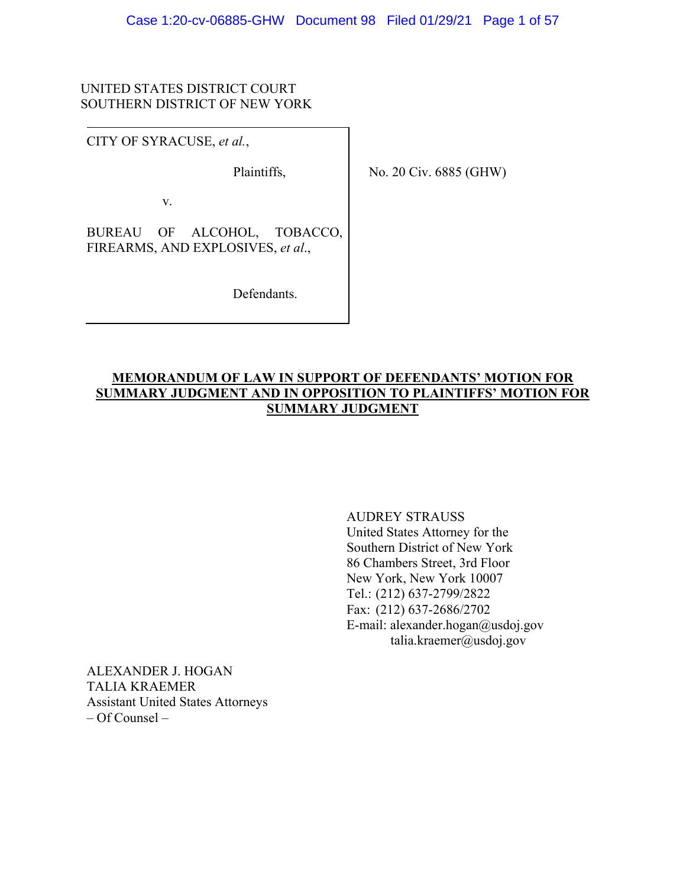UNITED STATES DISTRICT COURT
SOUTHERN DISTRICT OF NEW YORK

CITY OF SYRACUSE, *et al.*,

Plaintiffs,

v.

BUREAU OF ALCOHOL, TOBACCO, FIREARMS, AND EXPLOSIVES, *et al.*,

Defendants.

No. 20 Civ. 6885 (GHW)

**MEMORANDUM OF LAW IN SUPPORT OF DEFENDANTS' MOTION FOR SUMMARY JUDGMENT AND IN OPPOSITION TO PLAINTIFFS' MOTION FOR SUMMARY JUDGMENT**

AUDREY STRAUSS
United States Attorney for the
Southern District of New York
86 Chambers Street, 3rd Floor
New York, New York 10007
Tel.: (212) 637-2799/2822
Fax: (212) 637-2686/2702
E-mail: alexander.hogan@usdoj.gov
talia.kraemer@usdoj.gov

ALEXANDER J. HOGAN
TALIA KRAEMER
Assistant United States Attorneys
– Of Counsel –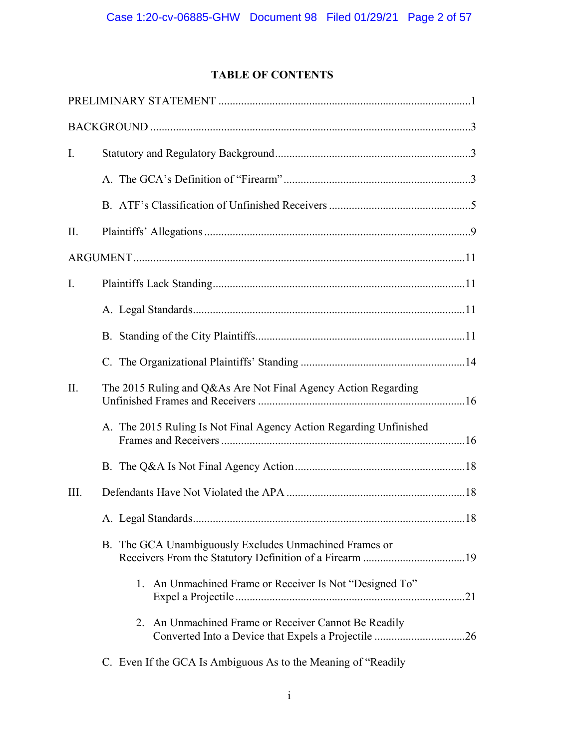## TABLE OF CONTENTS

PRELIMINARY STATEMENT ........................................................................................1

BACKGROUND ................................................................................................................3

I. Statistory and Regulatory Background ....................................................................3

A. The GCA's Definition of "Firearm" ...................................................................3

B. ATF's Classification of Unfinished Receivers ..................................................5

II. Plaintiffs' Allegations .............................................................................................9

ARGUMENT ....................................................................................................................11

I. Plaintiffs Lack Standing .........................................................................................11

A. Legal Standards ...............................................................................................11

B. Standing of the City Plaintiffs .........................................................................11

C. The Organizational Plaintiffs' Standing ..........................................................14

II. The 2015 Ruling and Q&As Are Not Final Agency Action Regarding Unfinished Frames and Receivers ........................................................................16

A. The 2015 Ruling Is Not Final Agency Action Regarding Unfinished Frames and Receivers .....................................................................................16

B. The Q&A Is Not Final Agency Action ............................................................18

III. Defendants Have Not Violated the APA ..............................................................18

A. Legal Standards ...............................................................................................18

B. The GCA Unambiguously Excludes Unmachined Frames or Receivers From the Statutory Definition of a Firearm ...................................19

1. An Unmachined Frame or Receiver Is Not "Designed To" Expel a Projectile ................................................................................21

2. An Unmachined Frame or Receiver Cannot Be Readily Converted Into a Device that Expels a Projectile ................................26

C. Even If the GCA Is Ambiguous As to the Meaning of "Readily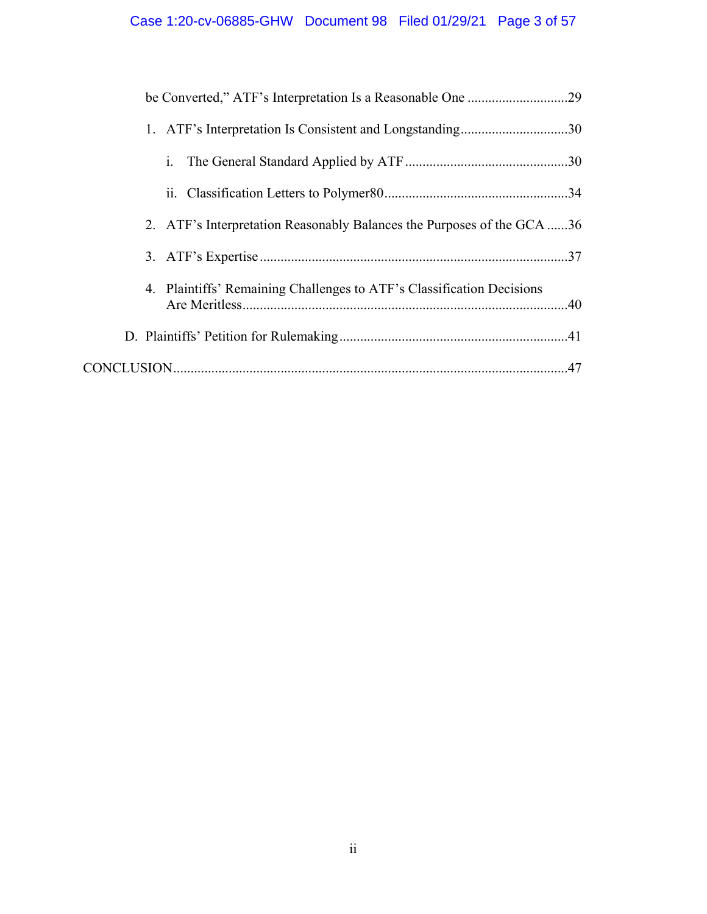be Converted," ATF's Interpretation Is a Reasonable One .............................29

1. ATF's Interpretation Is Consistent and Longstanding...............................30

   i. The General Standard Applied by ATF...............................................30

   ii. Classification Letters to Polymer80.....................................................34

2. ATF's Interpretation Reasonably Balances the Purposes of the GCA ......36

3. ATF's Expertise........................................................................................37

4. Plaintiffs' Remaining Challenges to ATF's Classification Decisions Are Meritless.............................................................................................40

D. Plaintiffs' Petition for Rulemaking.................................................................41

CONCLUSION.................................................................................................................47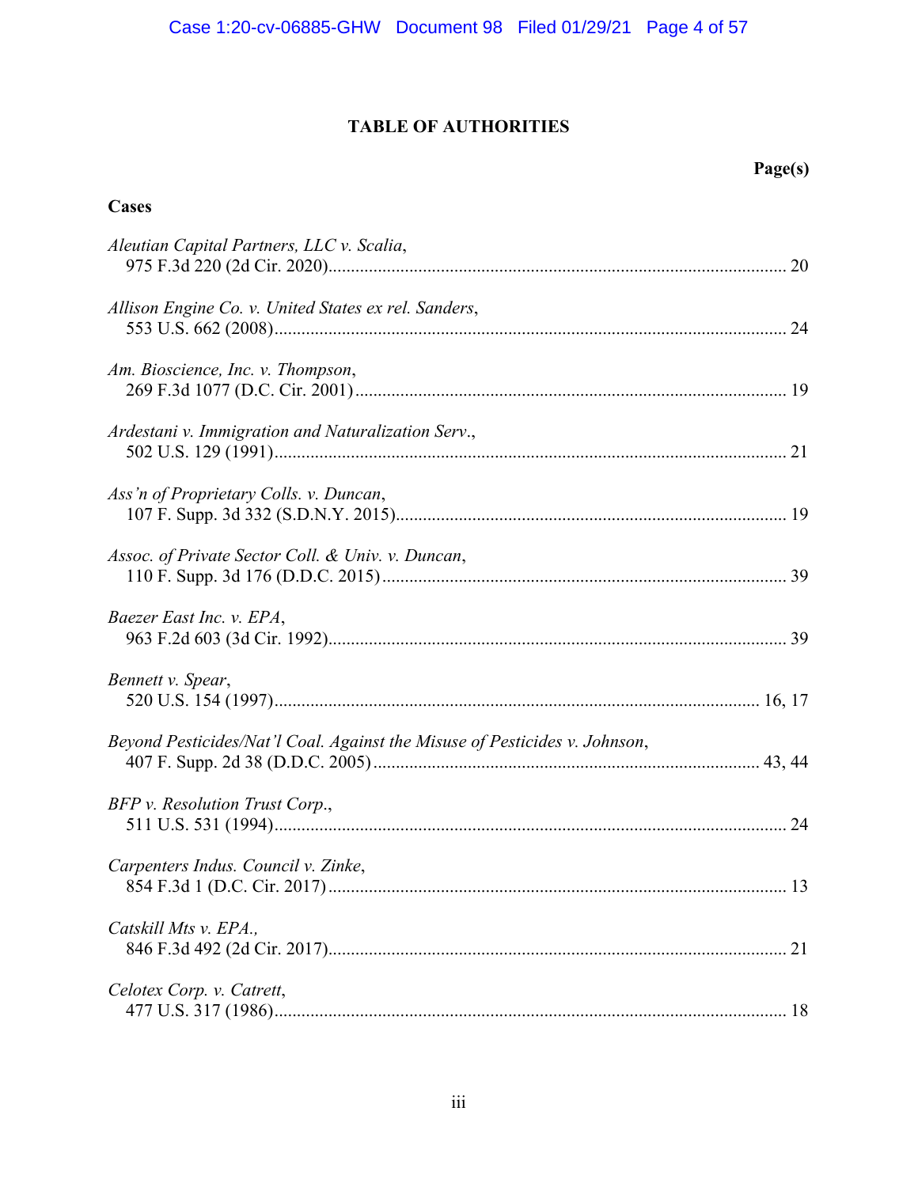# TABLE OF AUTHORITIES

**Page(s)**

## Cases

*Aleutian Capital Partners, LLC v. Scalia*,
975 F.3d 220 (2d Cir. 2020) ..................... 20

*Allison Engine Co. v. United States ex rel. Sanders*,
553 U.S. 662 (2008) ..................... 24

*Am. Bioscience, Inc. v. Thompson*,
269 F.3d 1077 (D.C. Cir. 2001) ..................... 19

*Ardestani v. Immigration and Naturalization Serv.*,
502 U.S. 129 (1991) ..................... 21

*Ass'n of Proprietary Colls. v. Duncan*,
107 F. Supp. 3d 332 (S.D.N.Y. 2015) ..................... 19

*Assoc. of Private Sector Coll. & Univ. v. Duncan*,
110 F. Supp. 3d 176 (D.D.C. 2015) ..................... 39

*Baezer East Inc. v. EPA*,
963 F.2d 603 (3d Cir. 1992) ..................... 39

*Bennett v. Spear*,
520 U.S. 154 (1997) ..................... 16, 17

*Beyond Pesticides/Nat'l Coal. Against the Misuse of Pesticides v. Johnson*,
407 F. Supp. 2d 38 (D.D.C. 2005) ..................... 43, 44

*BFP v. Resolution Trust Corp.*,
511 U.S. 531 (1994) ..................... 24

*Carpenters Indus. Council v. Zinke*,
854 F.3d 1 (D.C. Cir. 2017) ..................... 13

*Catskill Mts v. EPA.*,
846 F.3d 492 (2d Cir. 2017) ..................... 21

*Celotex Corp. v. Catrett*,
477 U.S. 317 (1986) ..................... 18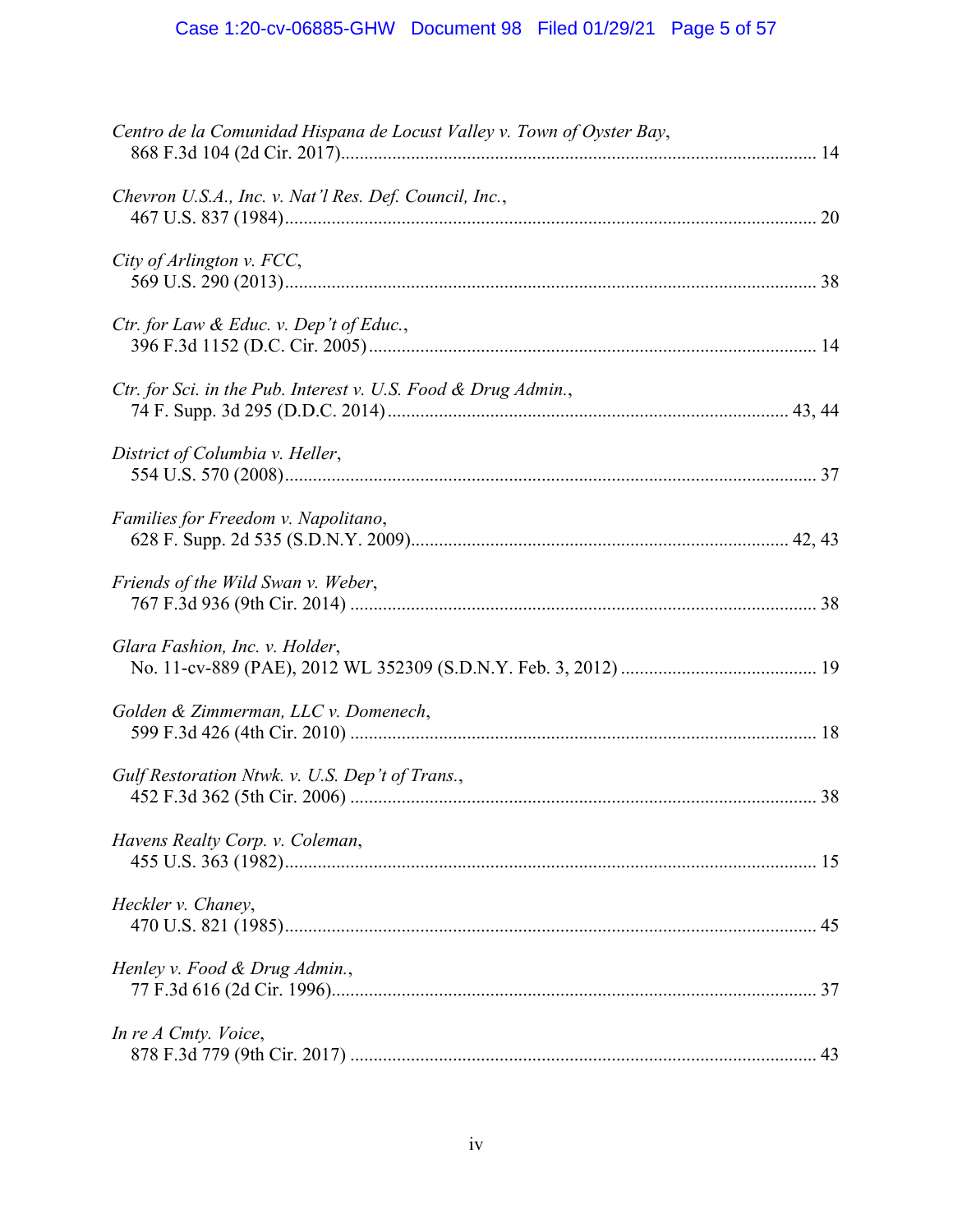*Centro de la Comunidad Hispana de Locust Valley v. Town of Oyster Bay*,
868 F.3d 104 (2d Cir. 2017)........................................................................................................ 14

*Chevron U.S.A., Inc. v. Nat'l Res. Def. Council, Inc.*,
467 U.S. 837 (1984).................................................................................................................... 20

*City of Arlington v. FCC*,
569 U.S. 290 (2013).................................................................................................................... 38

*Ctr. for Law & Educ. v. Dep't of Educ.*,
396 F.3d 1152 (D.C. Cir. 2005).................................................................................................. 14

*Ctr. for Sci. in the Pub. Interest v. U.S. Food & Drug Admin.*,
74 F. Supp. 3d 295 (D.D.C. 2014)........................................................................................ 43, 44

*District of Columbia v. Heller*,
554 U.S. 570 (2008).................................................................................................................... 37

*Families for Freedom v. Napolitano*,
628 F. Supp. 2d 535 (S.D.N.Y. 2009)................................................................................... 42, 43

*Friends of the Wild Swan v. Weber*,
767 F.3d 936 (9th Cir. 2014) ...................................................................................................... 38

*Glara Fashion, Inc. v. Holder*,
No. 11-cv-889 (PAE), 2012 WL 352309 (S.D.N.Y. Feb. 3, 2012) .......................................... 19

*Golden & Zimmerman, LLC v. Domenech*,
599 F.3d 426 (4th Cir. 2010) ...................................................................................................... 18

*Gulf Restoration Ntwk. v. U.S. Dep't of Trans.*,
452 F.3d 362 (5th Cir. 2006) ...................................................................................................... 38

*Havens Realty Corp. v. Coleman*,
455 U.S. 363 (1982).................................................................................................................... 15

*Heckler v. Chaney*,
470 U.S. 821 (1985).................................................................................................................... 45

*Henley v. Food & Drug Admin.*,
77 F.3d 616 (2d Cir. 1996).......................................................................................................... 37

*In re A Cmty. Voice*,
878 F.3d 779 (9th Cir. 2017) ...................................................................................................... 43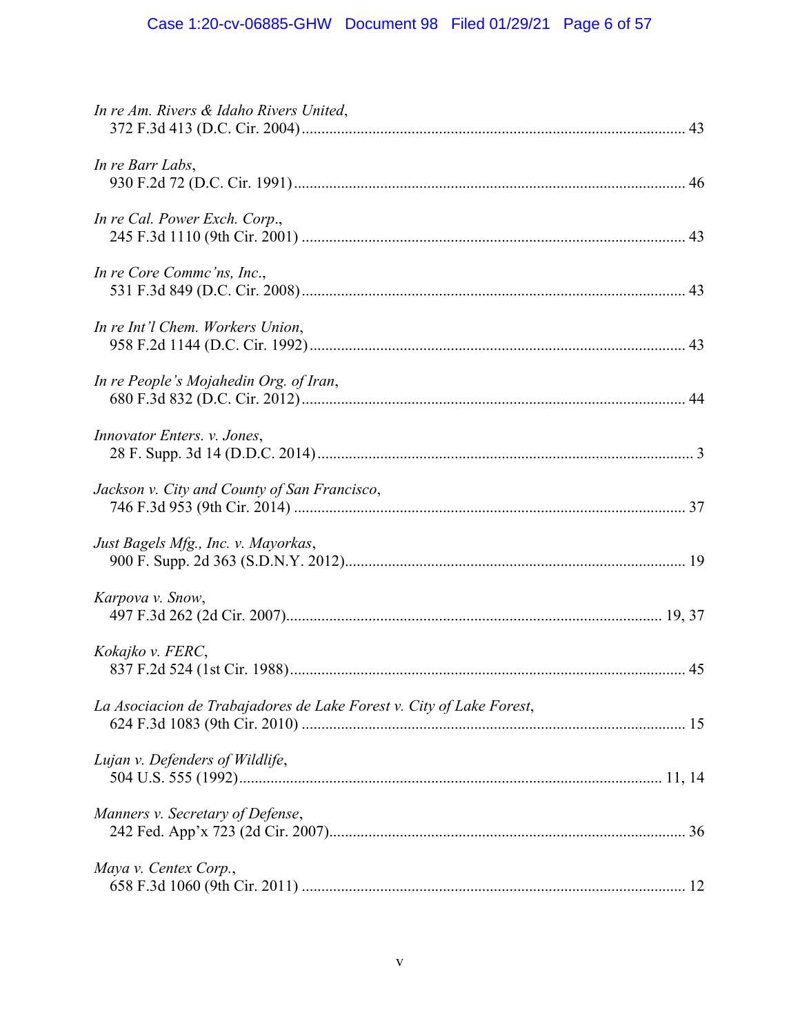*In re Am. Rivers & Idaho Rivers United*,
372 F.3d 413 (D.C. Cir. 2004)................................................................................................ 43

*In re Barr Labs*,
930 F.2d 72 (D.C. Cir. 1991).................................................................................................. 46

*In re Cal. Power Exch. Corp*.,
245 F.3d 1110 (9th Cir. 2001) ................................................................................................ 43

*In re Core Commc'ns, Inc*.,
531 F.3d 849 (D.C. Cir. 2008)................................................................................................ 43

*In re Int'l Chem. Workers Union*,
958 F.2d 1144 (D.C. Cir. 1992).............................................................................................. 43

*In re People's Mojahedin Org. of Iran*,
680 F.3d 832 (D.C. Cir. 2012)................................................................................................ 44

*Innovator Enters. v. Jones*,
28 F. Supp. 3d 14 (D.D.C. 2014).............................................................................................. 3

*Jackson v. City and County of San Francisco*,
746 F.3d 953 (9th Cir. 2014) .................................................................................................. 37

*Just Bagels Mfg., Inc. v. Mayorkas*,
900 F. Supp. 2d 363 (S.D.N.Y. 2012)..................................................................................... 19

*Karpova v. Snow*,
497 F.3d 262 (2d Cir. 2007)............................................................................................... 19, 37

*Kokajko v. FERC*,
837 F.2d 524 (1st Cir. 1988)................................................................................................... 45

*La Asociacion de Trabajadores de Lake Forest v. City of Lake Forest*,
624 F.3d 1083 (9th Cir. 2010) ................................................................................................ 15

*Lujan v. Defenders of Wildlife*,
504 U.S. 555 (1992)........................................................................................................... 11, 14

*Manners v. Secretary of Defense*,
242 Fed. App'x 723 (2d Cir. 2007)......................................................................................... 36

*Maya v. Centex Corp*.,
658 F.3d 1060 (9th Cir. 2011) ................................................................................................ 12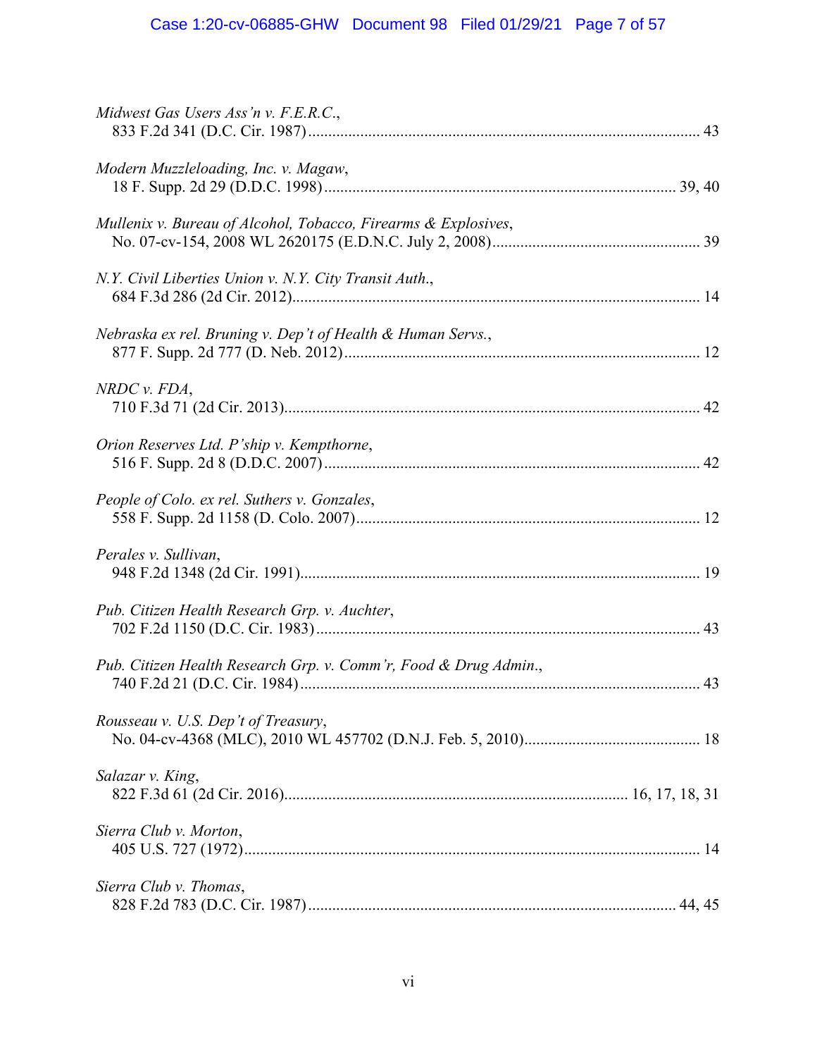*Midwest Gas Users Ass'n v. F.E.R.C.*,
833 F.2d 341 (D.C. Cir. 1987) ........................................................................................ 43

*Modern Muzzleloading, Inc. v. Magaw*,
18 F. Supp. 2d 29 (D.D.C. 1998) ............................................................................... 39, 40

*Mullenix v. Bureau of Alcohol, Tobacco, Firearms & Explosives*,
No. 07-cv-154, 2008 WL 2620175 (E.D.N.C. July 2, 2008) ............................................ 39

*N.Y. Civil Liberties Union v. N.Y. City Transit Auth.*,
684 F.3d 286 (2d Cir. 2012) .............................................................................................. 14

*Nebraska ex rel. Bruning v. Dep't of Health & Human Servs.*,
877 F. Supp. 2d 777 (D. Neb. 2012) ................................................................................. 12

*NRDC v. FDA*,
710 F.3d 71 (2d Cir. 2013) ................................................................................................ 42

*Orion Reserves Ltd. P'ship v. Kempthorne*,
516 F. Supp. 2d 8 (D.D.C. 2007) ...................................................................................... 42

*People of Colo. ex rel. Suthers v. Gonzales*,
558 F. Supp. 2d 1158 (D. Colo. 2007) .............................................................................. 12

*Perales v. Sullivan*,
948 F.2d 1348 (2d Cir. 1991) ............................................................................................ 19

*Pub. Citizen Health Research Grp. v. Auchter*,
702 F.2d 1150 (D.C. Cir. 1983) ........................................................................................ 43

*Pub. Citizen Health Research Grp. v. Comm'r, Food & Drug Admin.*,
740 F.2d 21 (D.C. Cir. 1984) ............................................................................................ 43

*Rousseau v. U.S. Dep't of Treasury*,
No. 04-cv-4368 (MLC), 2010 WL 457702 (D.N.J. Feb. 5, 2010) .................................... 18

*Salazar v. King*,
822 F.3d 61 (2d Cir. 2016) .............................................................................. 16, 17, 18, 31

*Sierra Club v. Morton*,
405 U.S. 727 (1972) .......................................................................................................... 14

*Sierra Club v. Thomas*,
828 F.2d 783 (D.C. Cir. 1987) .................................................................................... 44, 45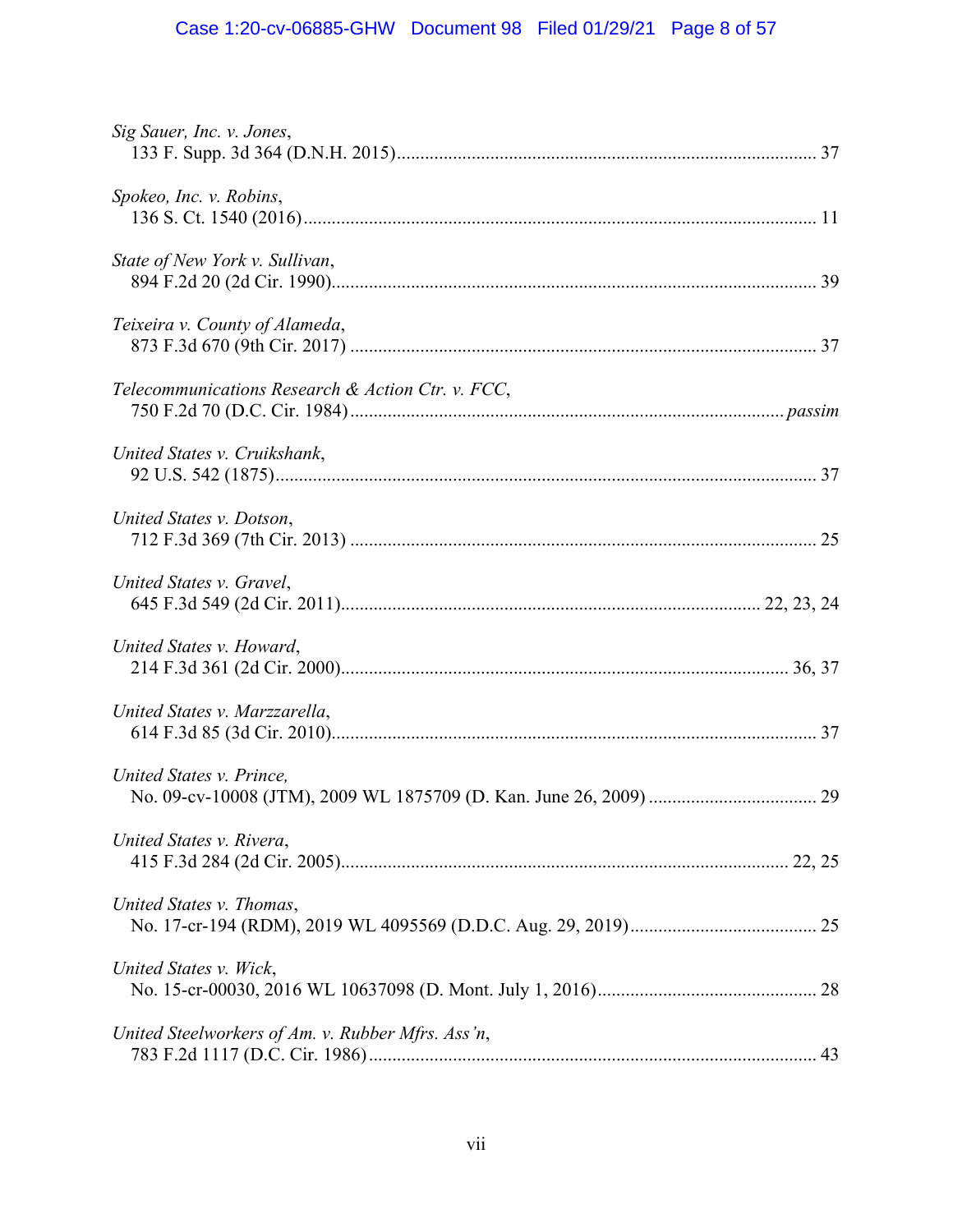*Sig Sauer, Inc. v. Jones*,
133 F. Supp. 3d 364 (D.N.H. 2015)........................................................................................... 37

*Spokeo, Inc. v. Robins*,
136 S. Ct. 1540 (2016)................................................................................................................. 11

*State of New York v. Sullivan*,
894 F.2d 20 (2d Cir. 1990)........................................................................................................... 39

*Teixeira v. County of Alameda*,
873 F.3d 670 (9th Cir. 2017) ....................................................................................................... 37

*Telecommunications Research & Action Ctr. v. FCC*,
750 F.2d 70 (D.C. Cir. 1984)............................................................................................... *passim*

*United States v. Cruikshank*,
92 U.S. 542 (1875)....................................................................................................................... 37

*United States v. Dotson*,
712 F.3d 369 (7th Cir. 2013) ....................................................................................................... 25

*United States v. Gravel*,
645 F.3d 549 (2d Cir. 2011).......................................................................................... 22, 23, 24

*United States v. Howard*,
214 F.3d 361 (2d Cir. 2000)................................................................................................ 36, 37

*United States v. Marzzarella*,
614 F.3d 85 (3d Cir. 2010)........................................................................................................... 37

*United States v. Prince,*
No. 09-cv-10008 (JTM), 2009 WL 1875709 (D. Kan. June 26, 2009) .................................... 29

*United States v. Rivera*,
415 F.3d 284 (2d Cir. 2005)................................................................................................ 22, 25

*United States v. Thomas*,
No. 17-cr-194 (RDM), 2019 WL 4095569 (D.D.C. Aug. 29, 2019)....................................... 25

*United States v. Wick*,
No. 15-cr-00030, 2016 WL 10637098 (D. Mont. July 1, 2016)............................................... 28

*United Steelworkers of Am. v. Rubber Mfrs. Ass'n*,
783 F.2d 1117 (D.C. Cir. 1986)................................................................................................... 43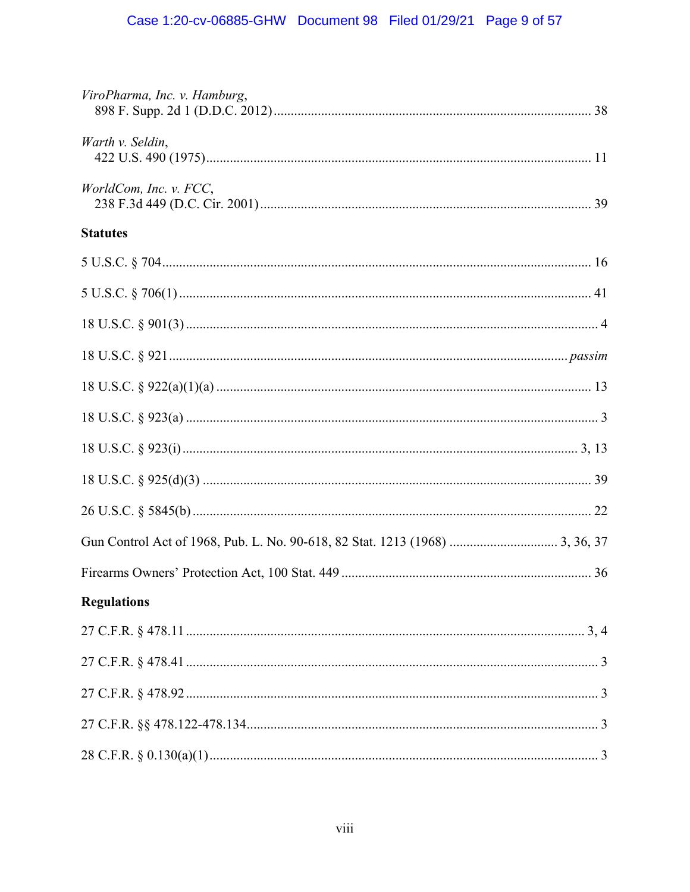*ViroPharma, Inc. v. Hamburg*,
898 F. Supp. 2d 1 (D.D.C. 2012) ........................................................ 38

*Warth v. Seldin*,
422 U.S. 490 (1975) ........................................................ 11

*WorldCom, Inc. v. FCC*,
238 F.3d 449 (D.C. Cir. 2001) ........................................................ 39

**Statutes**

5 U.S.C. § 704 ........................................................ 16

5 U.S.C. § 706(1) ........................................................ 41

18 U.S.C. § 901(3) ........................................................ 4

18 U.S.C. § 921 ........................................................ *passim*

18 U.S.C. § 922(a)(1)(a) ........................................................ 13

18 U.S.C. § 923(a) ........................................................ 3

18 U.S.C. § 923(i) ........................................................ 3, 13

18 U.S.C. § 925(d)(3) ........................................................ 39

26 U.S.C. § 5845(b) ........................................................ 22

Gun Control Act of 1968, Pub. L. No. 90-618, 82 Stat. 1213 (1968) .................... 3, 36, 37

Firearms Owners' Protection Act, 100 Stat. 449 ........................................................ 36

**Regulations**

27 C.F.R. § 478.11 ........................................................ 3, 4

27 C.F.R. § 478.41 ........................................................ 3

27 C.F.R. § 478.92 ........................................................ 3

27 C.F.R. §§ 478.122-478.134 ........................................................ 3

28 C.F.R. § 0.130(a)(1) ........................................................ 3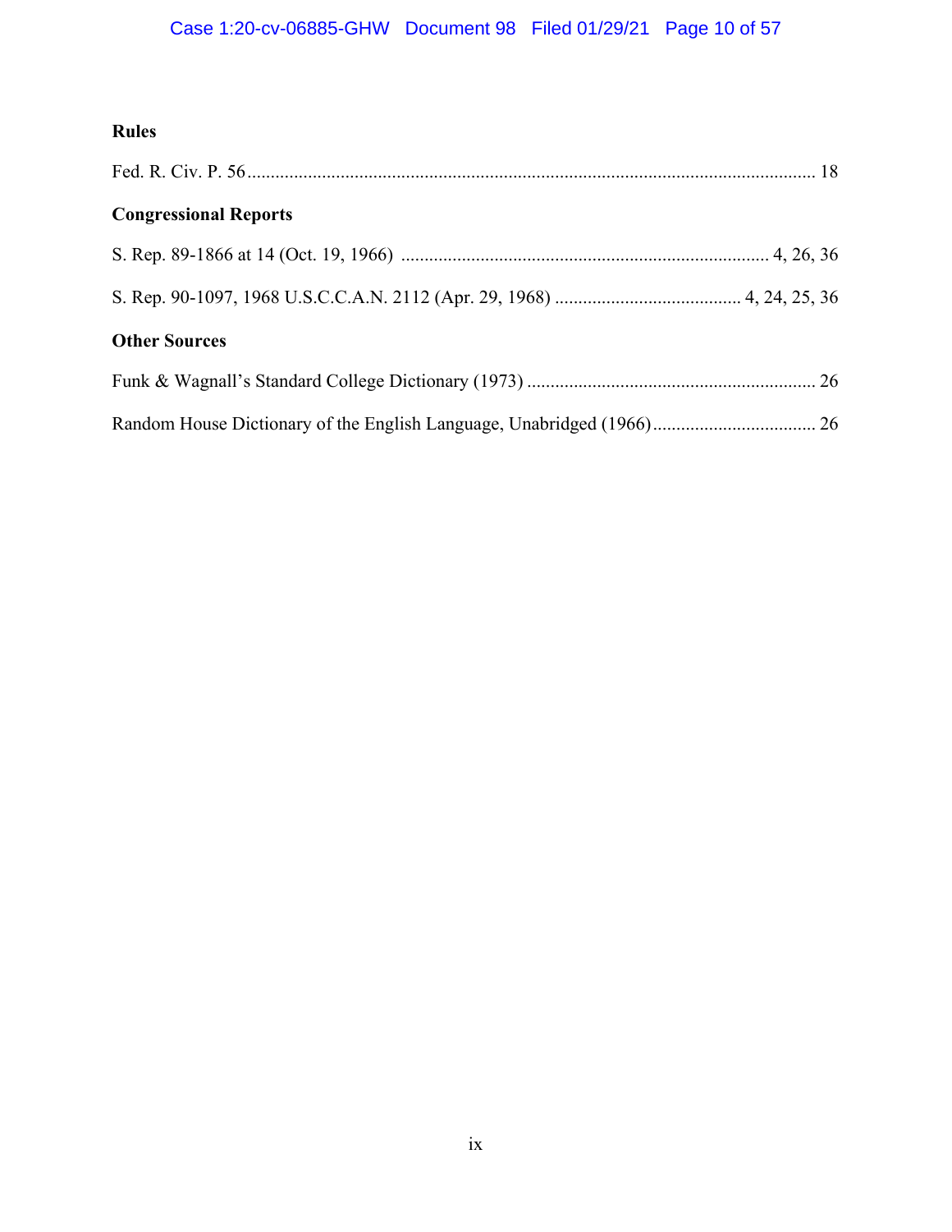**Rules**

Fed. R. Civ. P. 56 ........................................................................................................................ 18

**Congressional Reports**

S. Rep. 89-1866 at 14 (Oct. 19, 1966) ............................................................................... 4, 26, 36

S. Rep. 90-1097, 1968 U.S.C.C.A.N. 2112 (Apr. 29, 1968) ........................................ 4, 24, 25, 36

**Other Sources**

Funk & Wagnall's Standard College Dictionary (1973) .............................................................. 26

Random House Dictionary of the English Language, Unabridged (1966) ................................... 26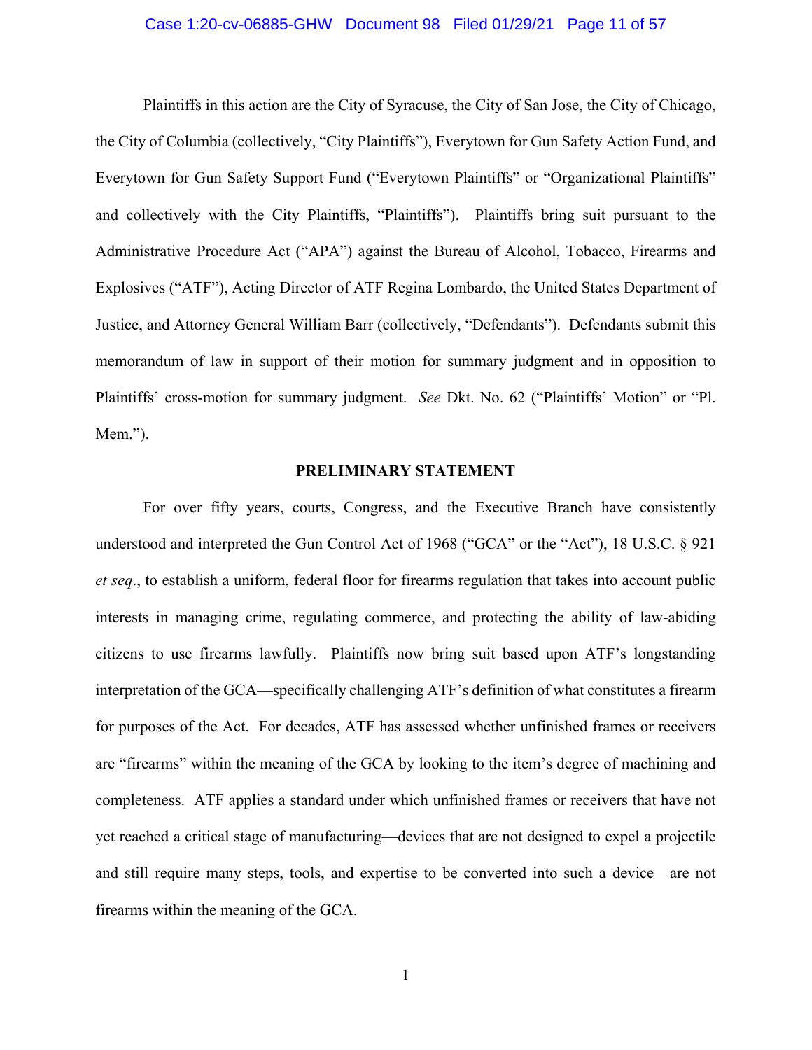Plaintiffs in this action are the City of Syracuse, the City of San Jose, the City of Chicago, the City of Columbia (collectively, "City Plaintiffs"), Everytown for Gun Safety Action Fund, and Everytown for Gun Safety Support Fund ("Everytown Plaintiffs" or "Organizational Plaintiffs" and collectively with the City Plaintiffs, "Plaintiffs"). Plaintiffs bring suit pursuant to the Administrative Procedure Act ("APA") against the Bureau of Alcohol, Tobacco, Firearms and Explosives ("ATF"), Acting Director of ATF Regina Lombardo, the United States Department of Justice, and Attorney General William Barr (collectively, "Defendants"). Defendants submit this memorandum of law in support of their motion for summary judgment and in opposition to Plaintiffs' cross-motion for summary judgment. *See* Dkt. No. 62 ("Plaintiffs' Motion" or "Pl. Mem.").

## PRELIMINARY STATEMENT

For over fifty years, courts, Congress, and the Executive Branch have consistently understood and interpreted the Gun Control Act of 1968 ("GCA" or the "Act"), 18 U.S.C. § 921 *et seq*., to establish a uniform, federal floor for firearms regulation that takes into account public interests in managing crime, regulating commerce, and protecting the ability of law-abiding citizens to use firearms lawfully. Plaintiffs now bring suit based upon ATF's longstanding interpretation of the GCA—specifically challenging ATF's definition of what constitutes a firearm for purposes of the Act. For decades, ATF has assessed whether unfinished frames or receivers are "firearms" within the meaning of the GCA by looking to the item's degree of machining and completeness. ATF applies a standard under which unfinished frames or receivers that have not yet reached a critical stage of manufacturing—devices that are not designed to expel a projectile and still require many steps, tools, and expertise to be converted into such a device—are not firearms within the meaning of the GCA.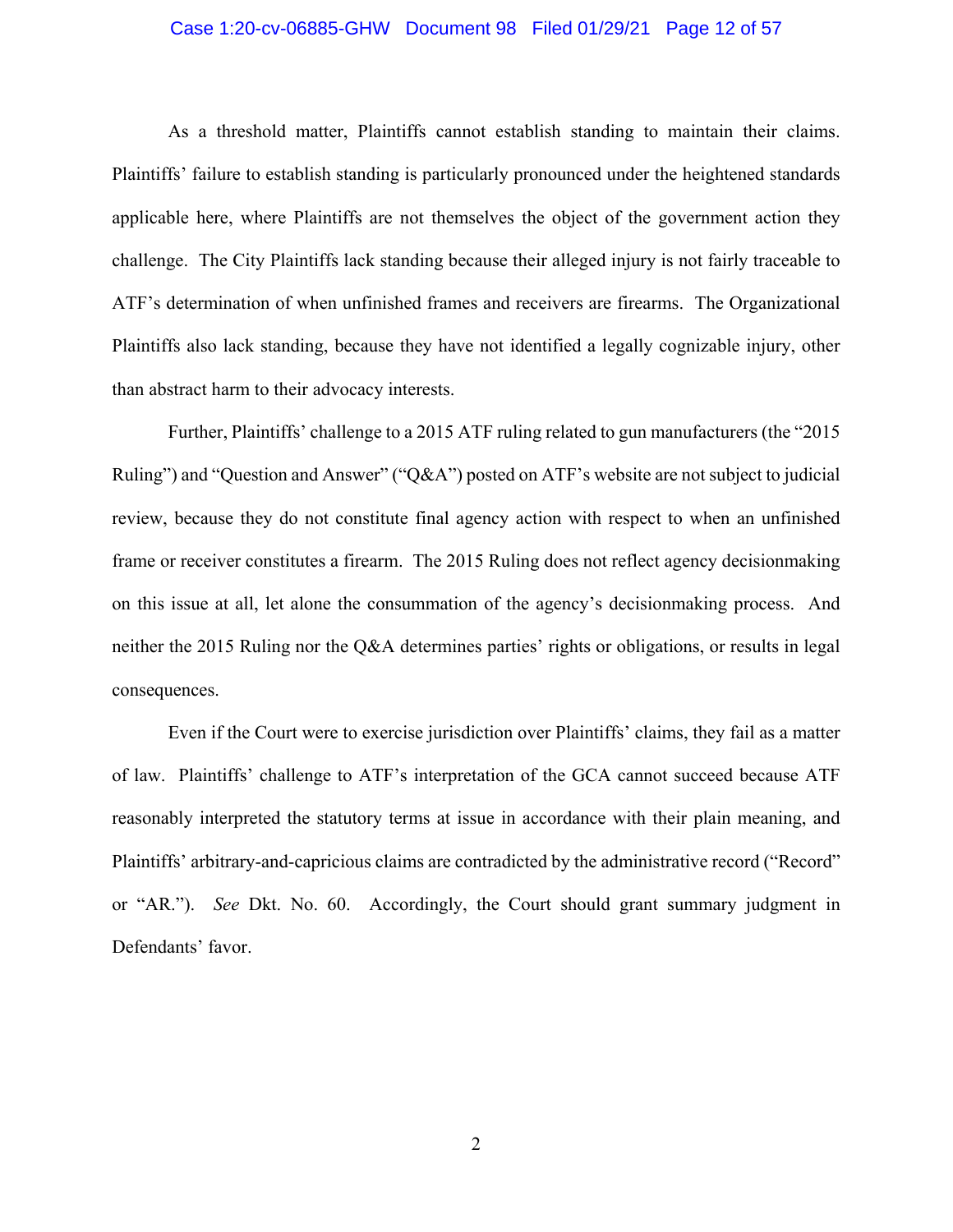As a threshold matter, Plaintiffs cannot establish standing to maintain their claims. Plaintiffs' failure to establish standing is particularly pronounced under the heightened standards applicable here, where Plaintiffs are not themselves the object of the government action they challenge. The City Plaintiffs lack standing because their alleged injury is not fairly traceable to ATF's determination of when unfinished frames and receivers are firearms. The Organizational Plaintiffs also lack standing, because they have not identified a legally cognizable injury, other than abstract harm to their advocacy interests.

Further, Plaintiffs' challenge to a 2015 ATF ruling related to gun manufacturers (the "2015 Ruling") and "Question and Answer" ("Q&A") posted on ATF's website are not subject to judicial review, because they do not constitute final agency action with respect to when an unfinished frame or receiver constitutes a firearm. The 2015 Ruling does not reflect agency decisionmaking on this issue at all, let alone the consummation of the agency's decisionmaking process. And neither the 2015 Ruling nor the Q&A determines parties' rights or obligations, or results in legal consequences.

Even if the Court were to exercise jurisdiction over Plaintiffs' claims, they fail as a matter of law. Plaintiffs' challenge to ATF's interpretation of the GCA cannot succeed because ATF reasonably interpreted the statutory terms at issue in accordance with their plain meaning, and Plaintiffs' arbitrary-and-capricious claims are contradicted by the administrative record ("Record" or "AR."). *See* Dkt. No. 60. Accordingly, the Court should grant summary judgment in Defendants' favor.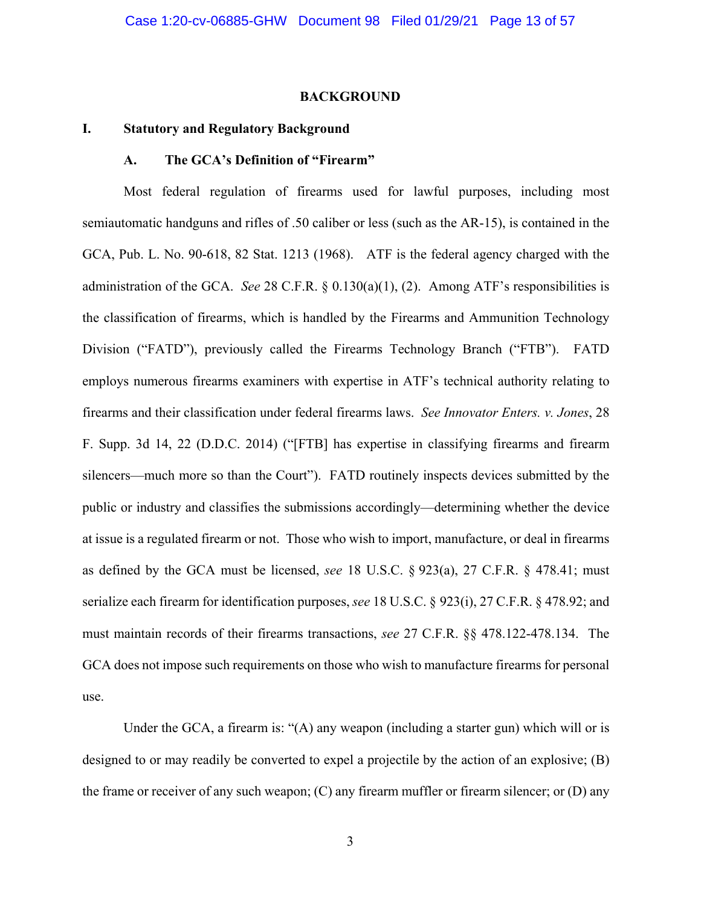## BACKGROUND

### I. Statutory and Regulatory Background

#### A. The GCA's Definition of "Firearm"

Most federal regulation of firearms used for lawful purposes, including most semiautomatic handguns and rifles of .50 caliber or less (such as the AR-15), is contained in the GCA, Pub. L. No. 90-618, 82 Stat. 1213 (1968). ATF is the federal agency charged with the administration of the GCA. *See* 28 C.F.R. § 0.130(a)(1), (2). Among ATF's responsibilities is the classification of firearms, which is handled by the Firearms and Ammunition Technology Division ("FATD"), previously called the Firearms Technology Branch ("FTB"). FATD employs numerous firearms examiners with expertise in ATF's technical authority relating to firearms and their classification under federal firearms laws. *See Innovator Enters. v. Jones*, 28 F. Supp. 3d 14, 22 (D.D.C. 2014) ("[FTB] has expertise in classifying firearms and firearm silencers—much more so than the Court"). FATD routinely inspects devices submitted by the public or industry and classifies the submissions accordingly—determining whether the device at issue is a regulated firearm or not. Those who wish to import, manufacture, or deal in firearms as defined by the GCA must be licensed, *see* 18 U.S.C. § 923(a), 27 C.F.R. § 478.41; must serialize each firearm for identification purposes, *see* 18 U.S.C. § 923(i), 27 C.F.R. § 478.92; and must maintain records of their firearms transactions, *see* 27 C.F.R. §§ 478.122-478.134. The GCA does not impose such requirements on those who wish to manufacture firearms for personal use.

Under the GCA, a firearm is: "(A) any weapon (including a starter gun) which will or is designed to or may readily be converted to expel a projectile by the action of an explosive; (B) the frame or receiver of any such weapon; (C) any firearm muffler or firearm silencer; or (D) any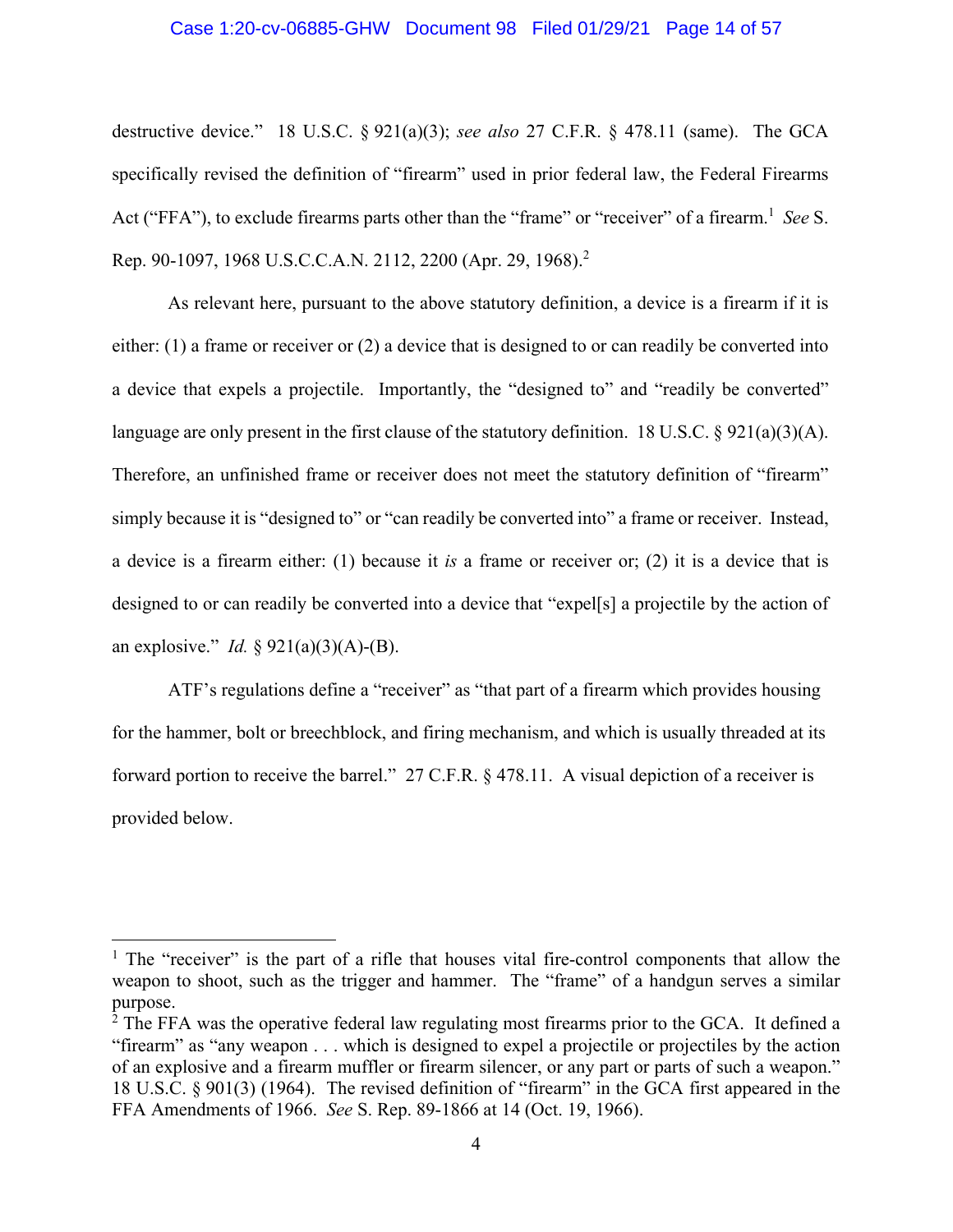destructive device." 18 U.S.C. § 921(a)(3); *see also* 27 C.F.R. § 478.11 (same). The GCA specifically revised the definition of "firearm" used in prior federal law, the Federal Firearms Act ("FFA"), to exclude firearms parts other than the "frame" or "receiver" of a firearm.[1] *See* S. Rep. 90-1097, 1968 U.S.C.C.A.N. 2112, 2200 (Apr. 29, 1968).[2]

As relevant here, pursuant to the above statutory definition, a device is a firearm if it is either: (1) a frame or receiver or (2) a device that is designed to or can readily be converted into a device that expels a projectile. Importantly, the "designed to" and "readily be converted" language are only present in the first clause of the statutory definition. 18 U.S.C. § 921(a)(3)(A). Therefore, an unfinished frame or receiver does not meet the statutory definition of "firearm" simply because it is "designed to" or "can readily be converted into" a frame or receiver. Instead, a device is a firearm either: (1) because it *is* a frame or receiver or; (2) it is a device that is designed to or can readily be converted into a device that "expel[s] a projectile by the action of an explosive." *Id.* § 921(a)(3)(A)-(B).

ATF's regulations define a "receiver" as "that part of a firearm which provides housing for the hammer, bolt or breechblock, and firing mechanism, and which is usually threaded at its forward portion to receive the barrel." 27 C.F.R. § 478.11. A visual depiction of a receiver is provided below.

---

[1] The "receiver" is the part of a rifle that houses vital fire-control components that allow the weapon to shoot, such as the trigger and hammer. The "frame" of a handgun serves a similar purpose.

[2] The FFA was the operative federal law regulating most firearms prior to the GCA. It defined a "firearm" as "any weapon . . . which is designed to expel a projectile or projectiles by the action of an explosive and a firearm muffler or firearm silencer, or any part or parts of such a weapon." 18 U.S.C. § 901(3) (1964). The revised definition of "firearm" in the GCA first appeared in the FFA Amendments of 1966. *See* S. Rep. 89-1866 at 14 (Oct. 19, 1966).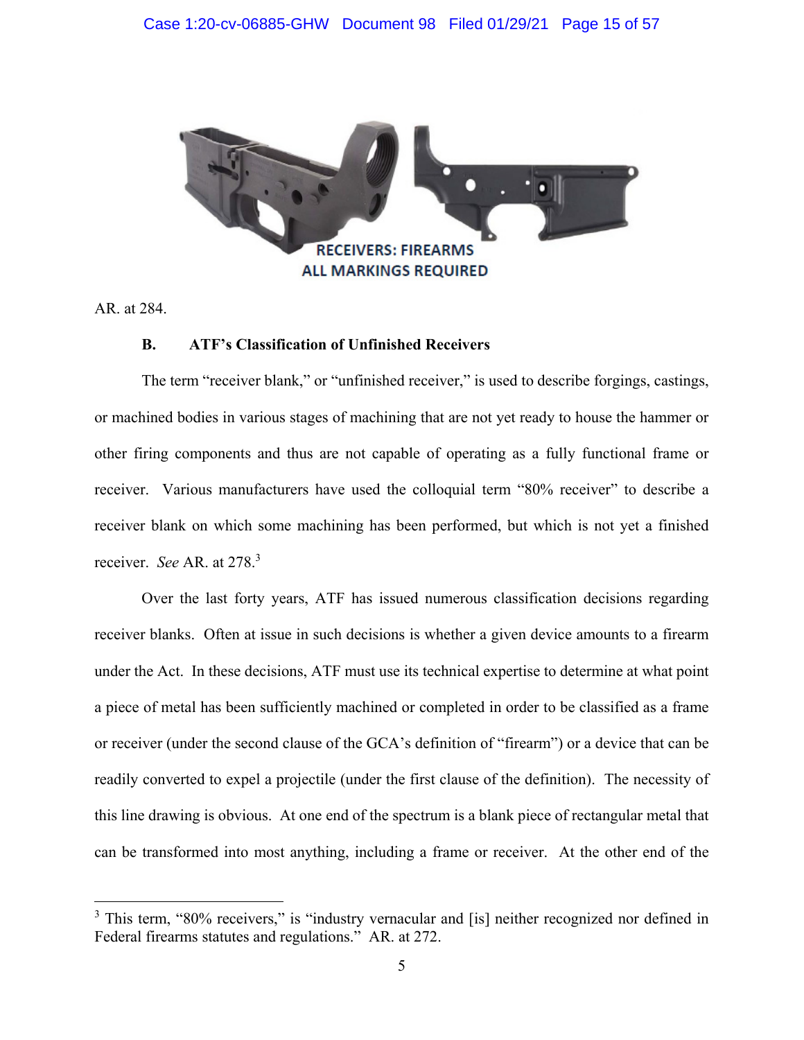RECEIVERS: FIREARMS
ALL MARKINGS REQUIRED

AR. at 284.

### B. ATF's Classification of Unfinished Receivers

The term "receiver blank," or "unfinished receiver," is used to describe forgings, castings, or machined bodies in various stages of machining that are not yet ready to house the hammer or other firing components and thus are not capable of operating as a fully functional frame or receiver. Various manufacturers have used the colloquial term "80% receiver" to describe a receiver blank on which some machining has been performed, but which is not yet a finished receiver. *See* AR. at 278.[3]

Over the last forty years, ATF has issued numerous classification decisions regarding receiver blanks. Often at issue in such decisions is whether a given device amounts to a firearm under the Act. In these decisions, ATF must use its technical expertise to determine at what point a piece of metal has been sufficiently machined or completed in order to be classified as a frame or receiver (under the second clause of the GCA's definition of "firearm") or a device that can be readily converted to expel a projectile (under the first clause of the definition). The necessity of this line drawing is obvious. At one end of the spectrum is a blank piece of rectangular metal that can be transformed into most anything, including a frame or receiver. At the other end of the

[3] This term, "80% receivers," is "industry vernacular and [is] neither recognized nor defined in Federal firearms statutes and regulations." AR. at 272.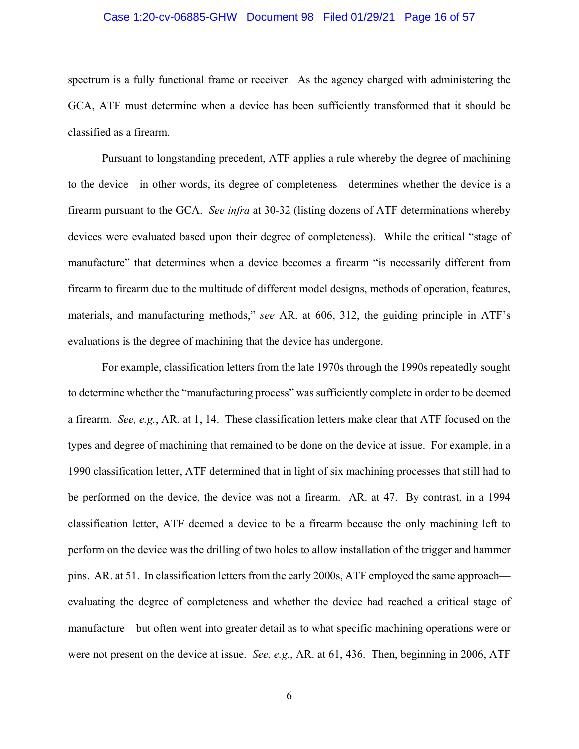spectrum is a fully functional frame or receiver. As the agency charged with administering the GCA, ATF must determine when a device has been sufficiently transformed that it should be classified as a firearm.

Pursuant to longstanding precedent, ATF applies a rule whereby the degree of machining to the device—in other words, its degree of completeness—determines whether the device is a firearm pursuant to the GCA. *See infra* at 30-32 (listing dozens of ATF determinations whereby devices were evaluated based upon their degree of completeness). While the critical "stage of manufacture" that determines when a device becomes a firearm "is necessarily different from firearm to firearm due to the multitude of different model designs, methods of operation, features, materials, and manufacturing methods," *see* AR. at 606, 312, the guiding principle in ATF's evaluations is the degree of machining that the device has undergone.

For example, classification letters from the late 1970s through the 1990s repeatedly sought to determine whether the "manufacturing process" was sufficiently complete in order to be deemed a firearm. *See, e.g.*, AR. at 1, 14. These classification letters make clear that ATF focused on the types and degree of machining that remained to be done on the device at issue. For example, in a 1990 classification letter, ATF determined that in light of six machining processes that still had to be performed on the device, the device was not a firearm. AR. at 47. By contrast, in a 1994 classification letter, ATF deemed a device to be a firearm because the only machining left to perform on the device was the drilling of two holes to allow installation of the trigger and hammer pins. AR. at 51. In classification letters from the early 2000s, ATF employed the same approach—evaluating the degree of completeness and whether the device had reached a critical stage of manufacture—but often went into greater detail as to what specific machining operations were or were not present on the device at issue. *See, e.g.*, AR. at 61, 436. Then, beginning in 2006, ATF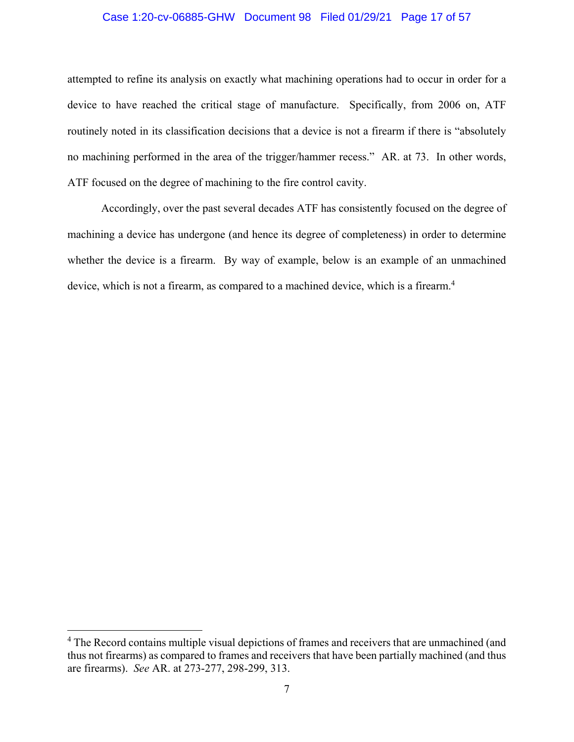attempted to refine its analysis on exactly what machining operations had to occur in order for a device to have reached the critical stage of manufacture. Specifically, from 2006 on, ATF routinely noted in its classification decisions that a device is not a firearm if there is "absolutely no machining performed in the area of the trigger/hammer recess." AR. at 73. In other words, ATF focused on the degree of machining to the fire control cavity.

Accordingly, over the past several decades ATF has consistently focused on the degree of machining a device has undergone (and hence its degree of completeness) in order to determine whether the device is a firearm. By way of example, below is an example of an unmachined device, which is not a firearm, as compared to a machined device, which is a firearm.[4]

[4] The Record contains multiple visual depictions of frames and receivers that are unmachined (and thus not firearms) as compared to frames and receivers that have been partially machined (and thus are firearms). *See* AR. at 273-277, 298-299, 313.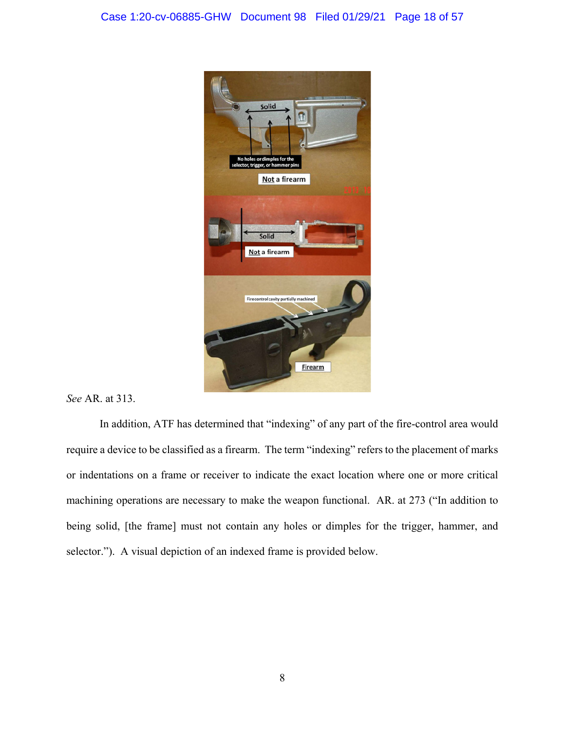*See* AR. at 313.

In addition, ATF has determined that "indexing" of any part of the fire-control area would require a device to be classified as a firearm. The term "indexing" refers to the placement of marks or indentations on a frame or receiver to indicate the exact location where one or more critical machining operations are necessary to make the weapon functional. AR. at 273 ("In addition to being solid, [the frame] must not contain any holes or dimples for the trigger, hammer, and selector."). A visual depiction of an indexed frame is provided below.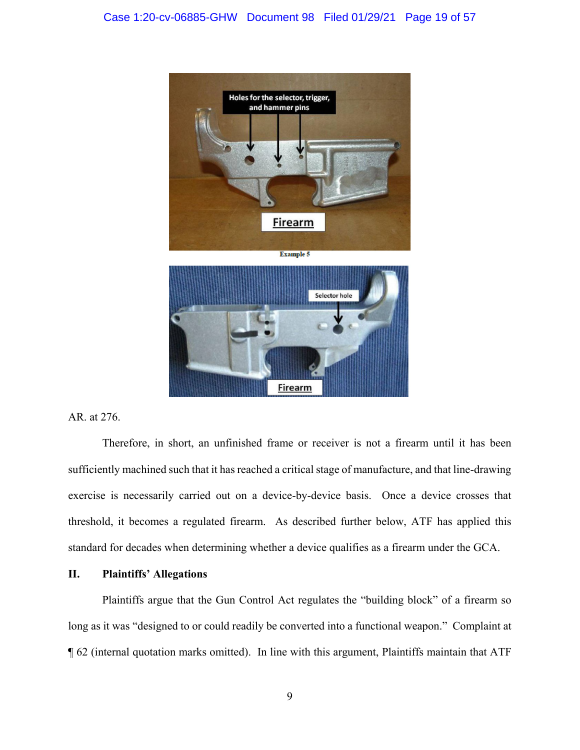Example 5

AR. at 276.

Therefore, in short, an unfinished frame or receiver is not a firearm until it has been sufficiently machined such that it has reached a critical stage of manufacture, and that line-drawing exercise is necessarily carried out on a device-by-device basis. Once a device crosses that threshold, it becomes a regulated firearm. As described further below, ATF has applied this standard for decades when determining whether a device qualifies as a firearm under the GCA.

## II. Plaintiffs' Allegations

Plaintiffs argue that the Gun Control Act regulates the "building block" of a firearm so long as it was "designed to or could readily be converted into a functional weapon." Complaint at ¶ 62 (internal quotation marks omitted). In line with this argument, Plaintiffs maintain that ATF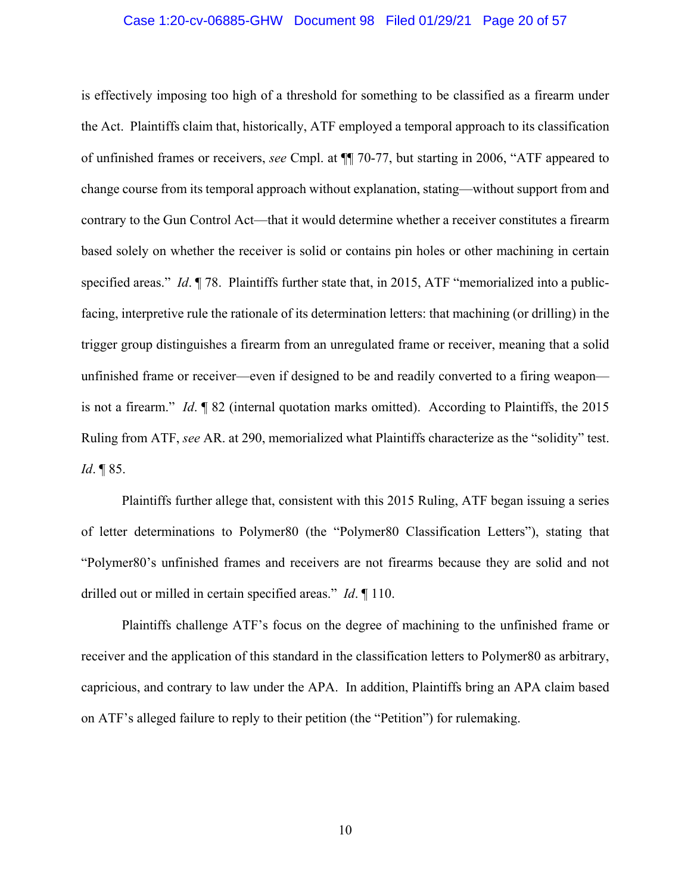is effectively imposing too high of a threshold for something to be classified as a firearm under the Act. Plaintiffs claim that, historically, ATF employed a temporal approach to its classification of unfinished frames or receivers, *see* Cmpl. at ¶¶ 70-77, but starting in 2006, "ATF appeared to change course from its temporal approach without explanation, stating—without support from and contrary to the Gun Control Act—that it would determine whether a receiver constitutes a firearm based solely on whether the receiver is solid or contains pin holes or other machining in certain specified areas." *Id*. ¶ 78. Plaintiffs further state that, in 2015, ATF "memorialized into a public-facing, interpretive rule the rationale of its determination letters: that machining (or drilling) in the trigger group distinguishes a firearm from an unregulated frame or receiver, meaning that a solid unfinished frame or receiver—even if designed to be and readily converted to a firing weapon—is not a firearm." *Id*. ¶ 82 (internal quotation marks omitted). According to Plaintiffs, the 2015 Ruling from ATF, *see* AR. at 290, memorialized what Plaintiffs characterize as the "solidity" test. *Id*. ¶ 85.

Plaintiffs further allege that, consistent with this 2015 Ruling, ATF began issuing a series of letter determinations to Polymer80 (the "Polymer80 Classification Letters"), stating that "Polymer80's unfinished frames and receivers are not firearms because they are solid and not drilled out or milled in certain specified areas." *Id*. ¶ 110.

Plaintiffs challenge ATF's focus on the degree of machining to the unfinished frame or receiver and the application of this standard in the classification letters to Polymer80 as arbitrary, capricious, and contrary to law under the APA. In addition, Plaintiffs bring an APA claim based on ATF's alleged failure to reply to their petition (the "Petition") for rulemaking.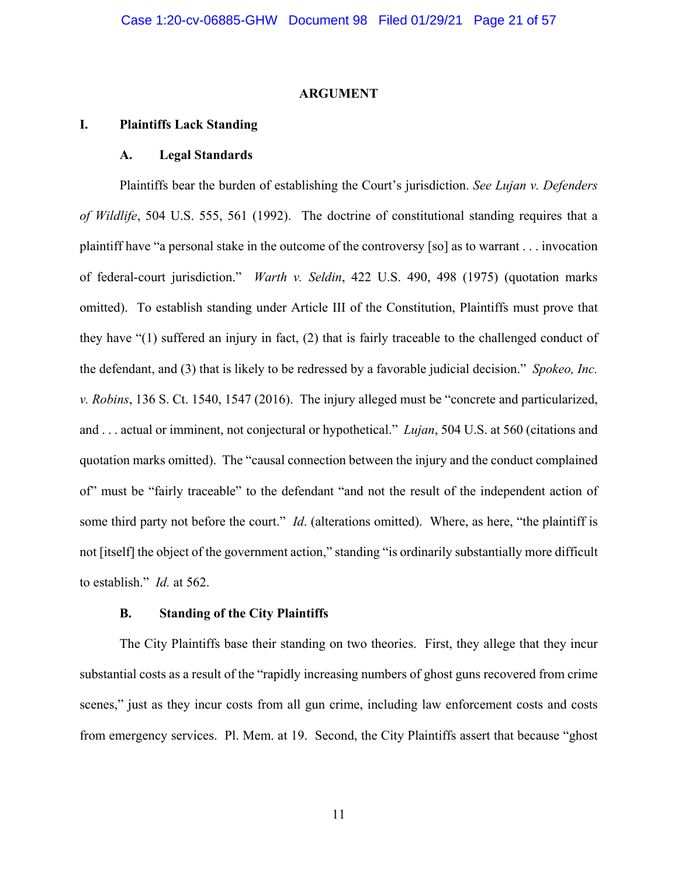## ARGUMENT

### I. Plaintiffs Lack Standing

#### A. Legal Standards

Plaintiffs bear the burden of establishing the Court's jurisdiction. *See Lujan v. Defenders of Wildlife*, 504 U.S. 555, 561 (1992). The doctrine of constitutional standing requires that a plaintiff have "a personal stake in the outcome of the controversy [so] as to warrant . . . invocation of federal-court jurisdiction." *Warth v. Seldin*, 422 U.S. 490, 498 (1975) (quotation marks omitted). To establish standing under Article III of the Constitution, Plaintiffs must prove that they have "(1) suffered an injury in fact, (2) that is fairly traceable to the challenged conduct of the defendant, and (3) that is likely to be redressed by a favorable judicial decision." *Spokeo, Inc. v. Robins*, 136 S. Ct. 1540, 1547 (2016). The injury alleged must be "concrete and particularized, and . . . actual or imminent, not conjectural or hypothetical." *Lujan*, 504 U.S. at 560 (citations and quotation marks omitted). The "causal connection between the injury and the conduct complained of" must be "fairly traceable" to the defendant "and not the result of the independent action of some third party not before the court." *Id*. (alterations omitted). Where, as here, "the plaintiff is not [itself] the object of the government action," standing "is ordinarily substantially more difficult to establish." *Id.* at 562.

#### B. Standing of the City Plaintiffs

The City Plaintiffs base their standing on two theories. First, they allege that they incur substantial costs as a result of the "rapidly increasing numbers of ghost guns recovered from crime scenes," just as they incur costs from all gun crime, including law enforcement costs and costs from emergency services. Pl. Mem. at 19. Second, the City Plaintiffs assert that because "ghost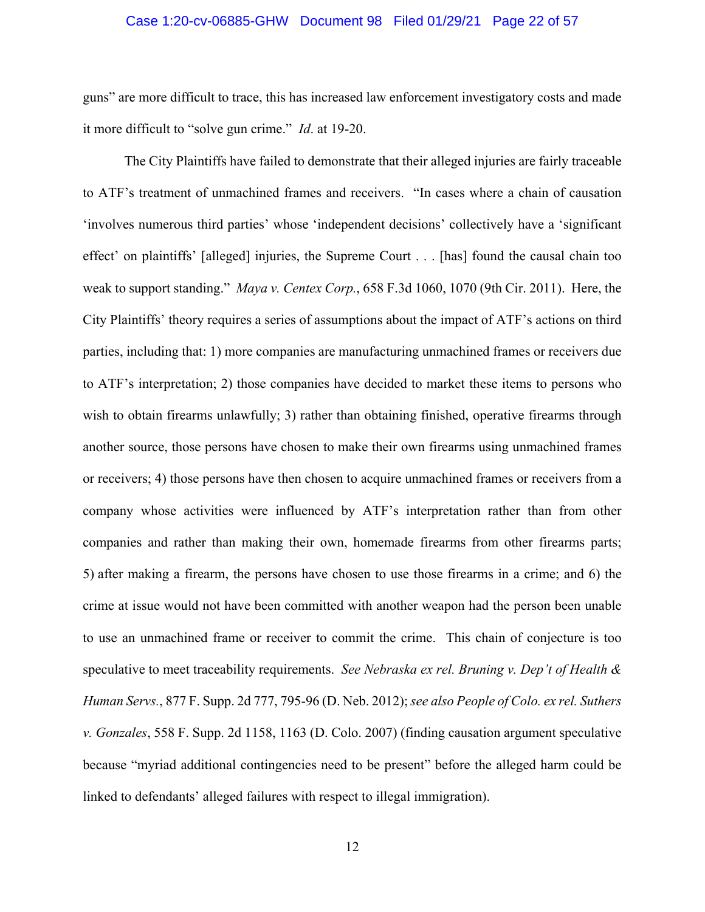guns" are more difficult to trace, this has increased law enforcement investigatory costs and made it more difficult to "solve gun crime." *Id*. at 19-20.

The City Plaintiffs have failed to demonstrate that their alleged injuries are fairly traceable to ATF's treatment of unmachined frames and receivers. "In cases where a chain of causation 'involves numerous third parties' whose 'independent decisions' collectively have a 'significant effect' on plaintiffs' [alleged] injuries, the Supreme Court . . . [has] found the causal chain too weak to support standing." *Maya v. Centex Corp.*, 658 F.3d 1060, 1070 (9th Cir. 2011). Here, the City Plaintiffs' theory requires a series of assumptions about the impact of ATF's actions on third parties, including that: 1) more companies are manufacturing unmachined frames or receivers due to ATF's interpretation; 2) those companies have decided to market these items to persons who wish to obtain firearms unlawfully; 3) rather than obtaining finished, operative firearms through another source, those persons have chosen to make their own firearms using unmachined frames or receivers; 4) those persons have then chosen to acquire unmachined frames or receivers from a company whose activities were influenced by ATF's interpretation rather than from other companies and rather than making their own, homemade firearms from other firearms parts; 5) after making a firearm, the persons have chosen to use those firearms in a crime; and 6) the crime at issue would not have been committed with another weapon had the person been unable to use an unmachined frame or receiver to commit the crime. This chain of conjecture is too speculative to meet traceability requirements. *See Nebraska ex rel. Bruning v. Dep't of Health & Human Servs.*, 877 F. Supp. 2d 777, 795-96 (D. Neb. 2012); *see also People of Colo. ex rel. Suthers v. Gonzales*, 558 F. Supp. 2d 1158, 1163 (D. Colo. 2007) (finding causation argument speculative because "myriad additional contingencies need to be present" before the alleged harm could be linked to defendants' alleged failures with respect to illegal immigration).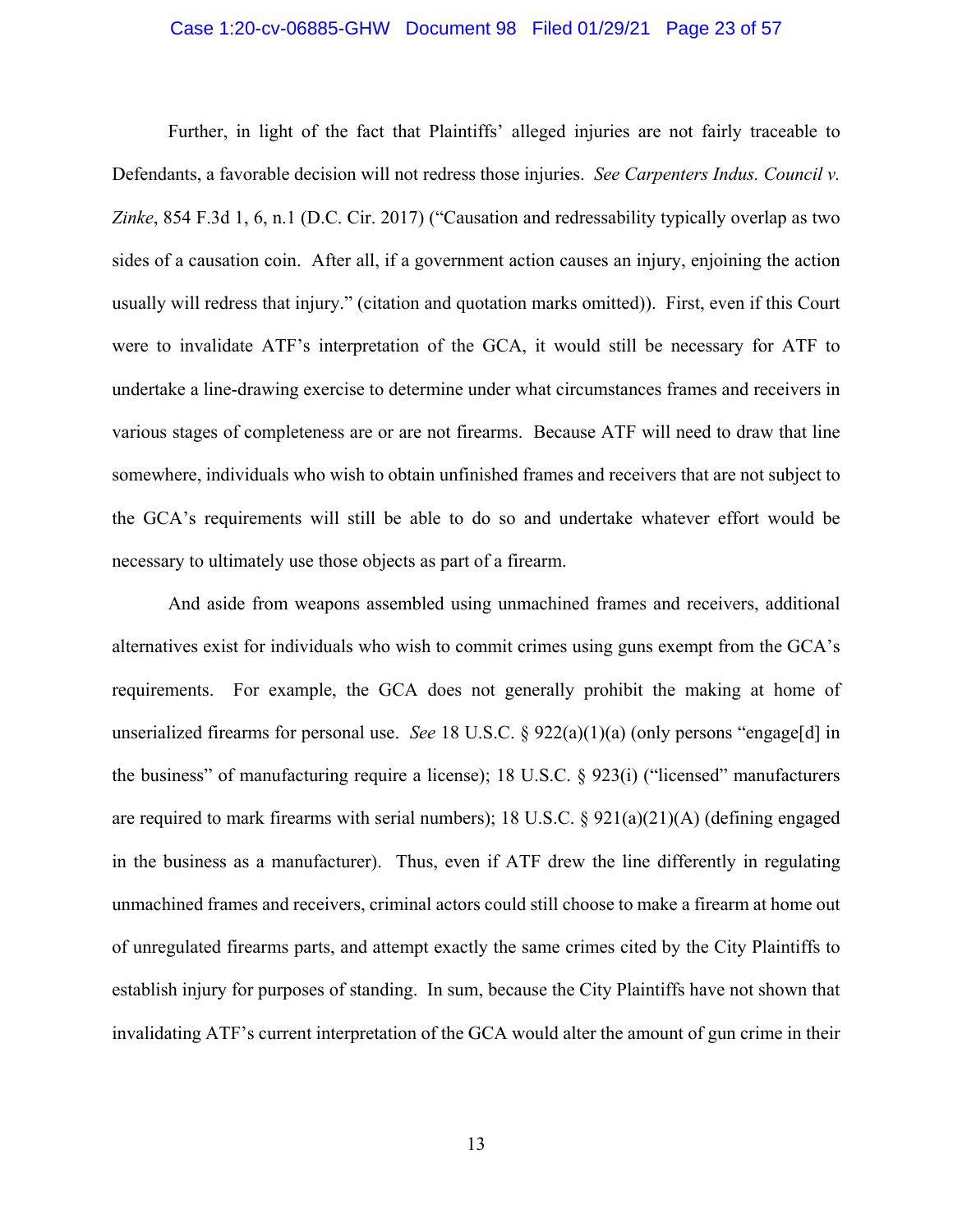Further, in light of the fact that Plaintiffs' alleged injuries are not fairly traceable to Defendants, a favorable decision will not redress those injuries. *See Carpenters Indus. Council v. Zinke*, 854 F.3d 1, 6, n.1 (D.C. Cir. 2017) ("Causation and redressability typically overlap as two sides of a causation coin. After all, if a government action causes an injury, enjoining the action usually will redress that injury." (citation and quotation marks omitted)). First, even if this Court were to invalidate ATF's interpretation of the GCA, it would still be necessary for ATF to undertake a line-drawing exercise to determine under what circumstances frames and receivers in various stages of completeness are or are not firearms. Because ATF will need to draw that line somewhere, individuals who wish to obtain unfinished frames and receivers that are not subject to the GCA's requirements will still be able to do so and undertake whatever effort would be necessary to ultimately use those objects as part of a firearm.

And aside from weapons assembled using unmachined frames and receivers, additional alternatives exist for individuals who wish to commit crimes using guns exempt from the GCA's requirements. For example, the GCA does not generally prohibit the making at home of unserialized firearms for personal use. *See* 18 U.S.C. § 922(a)(1)(a) (only persons "engage[d] in the business" of manufacturing require a license); 18 U.S.C. § 923(i) ("licensed" manufacturers are required to mark firearms with serial numbers); 18 U.S.C. § 921(a)(21)(A) (defining engaged in the business as a manufacturer). Thus, even if ATF drew the line differently in regulating unmachined frames and receivers, criminal actors could still choose to make a firearm at home out of unregulated firearms parts, and attempt exactly the same crimes cited by the City Plaintiffs to establish injury for purposes of standing. In sum, because the City Plaintiffs have not shown that invalidating ATF's current interpretation of the GCA would alter the amount of gun crime in their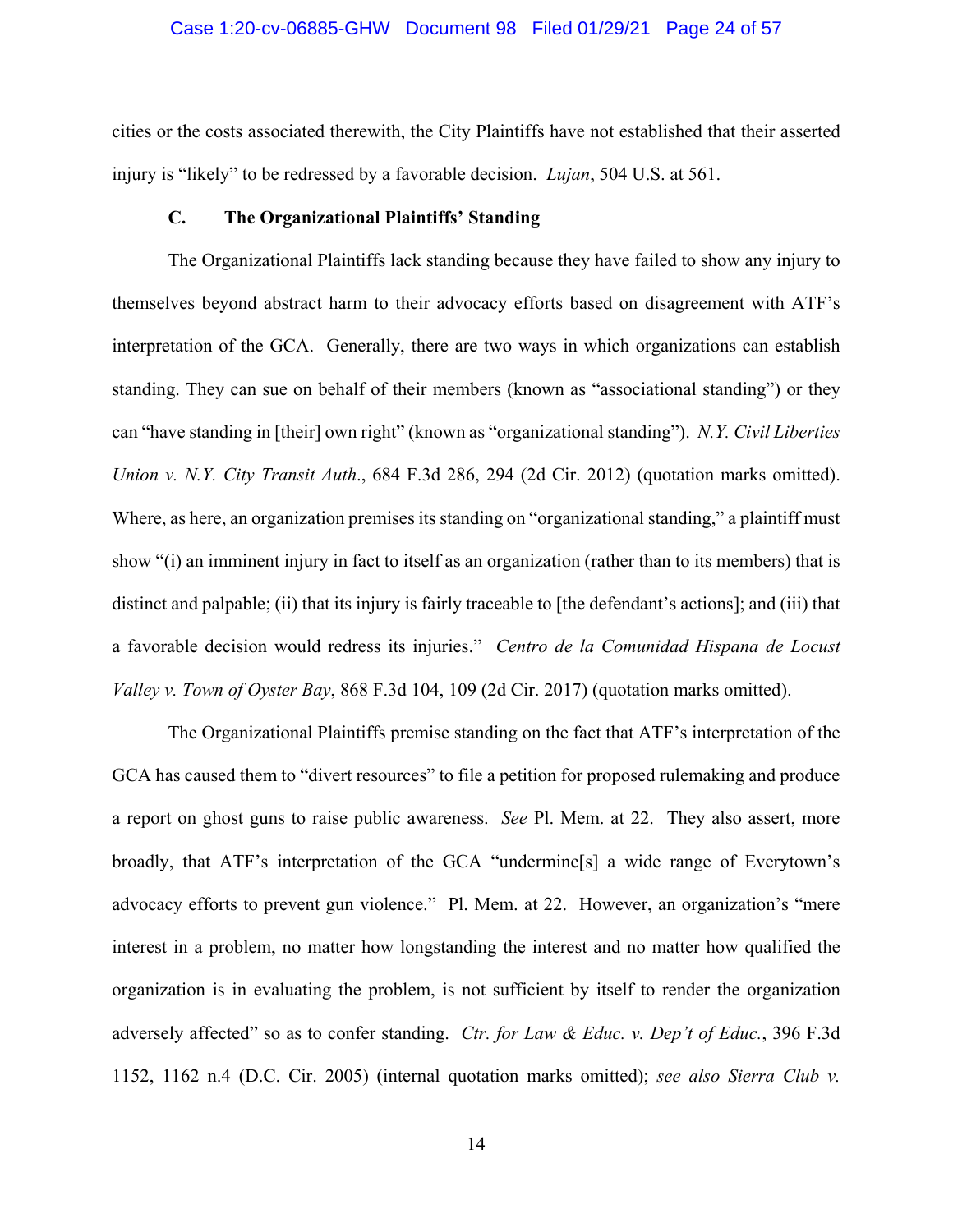cities or the costs associated therewith, the City Plaintiffs have not established that their asserted injury is "likely" to be redressed by a favorable decision. *Lujan*, 504 U.S. at 561.

### C. The Organizational Plaintiffs' Standing

The Organizational Plaintiffs lack standing because they have failed to show any injury to themselves beyond abstract harm to their advocacy efforts based on disagreement with ATF's interpretation of the GCA. Generally, there are two ways in which organizations can establish standing. They can sue on behalf of their members (known as "associational standing") or they can "have standing in [their] own right" (known as "organizational standing"). *N.Y. Civil Liberties Union v. N.Y. City Transit Auth*., 684 F.3d 286, 294 (2d Cir. 2012) (quotation marks omitted). Where, as here, an organization premises its standing on "organizational standing," a plaintiff must show "(i) an imminent injury in fact to itself as an organization (rather than to its members) that is distinct and palpable; (ii) that its injury is fairly traceable to [the defendant's actions]; and (iii) that a favorable decision would redress its injuries." *Centro de la Comunidad Hispana de Locust Valley v. Town of Oyster Bay*, 868 F.3d 104, 109 (2d Cir. 2017) (quotation marks omitted).

The Organizational Plaintiffs premise standing on the fact that ATF's interpretation of the GCA has caused them to "divert resources" to file a petition for proposed rulemaking and produce a report on ghost guns to raise public awareness. *See* Pl. Mem. at 22. They also assert, more broadly, that ATF's interpretation of the GCA "undermine[s] a wide range of Everytown's advocacy efforts to prevent gun violence." Pl. Mem. at 22. However, an organization's "mere interest in a problem, no matter how longstanding the interest and no matter how qualified the organization is in evaluating the problem, is not sufficient by itself to render the organization adversely affected" so as to confer standing. *Ctr. for Law & Educ. v. Dep't of Educ.*, 396 F.3d 1152, 1162 n.4 (D.C. Cir. 2005) (internal quotation marks omitted); *see also Sierra Club v.*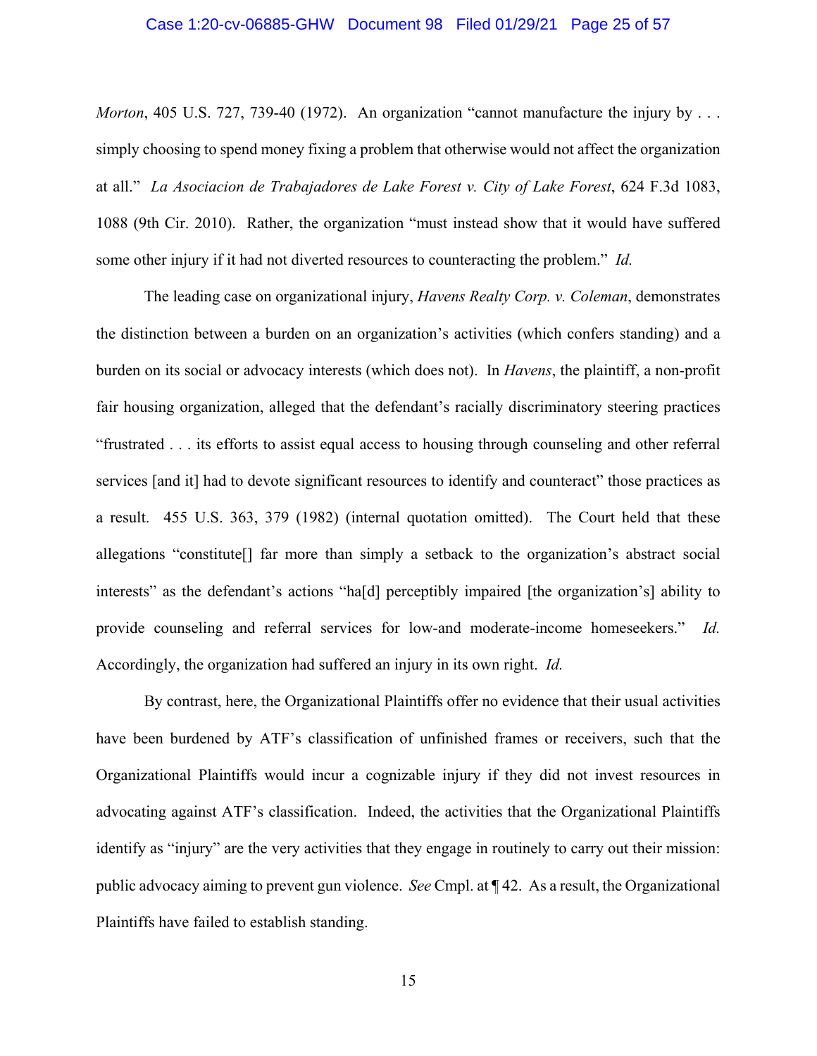*Morton*, 405 U.S. 727, 739-40 (1972). An organization "cannot manufacture the injury by . . . simply choosing to spend money fixing a problem that otherwise would not affect the organization at all." *La Asociacion de Trabajadores de Lake Forest v. City of Lake Forest*, 624 F.3d 1083, 1088 (9th Cir. 2010). Rather, the organization "must instead show that it would have suffered some other injury if it had not diverted resources to counteracting the problem." *Id.*

The leading case on organizational injury, *Havens Realty Corp. v. Coleman*, demonstrates the distinction between a burden on an organization's activities (which confers standing) and a burden on its social or advocacy interests (which does not). In *Havens*, the plaintiff, a non-profit fair housing organization, alleged that the defendant's racially discriminatory steering practices "frustrated . . . its efforts to assist equal access to housing through counseling and other referral services [and it] had to devote significant resources to identify and counteract" those practices as a result. 455 U.S. 363, 379 (1982) (internal quotation omitted). The Court held that these allegations "constitute[] far more than simply a setback to the organization's abstract social interests" as the defendant's actions "ha[d] perceptibly impaired [the organization's] ability to provide counseling and referral services for low-and moderate-income homeseekers." *Id.* Accordingly, the organization had suffered an injury in its own right. *Id.*

By contrast, here, the Organizational Plaintiffs offer no evidence that their usual activities have been burdened by ATF's classification of unfinished frames or receivers, such that the Organizational Plaintiffs would incur a cognizable injury if they did not invest resources in advocating against ATF's classification. Indeed, the activities that the Organizational Plaintiffs identify as "injury" are the very activities that they engage in routinely to carry out their mission: public advocacy aiming to prevent gun violence. *See* Cmpl. at ¶ 42. As a result, the Organizational Plaintiffs have failed to establish standing.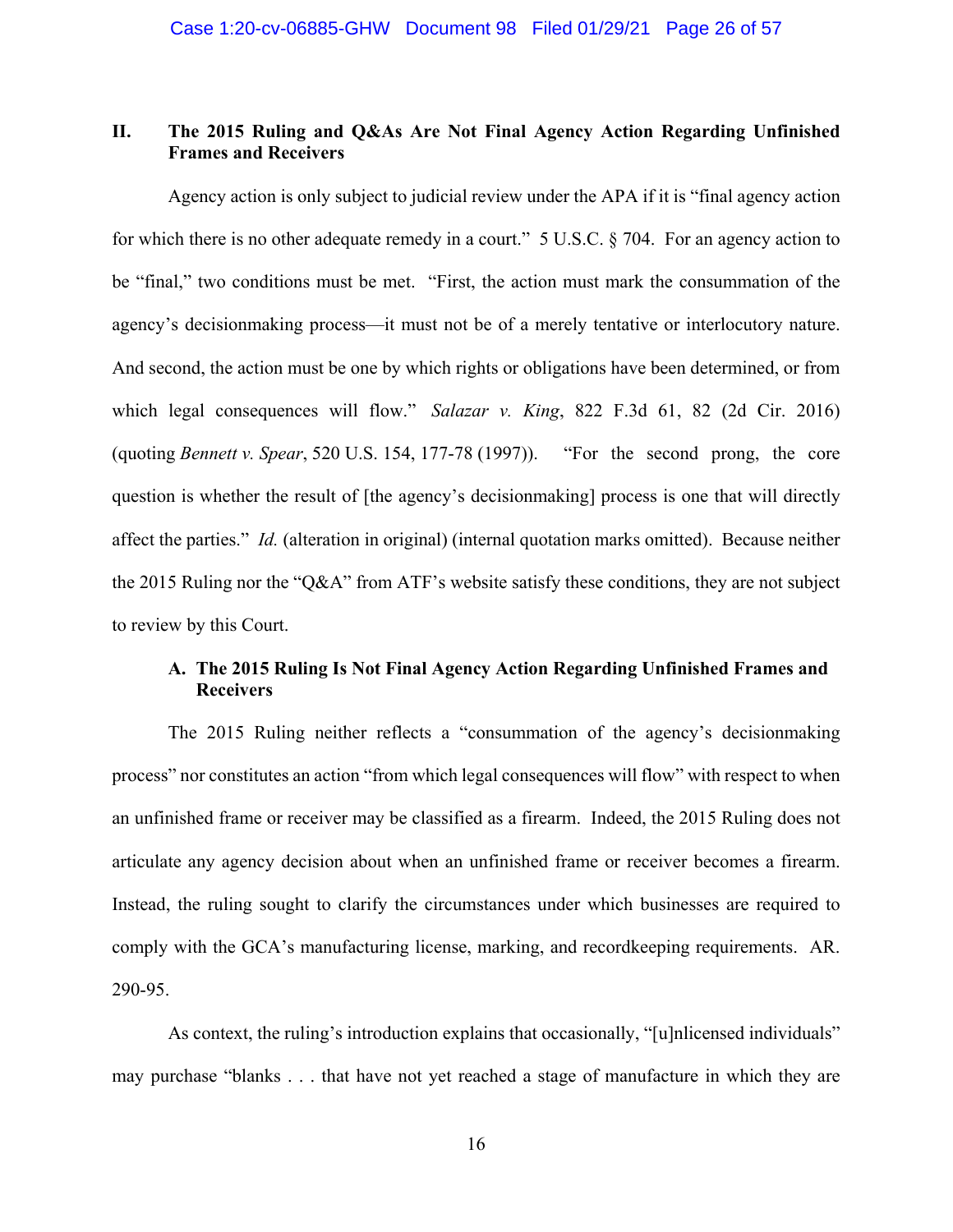## II. The 2015 Ruling and Q&As Are Not Final Agency Action Regarding Unfinished Frames and Receivers

Agency action is only subject to judicial review under the APA if it is "final agency action for which there is no other adequate remedy in a court." 5 U.S.C. § 704. For an agency action to be "final," two conditions must be met. "First, the action must mark the consummation of the agency's decisionmaking process—it must not be of a merely tentative or interlocutory nature. And second, the action must be one by which rights or obligations have been determined, or from which legal consequences will flow." *Salazar v. King*, 822 F.3d 61, 82 (2d Cir. 2016) (quoting *Bennett v. Spear*, 520 U.S. 154, 177-78 (1997)). "For the second prong, the core question is whether the result of [the agency's decisionmaking] process is one that will directly affect the parties." *Id.* (alteration in original) (internal quotation marks omitted). Because neither the 2015 Ruling nor the "Q&A" from ATF's website satisfy these conditions, they are not subject to review by this Court.

### A. The 2015 Ruling Is Not Final Agency Action Regarding Unfinished Frames and Receivers

The 2015 Ruling neither reflects a "consummation of the agency's decisionmaking process" nor constitutes an action "from which legal consequences will flow" with respect to when an unfinished frame or receiver may be classified as a firearm. Indeed, the 2015 Ruling does not articulate any agency decision about when an unfinished frame or receiver becomes a firearm. Instead, the ruling sought to clarify the circumstances under which businesses are required to comply with the GCA's manufacturing license, marking, and recordkeeping requirements. AR. 290-95.

As context, the ruling's introduction explains that occasionally, "[u]nlicensed individuals" may purchase "blanks . . . that have not yet reached a stage of manufacture in which they are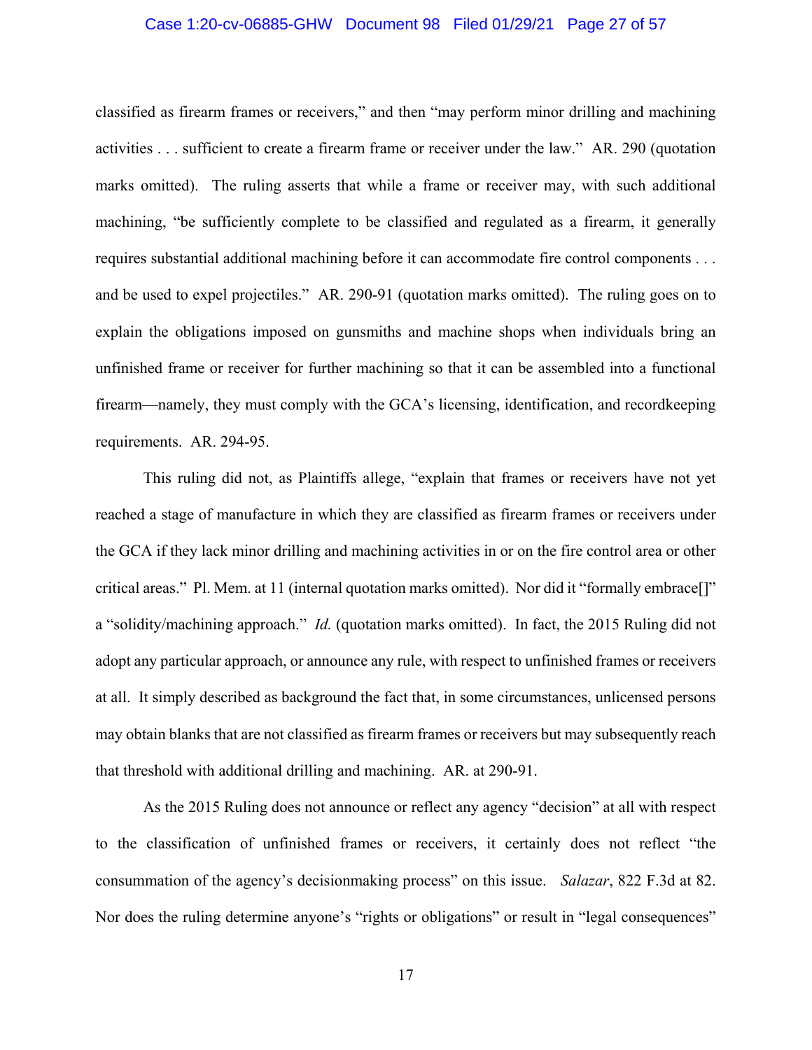classified as firearm frames or receivers," and then "may perform minor drilling and machining activities . . . sufficient to create a firearm frame or receiver under the law." AR. 290 (quotation marks omitted). The ruling asserts that while a frame or receiver may, with such additional machining, "be sufficiently complete to be classified and regulated as a firearm, it generally requires substantial additional machining before it can accommodate fire control components . . . and be used to expel projectiles." AR. 290-91 (quotation marks omitted). The ruling goes on to explain the obligations imposed on gunsmiths and machine shops when individuals bring an unfinished frame or receiver for further machining so that it can be assembled into a functional firearm—namely, they must comply with the GCA's licensing, identification, and recordkeeping requirements. AR. 294-95.

This ruling did not, as Plaintiffs allege, "explain that frames or receivers have not yet reached a stage of manufacture in which they are classified as firearm frames or receivers under the GCA if they lack minor drilling and machining activities in or on the fire control area or other critical areas." Pl. Mem. at 11 (internal quotation marks omitted). Nor did it "formally embrace[]" a "solidity/machining approach." *Id.* (quotation marks omitted). In fact, the 2015 Ruling did not adopt any particular approach, or announce any rule, with respect to unfinished frames or receivers at all. It simply described as background the fact that, in some circumstances, unlicensed persons may obtain blanks that are not classified as firearm frames or receivers but may subsequently reach that threshold with additional drilling and machining. AR. at 290-91.

As the 2015 Ruling does not announce or reflect any agency "decision" at all with respect to the classification of unfinished frames or receivers, it certainly does not reflect "the consummation of the agency's decisionmaking process" on this issue. *Salazar*, 822 F.3d at 82. Nor does the ruling determine anyone's "rights or obligations" or result in "legal consequences"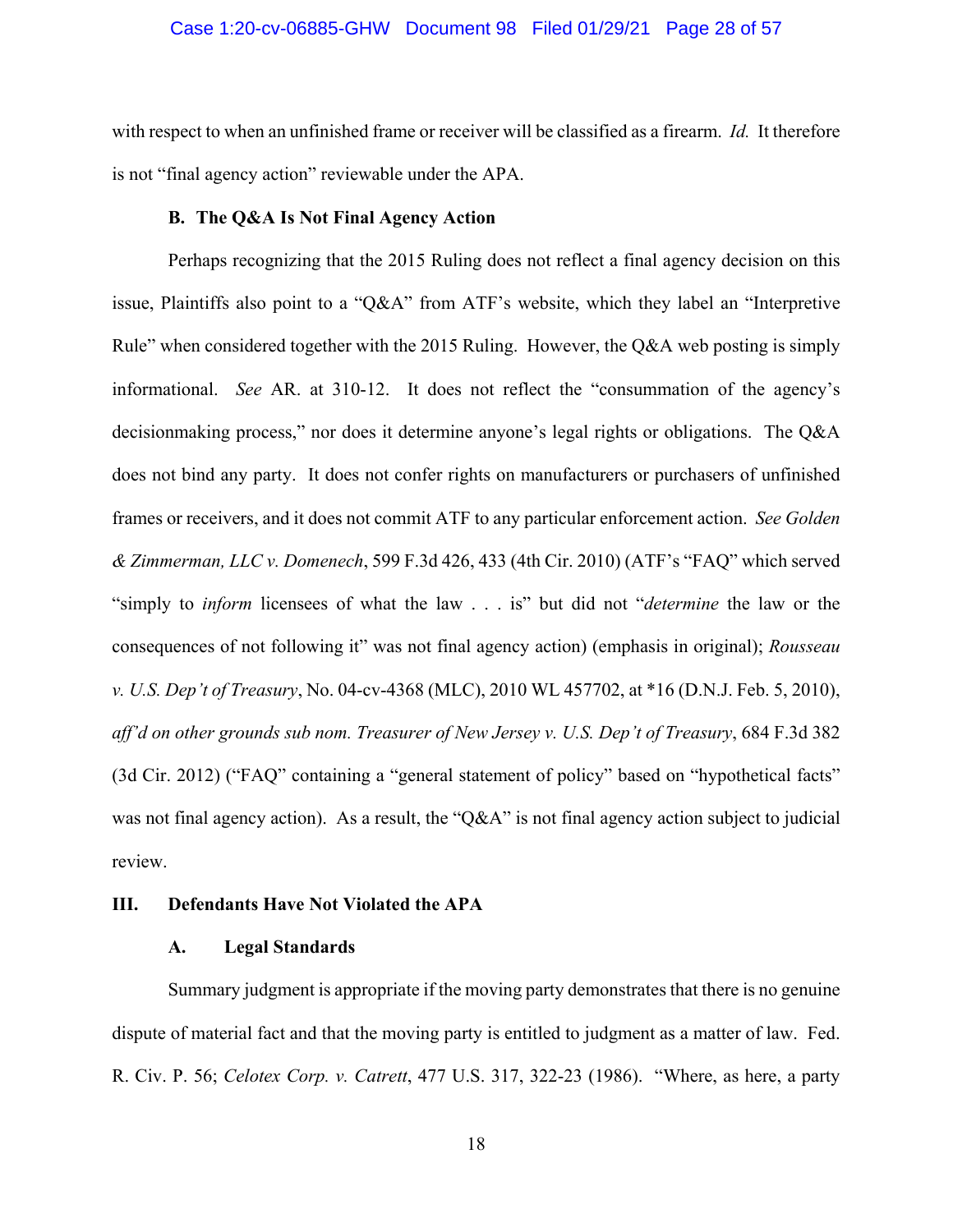with respect to when an unfinished frame or receiver will be classified as a firearm. *Id.* It therefore is not "final agency action" reviewable under the APA.

### B. The Q&A Is Not Final Agency Action

Perhaps recognizing that the 2015 Ruling does not reflect a final agency decision on this issue, Plaintiffs also point to a "Q&A" from ATF's website, which they label an "Interpretive Rule" when considered together with the 2015 Ruling. However, the Q&A web posting is simply informational. *See* AR. at 310-12. It does not reflect the "consummation of the agency's decisionmaking process," nor does it determine anyone's legal rights or obligations. The Q&A does not bind any party. It does not confer rights on manufacturers or purchasers of unfinished frames or receivers, and it does not commit ATF to any particular enforcement action. *See Golden & Zimmerman, LLC v. Domenech*, 599 F.3d 426, 433 (4th Cir. 2010) (ATF's "FAQ" which served "simply to *inform* licensees of what the law . . . is" but did not "*determine* the law or the consequences of not following it" was not final agency action) (emphasis in original); *Rousseau v. U.S. Dep't of Treasury*, No. 04-cv-4368 (MLC), 2010 WL 457702, at *16 (D.N.J. Feb. 5, 2010), *aff'd on other grounds sub nom. Treasurer of New Jersey v. U.S. Dep't of Treasury*, 684 F.3d 382 (3d Cir. 2012) ("FAQ" containing a "general statement of policy" based on "hypothetical facts" was not final agency action). As a result, the "Q&A" is not final agency action subject to judicial review.

## III. Defendants Have Not Violated the APA

### A. Legal Standards

Summary judgment is appropriate if the moving party demonstrates that there is no genuine dispute of material fact and that the moving party is entitled to judgment as a matter of law. Fed. R. Civ. P. 56; *Celotex Corp. v. Catrett*, 477 U.S. 317, 322-23 (1986). "Where, as here, a party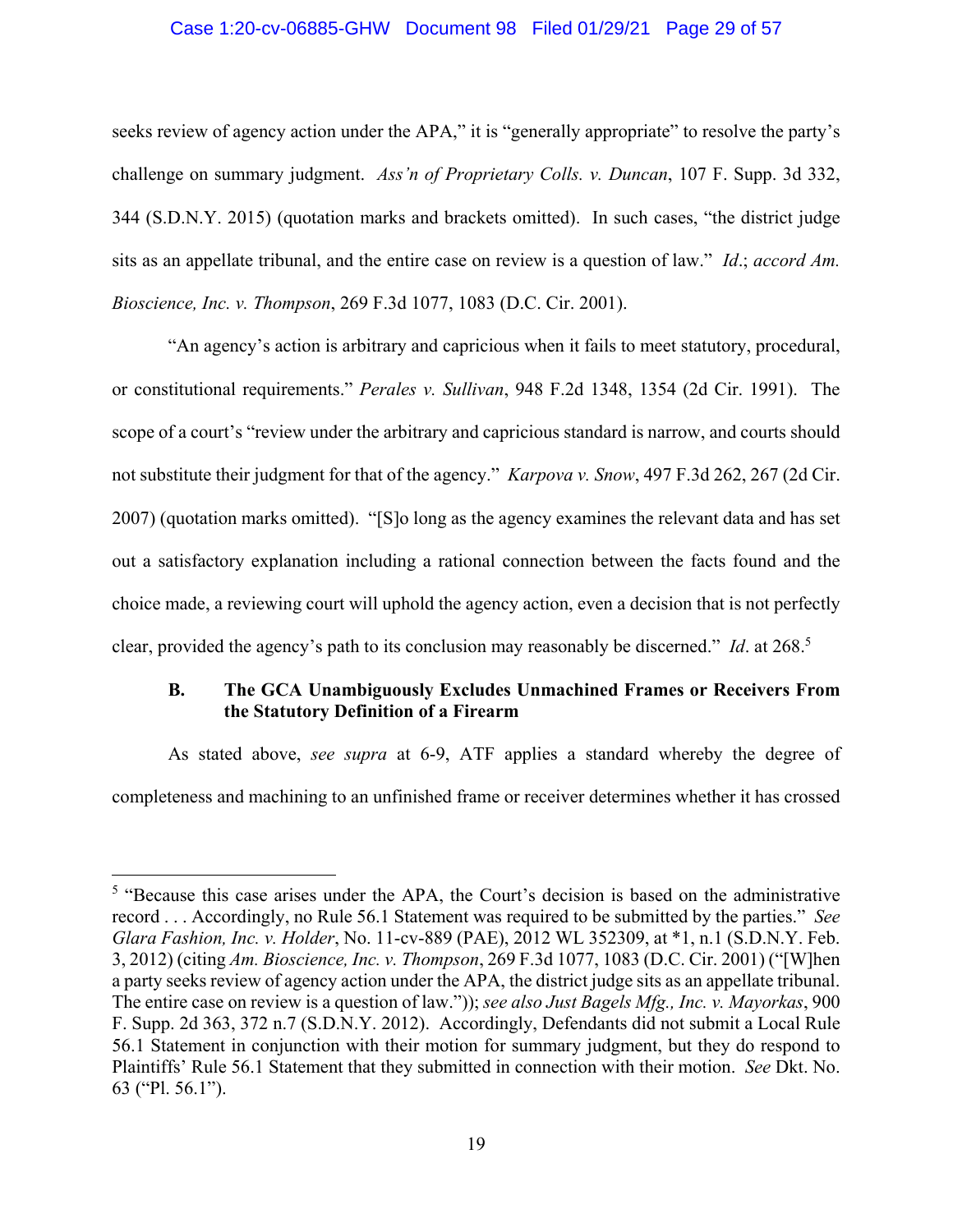seeks review of agency action under the APA," it is "generally appropriate" to resolve the party's challenge on summary judgment. *Ass'n of Proprietary Colls. v. Duncan*, 107 F. Supp. 3d 332, 344 (S.D.N.Y. 2015) (quotation marks and brackets omitted). In such cases, "the district judge sits as an appellate tribunal, and the entire case on review is a question of law." *Id*.; *accord Am. Bioscience, Inc. v. Thompson*, 269 F.3d 1077, 1083 (D.C. Cir. 2001).

"An agency's action is arbitrary and capricious when it fails to meet statutory, procedural, or constitutional requirements." *Perales v. Sullivan*, 948 F.2d 1348, 1354 (2d Cir. 1991). The scope of a court's "review under the arbitrary and capricious standard is narrow, and courts should not substitute their judgment for that of the agency." *Karpova v. Snow*, 497 F.3d 262, 267 (2d Cir. 2007) (quotation marks omitted). "[S]o long as the agency examines the relevant data and has set out a satisfactory explanation including a rational connection between the facts found and the choice made, a reviewing court will uphold the agency action, even a decision that is not perfectly clear, provided the agency's path to its conclusion may reasonably be discerned." *Id*. at 268.[5]

### B. The GCA Unambiguously Excludes Unmachined Frames or Receivers From the Statutory Definition of a Firearm

As stated above, *see supra* at 6-9, ATF applies a standard whereby the degree of completeness and machining to an unfinished frame or receiver determines whether it has crossed

---

[5] "Because this case arises under the APA, the Court's decision is based on the administrative record . . . Accordingly, no Rule 56.1 Statement was required to be submitted by the parties." *See Glara Fashion, Inc. v. Holder*, No. 11-cv-889 (PAE), 2012 WL 352309, at *1, n.1 (S.D.N.Y. Feb. 3, 2012) (citing *Am. Bioscience, Inc. v. Thompson*, 269 F.3d 1077, 1083 (D.C. Cir. 2001) ("[W]hen a party seeks review of agency action under the APA, the district judge sits as an appellate tribunal. The entire case on review is a question of law.")); *see also Just Bagels Mfg., Inc. v. Mayorkas*, 900 F. Supp. 2d 363, 372 n.7 (S.D.N.Y. 2012). Accordingly, Defendants did not submit a Local Rule 56.1 Statement in conjunction with their motion for summary judgment, but they do respond to Plaintiffs' Rule 56.1 Statement that they submitted in connection with their motion. *See* Dkt. No. 63 ("Pl. 56.1").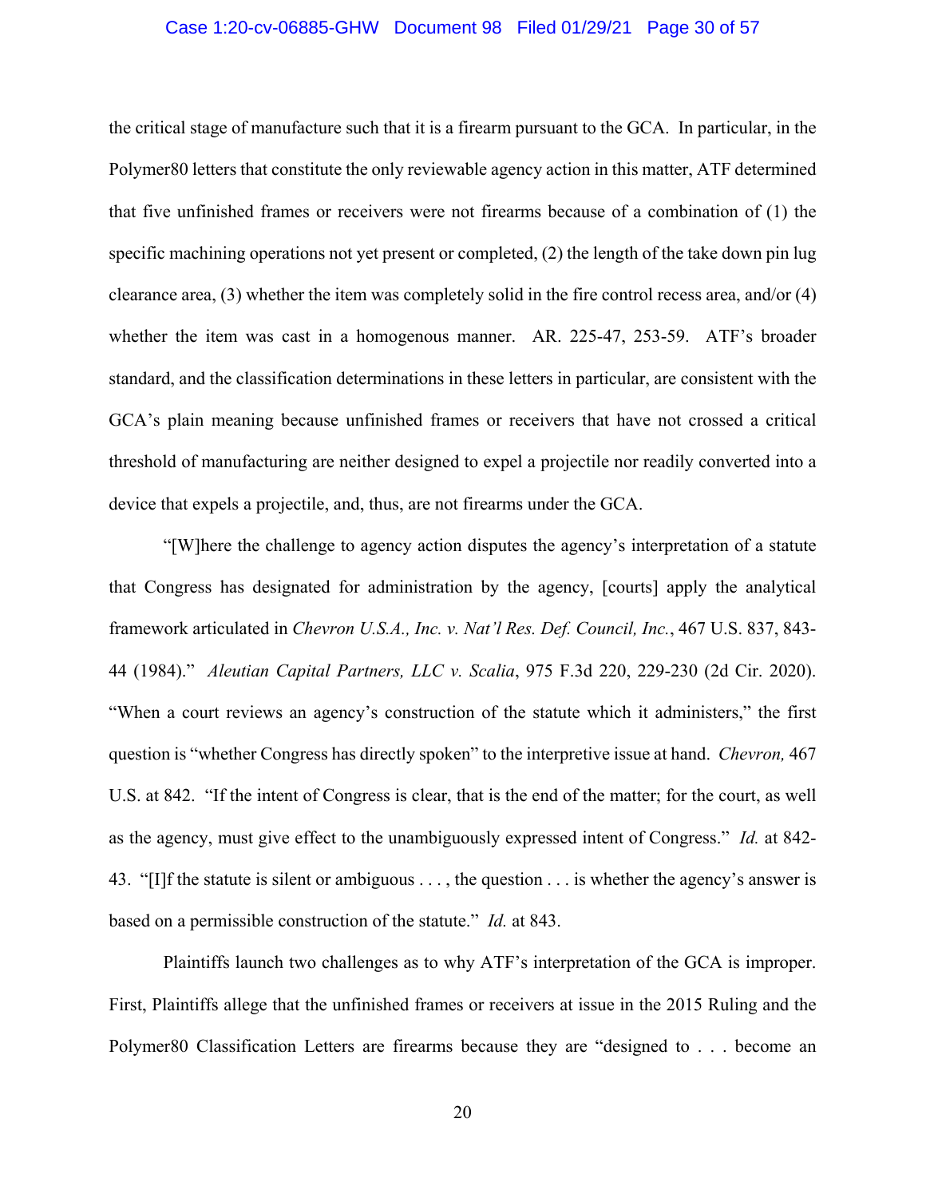the critical stage of manufacture such that it is a firearm pursuant to the GCA. In particular, in the Polymer80 letters that constitute the only reviewable agency action in this matter, ATF determined that five unfinished frames or receivers were not firearms because of a combination of (1) the specific machining operations not yet present or completed, (2) the length of the take down pin lug clearance area, (3) whether the item was completely solid in the fire control recess area, and/or (4) whether the item was cast in a homogenous manner. AR. 225-47, 253-59. ATF's broader standard, and the classification determinations in these letters in particular, are consistent with the GCA's plain meaning because unfinished frames or receivers that have not crossed a critical threshold of manufacturing are neither designed to expel a projectile nor readily converted into a device that expels a projectile, and, thus, are not firearms under the GCA.

"[W]here the challenge to agency action disputes the agency's interpretation of a statute that Congress has designated for administration by the agency, [courts] apply the analytical framework articulated in *Chevron U.S.A., Inc. v. Nat'l Res. Def. Council, Inc.*, 467 U.S. 837, 843-44 (1984)." *Aleutian Capital Partners, LLC v. Scalia*, 975 F.3d 220, 229-230 (2d Cir. 2020). "When a court reviews an agency's construction of the statute which it administers," the first question is "whether Congress has directly spoken" to the interpretive issue at hand. *Chevron,* 467 U.S. at 842. "If the intent of Congress is clear, that is the end of the matter; for the court, as well as the agency, must give effect to the unambiguously expressed intent of Congress." *Id.* at 842-43. "[I]f the statute is silent or ambiguous . . . , the question . . . is whether the agency's answer is based on a permissible construction of the statute." *Id.* at 843.

Plaintiffs launch two challenges as to why ATF's interpretation of the GCA is improper. First, Plaintiffs allege that the unfinished frames or receivers at issue in the 2015 Ruling and the Polymer80 Classification Letters are firearms because they are "designed to . . . become an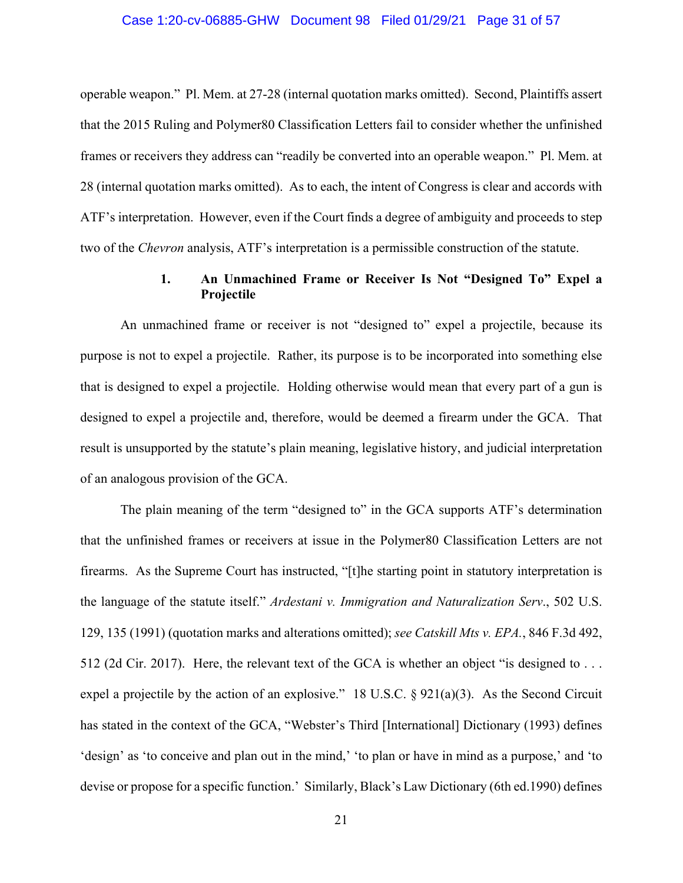operable weapon." Pl. Mem. at 27-28 (internal quotation marks omitted). Second, Plaintiffs assert that the 2015 Ruling and Polymer80 Classification Letters fail to consider whether the unfinished frames or receivers they address can "readily be converted into an operable weapon." Pl. Mem. at 28 (internal quotation marks omitted). As to each, the intent of Congress is clear and accords with ATF's interpretation. However, even if the Court finds a degree of ambiguity and proceeds to step two of the *Chevron* analysis, ATF's interpretation is a permissible construction of the statute.

### 1. An Unmachined Frame or Receiver Is Not "Designed To" Expel a Projectile

An unmachined frame or receiver is not "designed to" expel a projectile, because its purpose is not to expel a projectile. Rather, its purpose is to be incorporated into something else that is designed to expel a projectile. Holding otherwise would mean that every part of a gun is designed to expel a projectile and, therefore, would be deemed a firearm under the GCA. That result is unsupported by the statute's plain meaning, legislative history, and judicial interpretation of an analogous provision of the GCA.

The plain meaning of the term "designed to" in the GCA supports ATF's determination that the unfinished frames or receivers at issue in the Polymer80 Classification Letters are not firearms. As the Supreme Court has instructed, "[t]he starting point in statutory interpretation is the language of the statute itself." *Ardestani v. Immigration and Naturalization Serv*., 502 U.S. 129, 135 (1991) (quotation marks and alterations omitted); *see Catskill Mts v. EPA.*, 846 F.3d 492, 512 (2d Cir. 2017). Here, the relevant text of the GCA is whether an object "is designed to . . . expel a projectile by the action of an explosive." 18 U.S.C. § 921(a)(3). As the Second Circuit has stated in the context of the GCA, "Webster's Third [International] Dictionary (1993) defines 'design' as 'to conceive and plan out in the mind,' 'to plan or have in mind as a purpose,' and 'to devise or propose for a specific function.' Similarly, Black's Law Dictionary (6th ed.1990) defines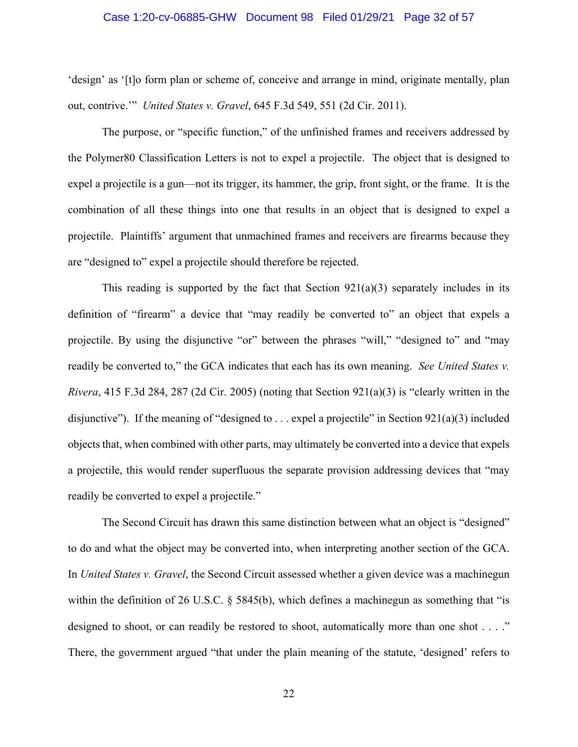'design' as '[t]o form plan or scheme of, conceive and arrange in mind, originate mentally, plan out, contrive.'" *United States v. Gravel*, 645 F.3d 549, 551 (2d Cir. 2011).

The purpose, or "specific function," of the unfinished frames and receivers addressed by the Polymer80 Classification Letters is not to expel a projectile. The object that is designed to expel a projectile is a gun—not its trigger, its hammer, the grip, front sight, or the frame. It is the combination of all these things into one that results in an object that is designed to expel a projectile. Plaintiffs' argument that unmachined frames and receivers are firearms because they are "designed to" expel a projectile should therefore be rejected.

This reading is supported by the fact that Section 921(a)(3) separately includes in its definition of "firearm" a device that "may readily be converted to" an object that expels a projectile. By using the disjunctive "or" between the phrases "will," "designed to" and "may readily be converted to," the GCA indicates that each has its own meaning. *See United States v. Rivera*, 415 F.3d 284, 287 (2d Cir. 2005) (noting that Section 921(a)(3) is "clearly written in the disjunctive"). If the meaning of "designed to . . . expel a projectile" in Section 921(a)(3) included objects that, when combined with other parts, may ultimately be converted into a device that expels a projectile, this would render superfluous the separate provision addressing devices that "may readily be converted to expel a projectile."

The Second Circuit has drawn this same distinction between what an object is "designed" to do and what the object may be converted into, when interpreting another section of the GCA. In *United States v. Gravel*, the Second Circuit assessed whether a given device was a machinegun within the definition of 26 U.S.C. § 5845(b), which defines a machinegun as something that "is designed to shoot, or can readily be restored to shoot, automatically more than one shot . . . ." There, the government argued "that under the plain meaning of the statute, 'designed' refers to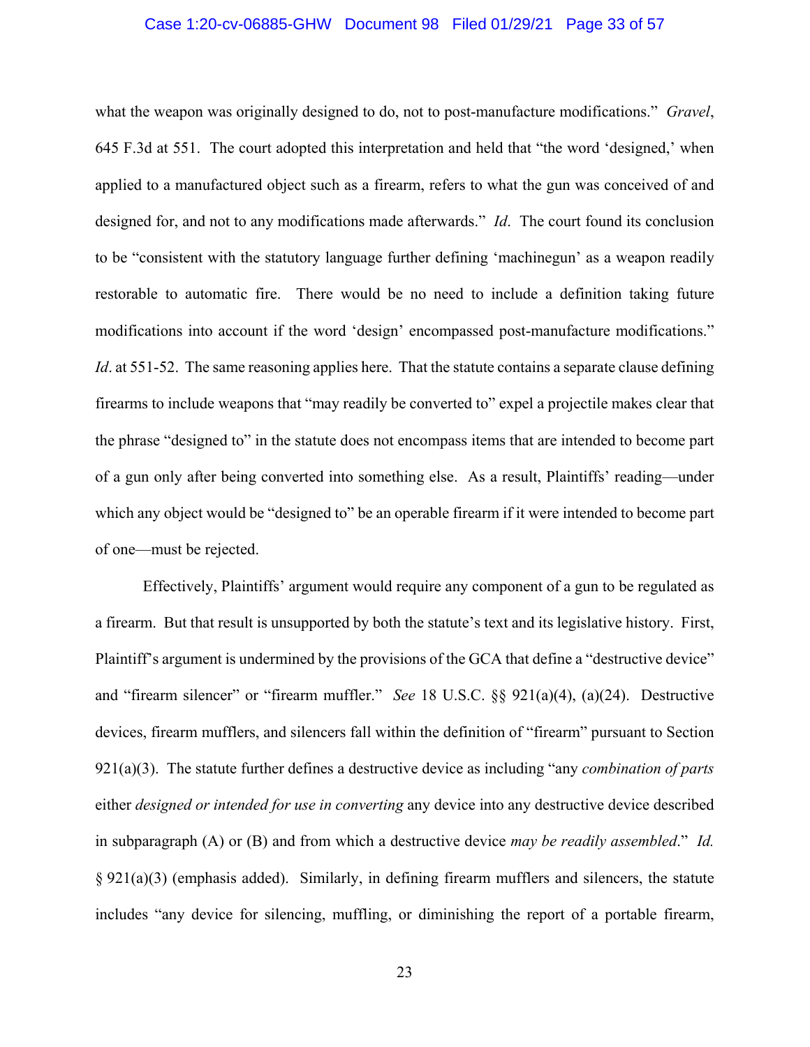what the weapon was originally designed to do, not to post-manufacture modifications." *Gravel*, 645 F.3d at 551. The court adopted this interpretation and held that "the word 'designed,' when applied to a manufactured object such as a firearm, refers to what the gun was conceived of and designed for, and not to any modifications made afterwards." *Id*. The court found its conclusion to be "consistent with the statutory language further defining 'machinegun' as a weapon readily restorable to automatic fire. There would be no need to include a definition taking future modifications into account if the word 'design' encompassed post-manufacture modifications." *Id*. at 551-52. The same reasoning applies here. That the statute contains a separate clause defining firearms to include weapons that "may readily be converted to" expel a projectile makes clear that the phrase "designed to" in the statute does not encompass items that are intended to become part of a gun only after being converted into something else. As a result, Plaintiffs' reading—under which any object would be "designed to" be an operable firearm if it were intended to become part of one—must be rejected.

Effectively, Plaintiffs' argument would require any component of a gun to be regulated as a firearm. But that result is unsupported by both the statute's text and its legislative history. First, Plaintiff's argument is undermined by the provisions of the GCA that define a "destructive device" and "firearm silencer" or "firearm muffler." *See* 18 U.S.C. §§ 921(a)(4), (a)(24). Destructive devices, firearm mufflers, and silencers fall within the definition of "firearm" pursuant to Section 921(a)(3). The statute further defines a destructive device as including "any *combination of parts* either *designed or intended for use in converting* any device into any destructive device described in subparagraph (A) or (B) and from which a destructive device *may be readily assembled*." *Id.* § 921(a)(3) (emphasis added). Similarly, in defining firearm mufflers and silencers, the statute includes "any device for silencing, muffling, or diminishing the report of a portable firearm,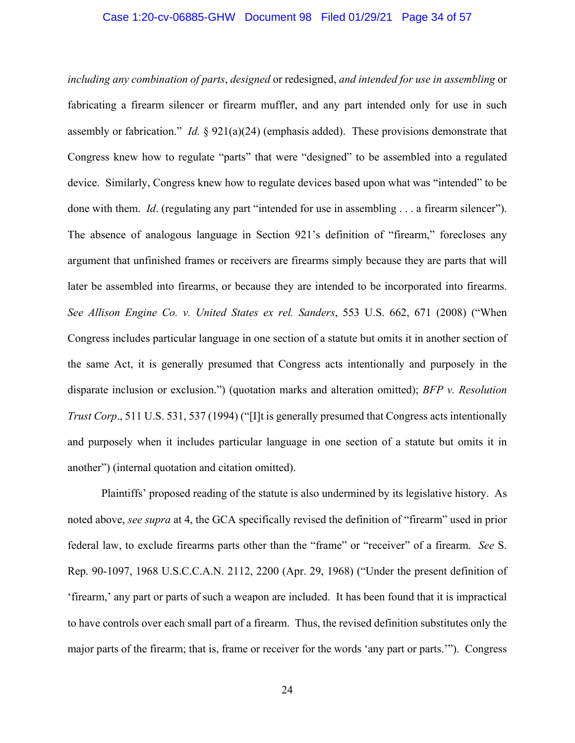*including any combination of parts*, *designed* or redesigned, *and intended for use in assembling* or fabricating a firearm silencer or firearm muffler, and any part intended only for use in such assembly or fabrication." *Id.* § 921(a)(24) (emphasis added). These provisions demonstrate that Congress knew how to regulate "parts" that were "designed" to be assembled into a regulated device. Similarly, Congress knew how to regulate devices based upon what was "intended" to be done with them. *Id*. (regulating any part "intended for use in assembling . . . a firearm silencer"). The absence of analogous language in Section 921's definition of "firearm," forecloses any argument that unfinished frames or receivers are firearms simply because they are parts that will later be assembled into firearms, or because they are intended to be incorporated into firearms. *See Allison Engine Co. v. United States ex rel. Sanders*, 553 U.S. 662, 671 (2008) ("When Congress includes particular language in one section of a statute but omits it in another section of the same Act, it is generally presumed that Congress acts intentionally and purposely in the disparate inclusion or exclusion.") (quotation marks and alteration omitted); *BFP v. Resolution Trust Corp*., 511 U.S. 531, 537 (1994) ("[I]t is generally presumed that Congress acts intentionally and purposely when it includes particular language in one section of a statute but omits it in another") (internal quotation and citation omitted).

Plaintiffs' proposed reading of the statute is also undermined by its legislative history. As noted above, *see supra* at 4, the GCA specifically revised the definition of "firearm" used in prior federal law, to exclude firearms parts other than the "frame" or "receiver" of a firearm. *See* S. Rep. 90-1097, 1968 U.S.C.C.A.N. 2112, 2200 (Apr. 29, 1968) ("Under the present definition of 'firearm,' any part or parts of such a weapon are included. It has been found that it is impractical to have controls over each small part of a firearm. Thus, the revised definition substitutes only the major parts of the firearm; that is, frame or receiver for the words 'any part or parts.'"). Congress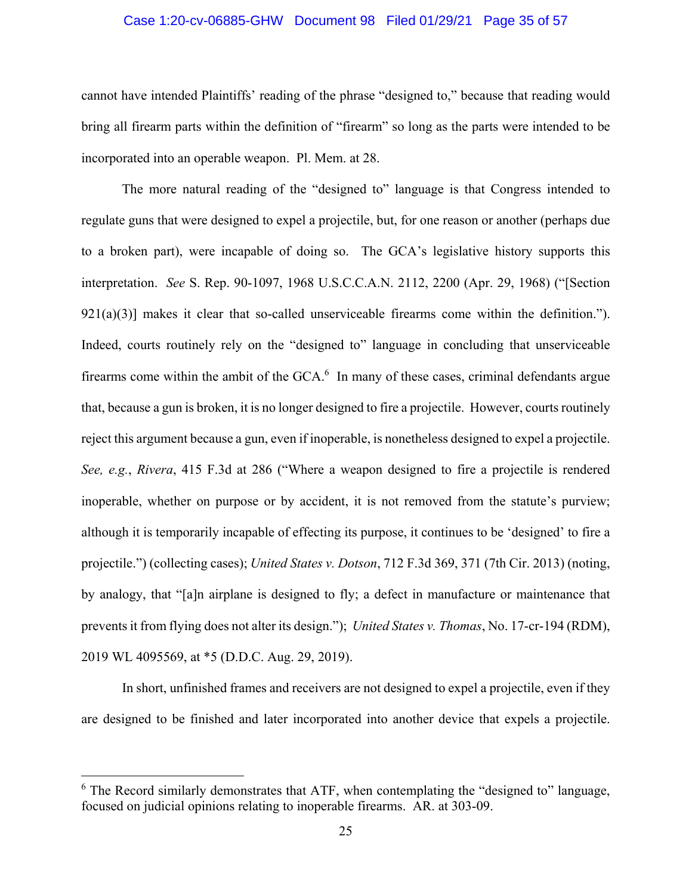cannot have intended Plaintiffs' reading of the phrase "designed to," because that reading would bring all firearm parts within the definition of "firearm" so long as the parts were intended to be incorporated into an operable weapon. Pl. Mem. at 28.

The more natural reading of the "designed to" language is that Congress intended to regulate guns that were designed to expel a projectile, but, for one reason or another (perhaps due to a broken part), were incapable of doing so. The GCA's legislative history supports this interpretation. *See* S. Rep. 90-1097, 1968 U.S.C.C.A.N. 2112, 2200 (Apr. 29, 1968) ("[Section 921(a)(3)] makes it clear that so-called unserviceable firearms come within the definition."). Indeed, courts routinely rely on the "designed to" language in concluding that unserviceable firearms come within the ambit of the GCA.[6] In many of these cases, criminal defendants argue that, because a gun is broken, it is no longer designed to fire a projectile. However, courts routinely reject this argument because a gun, even if inoperable, is nonetheless designed to expel a projectile. *See, e.g.*, *Rivera*, 415 F.3d at 286 ("Where a weapon designed to fire a projectile is rendered inoperable, whether on purpose or by accident, it is not removed from the statute's purview; although it is temporarily incapable of effecting its purpose, it continues to be 'designed' to fire a projectile.") (collecting cases); *United States v. Dotson*, 712 F.3d 369, 371 (7th Cir. 2013) (noting, by analogy, that "[a]n airplane is designed to fly; a defect in manufacture or maintenance that prevents it from flying does not alter its design."); *United States v. Thomas*, No. 17-cr-194 (RDM), 2019 WL 4095569, at *5 (D.D.C. Aug. 29, 2019).

In short, unfinished frames and receivers are not designed to expel a projectile, even if they are designed to be finished and later incorporated into another device that expels a projectile.

[6] The Record similarly demonstrates that ATF, when contemplating the "designed to" language, focused on judicial opinions relating to inoperable firearms. AR. at 303-09.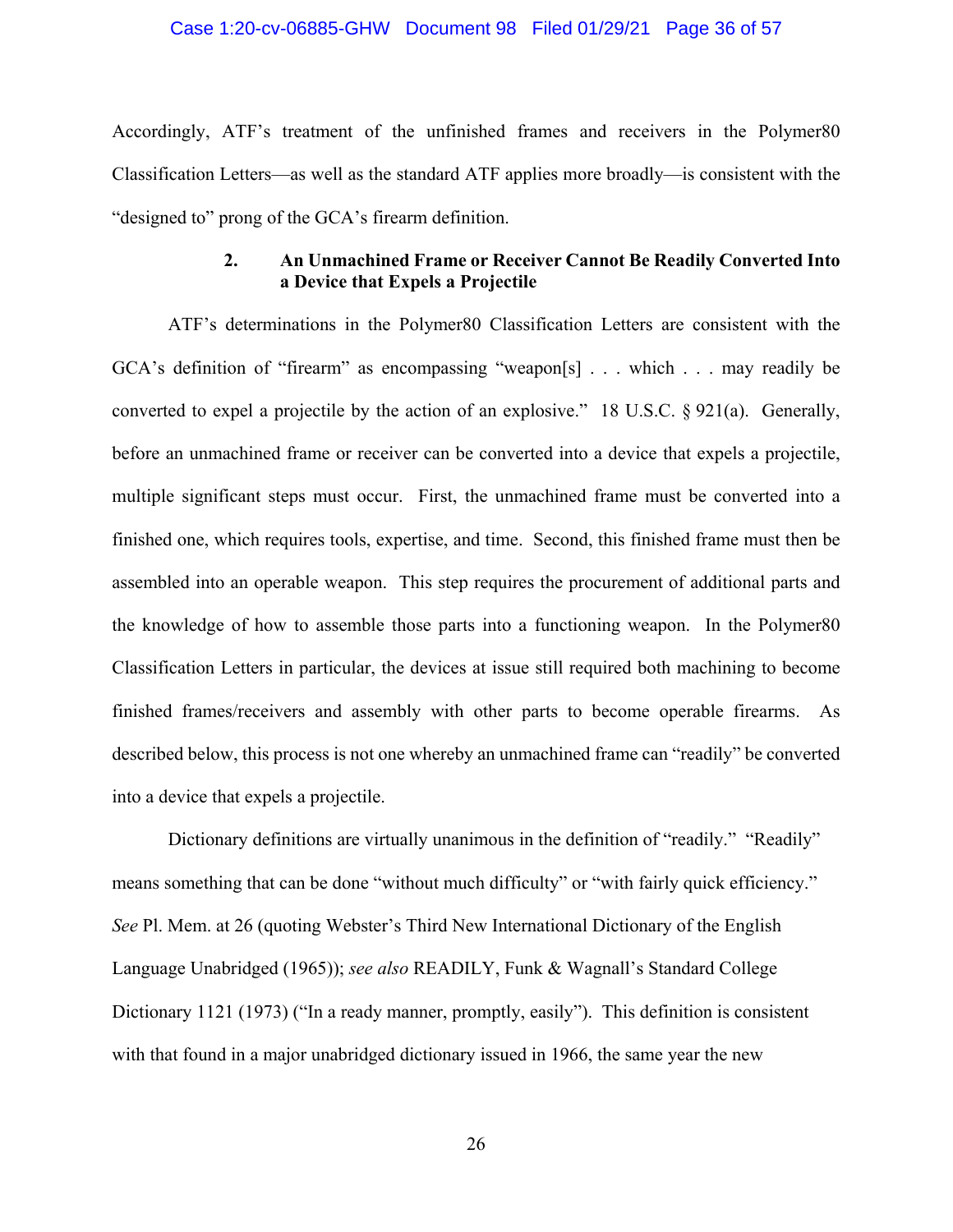Accordingly, ATF's treatment of the unfinished frames and receivers in the Polymer80 Classification Letters—as well as the standard ATF applies more broadly—is consistent with the "designed to" prong of the GCA's firearm definition.

### 2. An Unmachined Frame or Receiver Cannot Be Readily Converted Into a Device that Expels a Projectile

ATF's determinations in the Polymer80 Classification Letters are consistent with the GCA's definition of "firearm" as encompassing "weapon[s] . . . which . . . may readily be converted to expel a projectile by the action of an explosive." 18 U.S.C. § 921(a). Generally, before an unmachined frame or receiver can be converted into a device that expels a projectile, multiple significant steps must occur. First, the unmachined frame must be converted into a finished one, which requires tools, expertise, and time. Second, this finished frame must then be assembled into an operable weapon. This step requires the procurement of additional parts and the knowledge of how to assemble those parts into a functioning weapon. In the Polymer80 Classification Letters in particular, the devices at issue still required both machining to become finished frames/receivers and assembly with other parts to become operable firearms. As described below, this process is not one whereby an unmachined frame can "readily" be converted into a device that expels a projectile.

Dictionary definitions are virtually unanimous in the definition of "readily." "Readily" means something that can be done "without much difficulty" or "with fairly quick efficiency." *See* Pl. Mem. at 26 (quoting Webster's Third New International Dictionary of the English Language Unabridged (1965)); *see also* READILY, Funk & Wagnall's Standard College Dictionary 1121 (1973) ("In a ready manner, promptly, easily"). This definition is consistent with that found in a major unabridged dictionary issued in 1966, the same year the new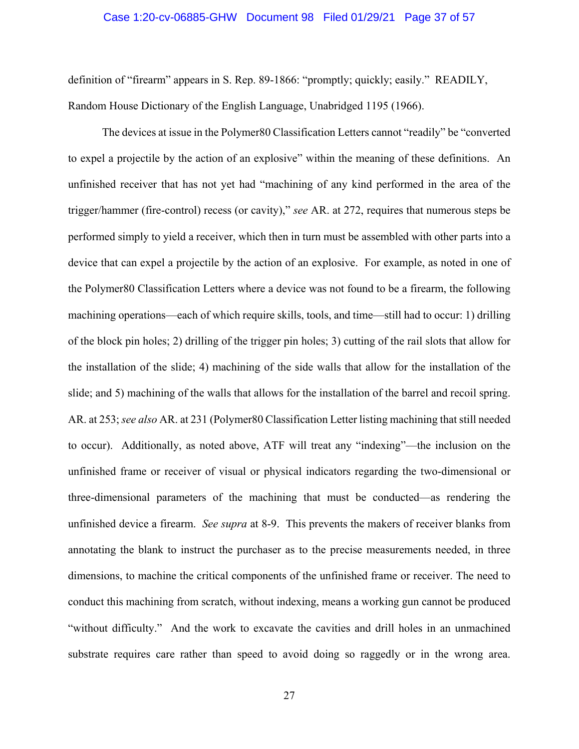definition of "firearm" appears in S. Rep. 89-1866: "promptly; quickly; easily." READILY, Random House Dictionary of the English Language, Unabridged 1195 (1966).

The devices at issue in the Polymer80 Classification Letters cannot "readily" be "converted to expel a projectile by the action of an explosive" within the meaning of these definitions. An unfinished receiver that has not yet had "machining of any kind performed in the area of the trigger/hammer (fire-control) recess (or cavity)," *see* AR. at 272, requires that numerous steps be performed simply to yield a receiver, which then in turn must be assembled with other parts into a device that can expel a projectile by the action of an explosive. For example, as noted in one of the Polymer80 Classification Letters where a device was not found to be a firearm, the following machining operations—each of which require skills, tools, and time—still had to occur: 1) drilling of the block pin holes; 2) drilling of the trigger pin holes; 3) cutting of the rail slots that allow for the installation of the slide; 4) machining of the side walls that allow for the installation of the slide; and 5) machining of the walls that allows for the installation of the barrel and recoil spring. AR. at 253; *see also* AR. at 231 (Polymer80 Classification Letter listing machining that still needed to occur). Additionally, as noted above, ATF will treat any "indexing"—the inclusion on the unfinished frame or receiver of visual or physical indicators regarding the two-dimensional or three-dimensional parameters of the machining that must be conducted—as rendering the unfinished device a firearm. *See supra* at 8-9. This prevents the makers of receiver blanks from annotating the blank to instruct the purchaser as to the precise measurements needed, in three dimensions, to machine the critical components of the unfinished frame or receiver. The need to conduct this machining from scratch, without indexing, means a working gun cannot be produced "without difficulty." And the work to excavate the cavities and drill holes in an unmachined substrate requires care rather than speed to avoid doing so raggedly or in the wrong area.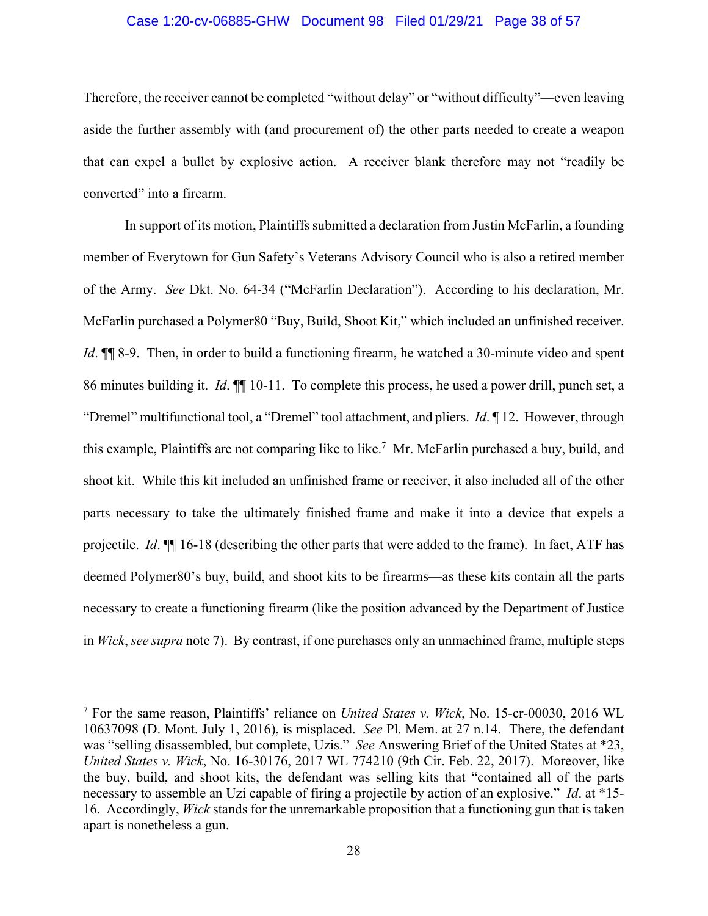Therefore, the receiver cannot be completed "without delay" or "without difficulty"—even leaving aside the further assembly with (and procurement of) the other parts needed to create a weapon that can expel a bullet by explosive action. A receiver blank therefore may not "readily be converted" into a firearm.

In support of its motion, Plaintiffs submitted a declaration from Justin McFarlin, a founding member of Everytown for Gun Safety's Veterans Advisory Council who is also a retired member of the Army. *See* Dkt. No. 64-34 ("McFarlin Declaration"). According to his declaration, Mr. McFarlin purchased a Polymer80 "Buy, Build, Shoot Kit," which included an unfinished receiver. *Id*. ¶¶ 8-9. Then, in order to build a functioning firearm, he watched a 30-minute video and spent 86 minutes building it. *Id*. ¶¶ 10-11. To complete this process, he used a power drill, punch set, a "Dremel" multifunctional tool, a "Dremel" tool attachment, and pliers. *Id*. ¶ 12. However, through this example, Plaintiffs are not comparing like to like.[7] Mr. McFarlin purchased a buy, build, and shoot kit. While this kit included an unfinished frame or receiver, it also included all of the other parts necessary to take the ultimately finished frame and make it into a device that expels a projectile. *Id*. ¶¶ 16-18 (describing the other parts that were added to the frame). In fact, ATF has deemed Polymer80's buy, build, and shoot kits to be firearms—as these kits contain all the parts necessary to create a functioning firearm (like the position advanced by the Department of Justice in *Wick*, *see supra* note 7). By contrast, if one purchases only an unmachined frame, multiple steps

---

[7] For the same reason, Plaintiffs' reliance on *United States v. Wick*, No. 15-cr-00030, 2016 WL 10637098 (D. Mont. July 1, 2016), is misplaced. *See* Pl. Mem. at 27 n.14. There, the defendant was "selling disassembled, but complete, Uzis." *See* Answering Brief of the United States at *23, *United States v. Wick*, No. 16-30176, 2017 WL 774210 (9th Cir. Feb. 22, 2017). Moreover, like the buy, build, and shoot kits, the defendant was selling kits that "contained all of the parts necessary to assemble an Uzi capable of firing a projectile by action of an explosive." *Id*. at *15-16. Accordingly, *Wick* stands for the unremarkable proposition that a functioning gun that is taken apart is nonetheless a gun.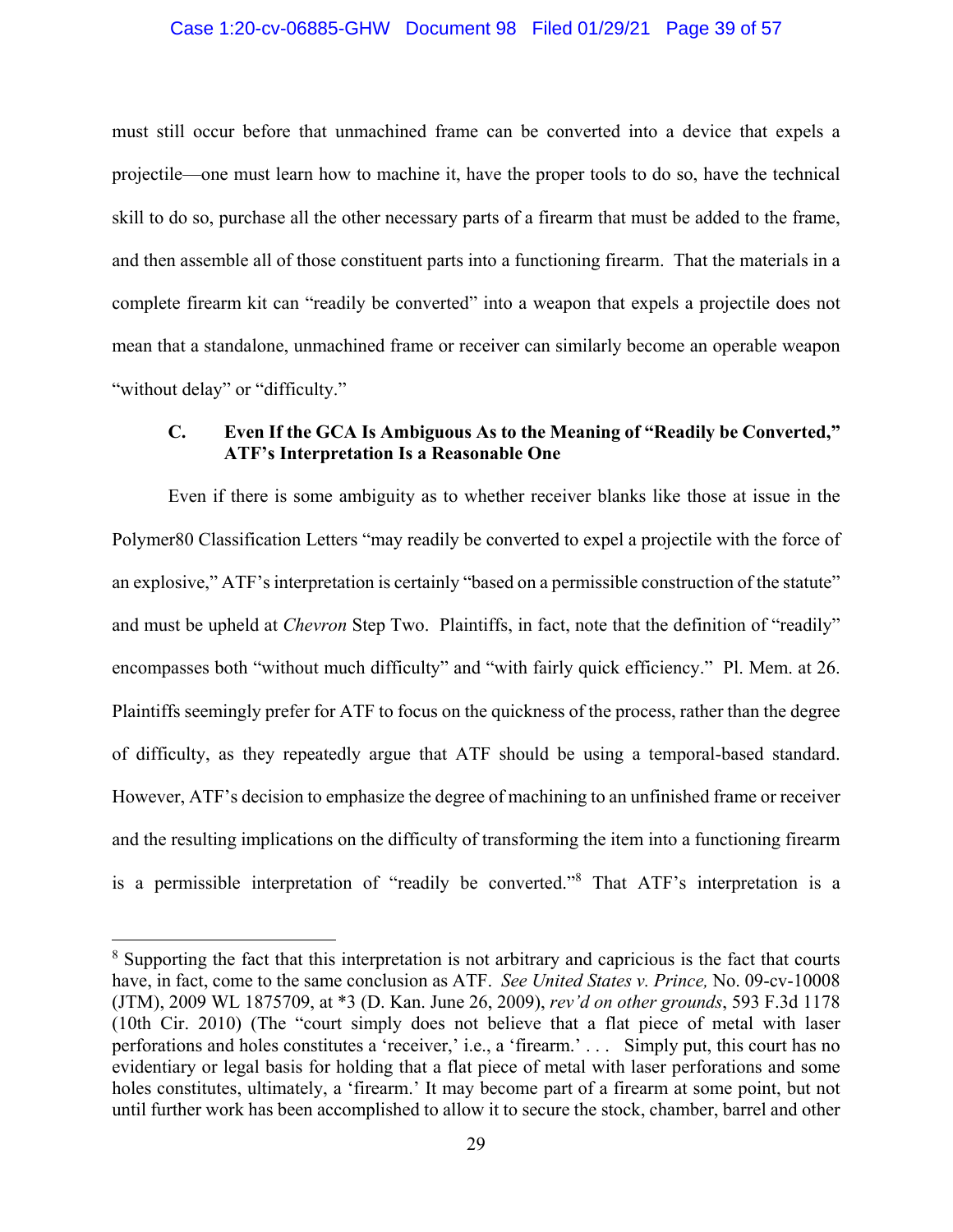must still occur before that unmachined frame can be converted into a device that expels a projectile—one must learn how to machine it, have the proper tools to do so, have the technical skill to do so, purchase all the other necessary parts of a firearm that must be added to the frame, and then assemble all of those constituent parts into a functioning firearm. That the materials in a complete firearm kit can "readily be converted" into a weapon that expels a projectile does not mean that a standalone, unmachined frame or receiver can similarly become an operable weapon "without delay" or "difficulty."

### C. Even If the GCA Is Ambiguous As to the Meaning of "Readily be Converted," ATF's Interpretation Is a Reasonable One

Even if there is some ambiguity as to whether receiver blanks like those at issue in the Polymer80 Classification Letters "may readily be converted to expel a projectile with the force of an explosive," ATF's interpretation is certainly "based on a permissible construction of the statute" and must be upheld at *Chevron* Step Two. Plaintiffs, in fact, note that the definition of "readily" encompasses both "without much difficulty" and "with fairly quick efficiency." Pl. Mem. at 26. Plaintiffs seemingly prefer for ATF to focus on the quickness of the process, rather than the degree of difficulty, as they repeatedly argue that ATF should be using a temporal-based standard. However, ATF's decision to emphasize the degree of machining to an unfinished frame or receiver and the resulting implications on the difficulty of transforming the item into a functioning firearm is a permissible interpretation of "readily be converted."[8] That ATF's interpretation is a

---

[8] Supporting the fact that this interpretation is not arbitrary and capricious is the fact that courts have, in fact, come to the same conclusion as ATF. *See United States v. Prince,* No. 09-cv-10008 (JTM), 2009 WL 1875709, at *3 (D. Kan. June 26, 2009), *rev'd on other grounds*, 593 F.3d 1178 (10th Cir. 2010) (The "court simply does not believe that a flat piece of metal with laser perforations and holes constitutes a 'receiver,' i.e., a 'firearm.' . . . Simply put, this court has no evidentiary or legal basis for holding that a flat piece of metal with laser perforations and some holes constitutes, ultimately, a 'firearm.' It may become part of a firearm at some point, but not until further work has been accomplished to allow it to secure the stock, chamber, barrel and other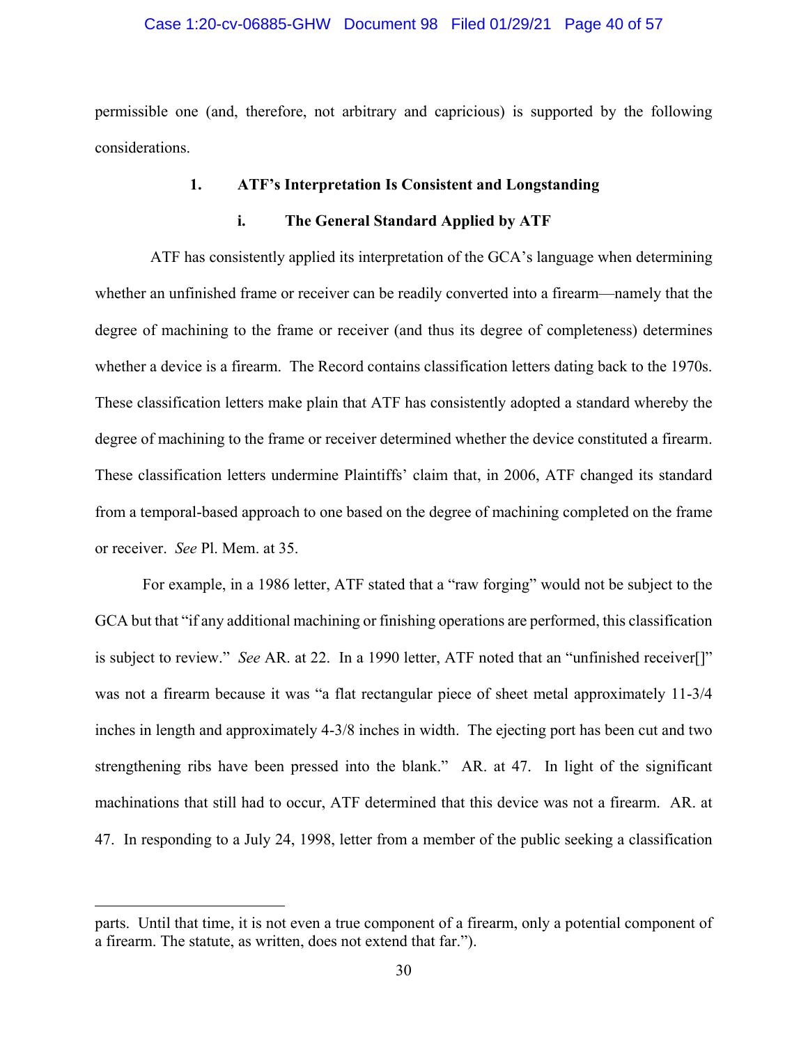permissible one (and, therefore, not arbitrary and capricious) is supported by the following considerations.

### 1. ATF's Interpretation Is Consistent and Longstanding

#### i. The General Standard Applied by ATF

ATF has consistently applied its interpretation of the GCA's language when determining whether an unfinished frame or receiver can be readily converted into a firearm—namely that the degree of machining to the frame or receiver (and thus its degree of completeness) determines whether a device is a firearm. The Record contains classification letters dating back to the 1970s. These classification letters make plain that ATF has consistently adopted a standard whereby the degree of machining to the frame or receiver determined whether the device constituted a firearm. These classification letters undermine Plaintiffs' claim that, in 2006, ATF changed its standard from a temporal-based approach to one based on the degree of machining completed on the frame or receiver. *See* Pl. Mem. at 35.

For example, in a 1986 letter, ATF stated that a "raw forging" would not be subject to the GCA but that "if any additional machining or finishing operations are performed, this classification is subject to review." *See* AR. at 22. In a 1990 letter, ATF noted that an "unfinished receiver[]" was not a firearm because it was "a flat rectangular piece of sheet metal approximately 11-3/4 inches in length and approximately 4-3/8 inches in width. The ejecting port has been cut and two strengthening ribs have been pressed into the blank." AR. at 47. In light of the significant machinations that still had to occur, ATF determined that this device was not a firearm. AR. at 47. In responding to a July 24, 1998, letter from a member of the public seeking a classification

---

parts. Until that time, it is not even a true component of a firearm, only a potential component of a firearm. The statute, as written, does not extend that far.").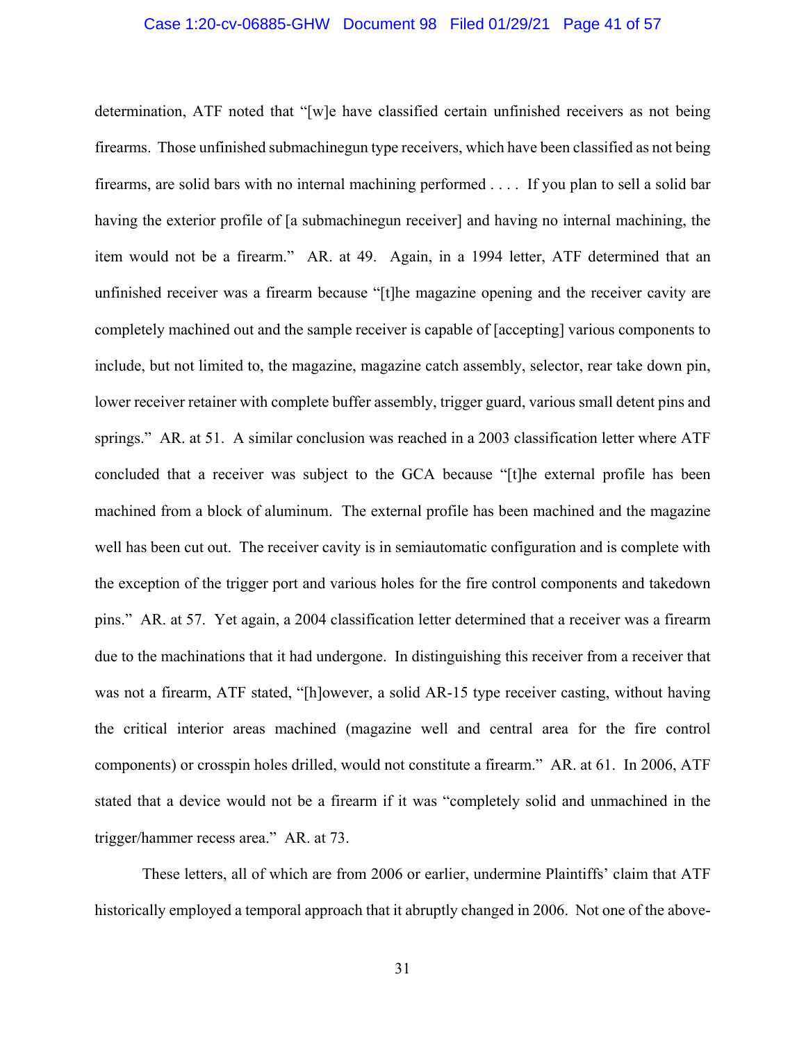determination, ATF noted that "[w]e have classified certain unfinished receivers as not being firearms. Those unfinished submachinegun type receivers, which have been classified as not being firearms, are solid bars with no internal machining performed . . . . If you plan to sell a solid bar having the exterior profile of [a submachinegun receiver] and having no internal machining, the item would not be a firearm." AR. at 49. Again, in a 1994 letter, ATF determined that an unfinished receiver was a firearm because "[t]he magazine opening and the receiver cavity are completely machined out and the sample receiver is capable of [accepting] various components to include, but not limited to, the magazine, magazine catch assembly, selector, rear take down pin, lower receiver retainer with complete buffer assembly, trigger guard, various small detent pins and springs." AR. at 51. A similar conclusion was reached in a 2003 classification letter where ATF concluded that a receiver was subject to the GCA because "[t]he external profile has been machined from a block of aluminum. The external profile has been machined and the magazine well has been cut out. The receiver cavity is in semiautomatic configuration and is complete with the exception of the trigger port and various holes for the fire control components and takedown pins." AR. at 57. Yet again, a 2004 classification letter determined that a receiver was a firearm due to the machinations that it had undergone. In distinguishing this receiver from a receiver that was not a firearm, ATF stated, "[h]owever, a solid AR-15 type receiver casting, without having the critical interior areas machined (magazine well and central area for the fire control components) or crosspin holes drilled, would not constitute a firearm." AR. at 61. In 2006, ATF stated that a device would not be a firearm if it was "completely solid and unmachined in the trigger/hammer recess area." AR. at 73.

These letters, all of which are from 2006 or earlier, undermine Plaintiffs' claim that ATF historically employed a temporal approach that it abruptly changed in 2006. Not one of the above-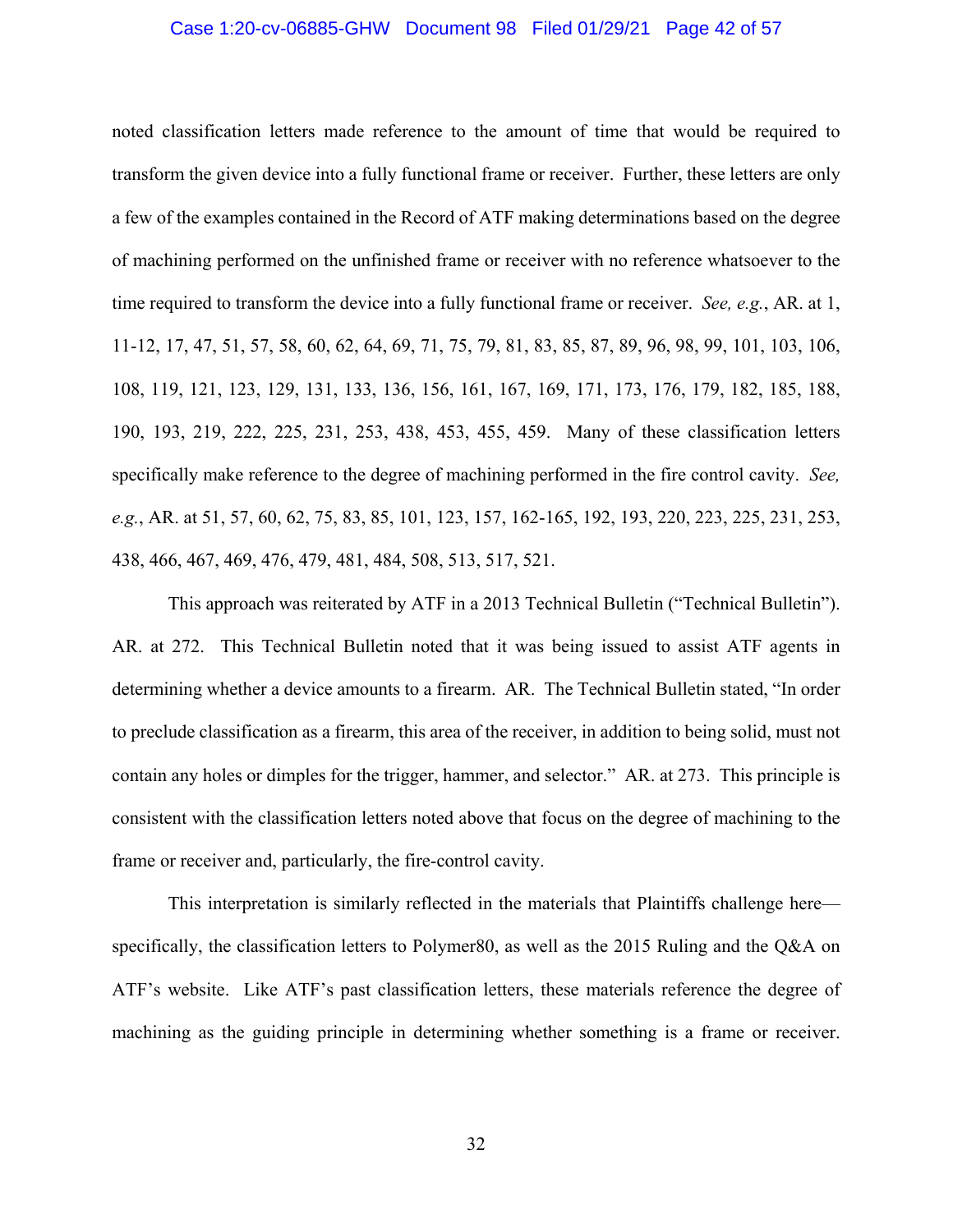noted classification letters made reference to the amount of time that would be required to transform the given device into a fully functional frame or receiver. Further, these letters are only a few of the examples contained in the Record of ATF making determinations based on the degree of machining performed on the unfinished frame or receiver with no reference whatsoever to the time required to transform the device into a fully functional frame or receiver. *See, e.g.*, AR. at 1, 11-12, 17, 47, 51, 57, 58, 60, 62, 64, 69, 71, 75, 79, 81, 83, 85, 87, 89, 96, 98, 99, 101, 103, 106, 108, 119, 121, 123, 129, 131, 133, 136, 156, 161, 167, 169, 171, 173, 176, 179, 182, 185, 188, 190, 193, 219, 222, 225, 231, 253, 438, 453, 455, 459. Many of these classification letters specifically make reference to the degree of machining performed in the fire control cavity. *See, e.g.*, AR. at 51, 57, 60, 62, 75, 83, 85, 101, 123, 157, 162-165, 192, 193, 220, 223, 225, 231, 253, 438, 466, 467, 469, 476, 479, 481, 484, 508, 513, 517, 521.

This approach was reiterated by ATF in a 2013 Technical Bulletin ("Technical Bulletin"). AR. at 272. This Technical Bulletin noted that it was being issued to assist ATF agents in determining whether a device amounts to a firearm. AR. The Technical Bulletin stated, "In order to preclude classification as a firearm, this area of the receiver, in addition to being solid, must not contain any holes or dimples for the trigger, hammer, and selector." AR. at 273. This principle is consistent with the classification letters noted above that focus on the degree of machining to the frame or receiver and, particularly, the fire-control cavity.

This interpretation is similarly reflected in the materials that Plaintiffs challenge here—specifically, the classification letters to Polymer80, as well as the 2015 Ruling and the Q&A on ATF's website. Like ATF's past classification letters, these materials reference the degree of machining as the guiding principle in determining whether something is a frame or receiver.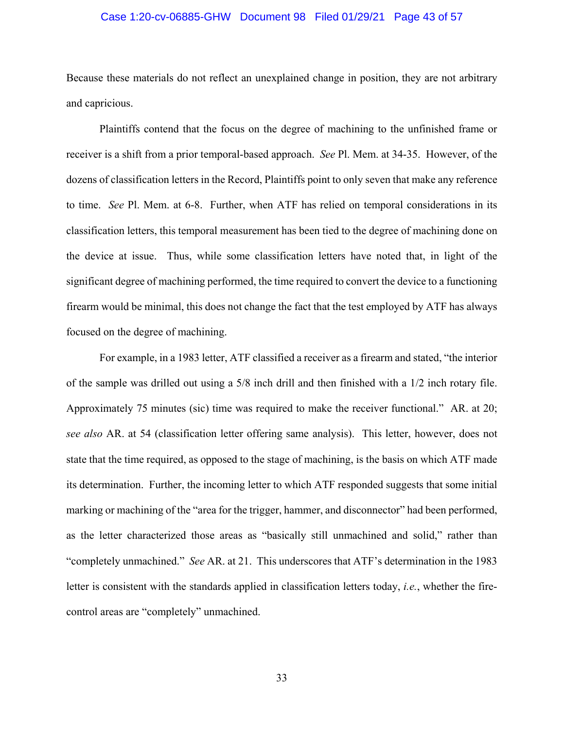Because these materials do not reflect an unexplained change in position, they are not arbitrary and capricious.

Plaintiffs contend that the focus on the degree of machining to the unfinished frame or receiver is a shift from a prior temporal-based approach. *See* Pl. Mem. at 34-35. However, of the dozens of classification letters in the Record, Plaintiffs point to only seven that make any reference to time. *See* Pl. Mem. at 6-8. Further, when ATF has relied on temporal considerations in its classification letters, this temporal measurement has been tied to the degree of machining done on the device at issue. Thus, while some classification letters have noted that, in light of the significant degree of machining performed, the time required to convert the device to a functioning firearm would be minimal, this does not change the fact that the test employed by ATF has always focused on the degree of machining.

For example, in a 1983 letter, ATF classified a receiver as a firearm and stated, "the interior of the sample was drilled out using a 5/8 inch drill and then finished with a 1/2 inch rotary file. Approximately 75 minutes (sic) time was required to make the receiver functional." AR. at 20; *see also* AR. at 54 (classification letter offering same analysis). This letter, however, does not state that the time required, as opposed to the stage of machining, is the basis on which ATF made its determination. Further, the incoming letter to which ATF responded suggests that some initial marking or machining of the "area for the trigger, hammer, and disconnector" had been performed, as the letter characterized those areas as "basically still unmachined and solid," rather than "completely unmachined." *See* AR. at 21. This underscores that ATF's determination in the 1983 letter is consistent with the standards applied in classification letters today, *i.e.*, whether the fire-control areas are "completely" unmachined.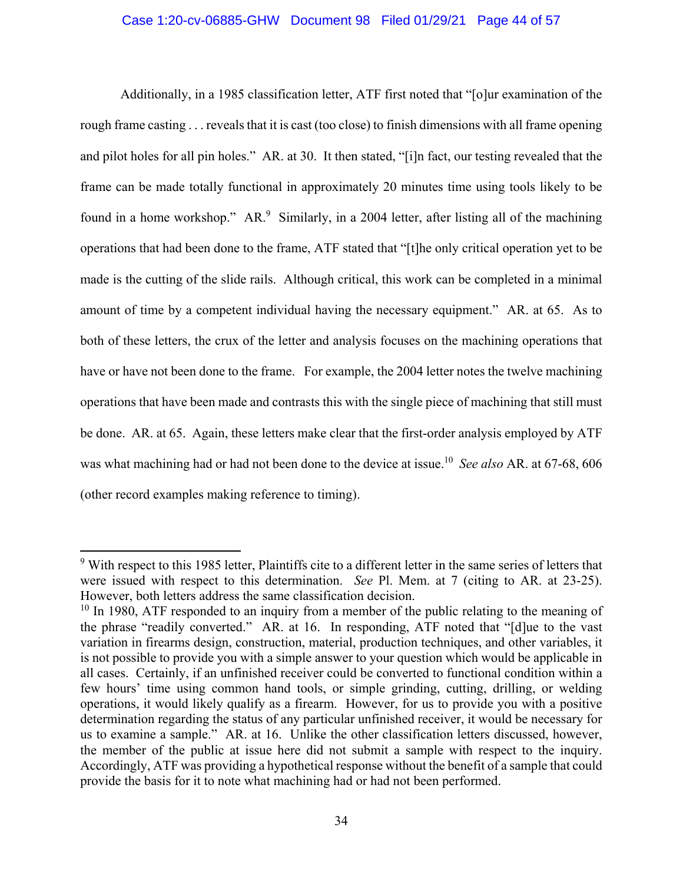Additionally, in a 1985 classification letter, ATF first noted that "[o]ur examination of the rough frame casting . . . reveals that it is cast (too close) to finish dimensions with all frame opening and pilot holes for all pin holes." AR. at 30. It then stated, "[i]n fact, our testing revealed that the frame can be made totally functional in approximately 20 minutes time using tools likely to be found in a home workshop." AR.[9] Similarly, in a 2004 letter, after listing all of the machining operations that had been done to the frame, ATF stated that "[t]he only critical operation yet to be made is the cutting of the slide rails. Although critical, this work can be completed in a minimal amount of time by a competent individual having the necessary equipment." AR. at 65. As to both of these letters, the crux of the letter and analysis focuses on the machining operations that have or have not been done to the frame. For example, the 2004 letter notes the twelve machining operations that have been made and contrasts this with the single piece of machining that still must be done. AR. at 65. Again, these letters make clear that the first-order analysis employed by ATF was what machining had or had not been done to the device at issue.[10] *See also* AR. at 67-68, 606 (other record examples making reference to timing).

---

[9] With respect to this 1985 letter, Plaintiffs cite to a different letter in the same series of letters that were issued with respect to this determination. *See* Pl. Mem. at 7 (citing to AR. at 23-25). However, both letters address the same classification decision.

[10] In 1980, ATF responded to an inquiry from a member of the public relating to the meaning of the phrase "readily converted." AR. at 16. In responding, ATF noted that "[d]ue to the vast variation in firearms design, construction, material, production techniques, and other variables, it is not possible to provide you with a simple answer to your question which would be applicable in all cases. Certainly, if an unfinished receiver could be converted to functional condition within a few hours' time using common hand tools, or simple grinding, cutting, drilling, or welding operations, it would likely qualify as a firearm. However, for us to provide you with a positive determination regarding the status of any particular unfinished receiver, it would be necessary for us to examine a sample." AR. at 16. Unlike the other classification letters discussed, however, the member of the public at issue here did not submit a sample with respect to the inquiry. Accordingly, ATF was providing a hypothetical response without the benefit of a sample that could provide the basis for it to note what machining had or had not been performed.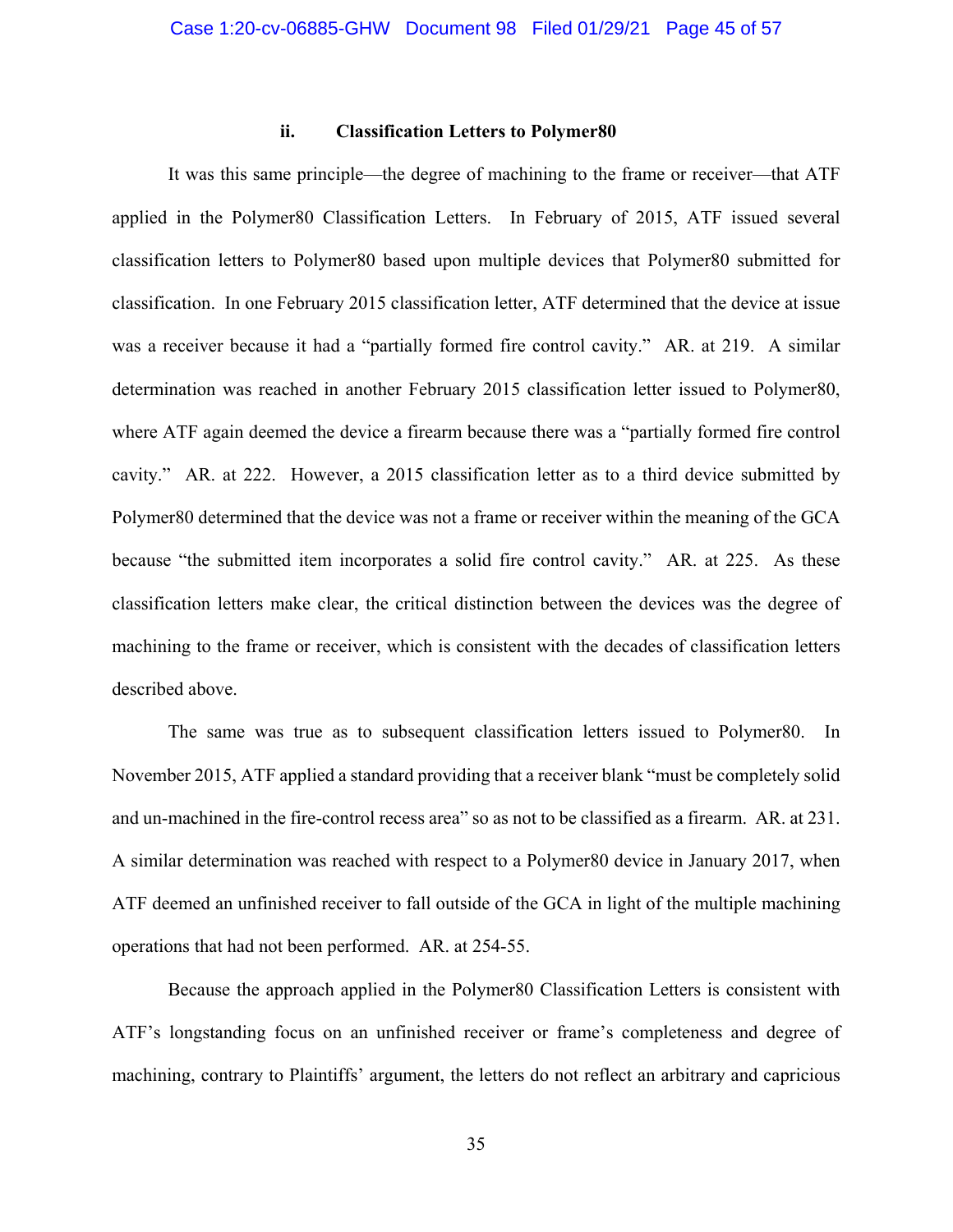### ii. Classification Letters to Polymer80

It was this same principle—the degree of machining to the frame or receiver—that ATF applied in the Polymer80 Classification Letters. In February of 2015, ATF issued several classification letters to Polymer80 based upon multiple devices that Polymer80 submitted for classification. In one February 2015 classification letter, ATF determined that the device at issue was a receiver because it had a "partially formed fire control cavity." AR. at 219. A similar determination was reached in another February 2015 classification letter issued to Polymer80, where ATF again deemed the device a firearm because there was a "partially formed fire control cavity." AR. at 222. However, a 2015 classification letter as to a third device submitted by Polymer80 determined that the device was not a frame or receiver within the meaning of the GCA because "the submitted item incorporates a solid fire control cavity." AR. at 225. As these classification letters make clear, the critical distinction between the devices was the degree of machining to the frame or receiver, which is consistent with the decades of classification letters described above.

The same was true as to subsequent classification letters issued to Polymer80. In November 2015, ATF applied a standard providing that a receiver blank "must be completely solid and un-machined in the fire-control recess area" so as not to be classified as a firearm. AR. at 231. A similar determination was reached with respect to a Polymer80 device in January 2017, when ATF deemed an unfinished receiver to fall outside of the GCA in light of the multiple machining operations that had not been performed. AR. at 254-55.

Because the approach applied in the Polymer80 Classification Letters is consistent with ATF's longstanding focus on an unfinished receiver or frame's completeness and degree of machining, contrary to Plaintiffs' argument, the letters do not reflect an arbitrary and capricious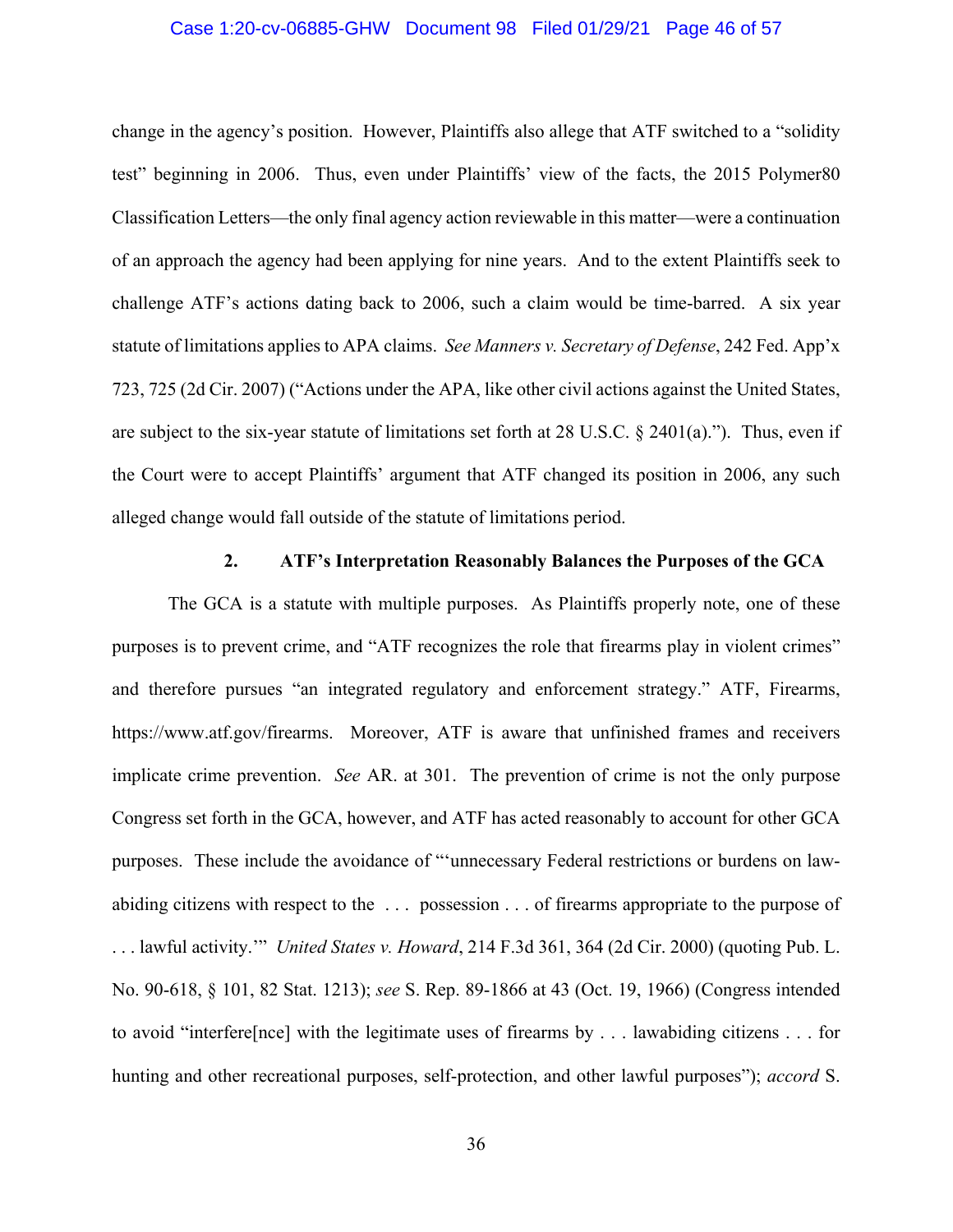change in the agency's position. However, Plaintiffs also allege that ATF switched to a "solidity test" beginning in 2006. Thus, even under Plaintiffs' view of the facts, the 2015 Polymer80 Classification Letters—the only final agency action reviewable in this matter—were a continuation of an approach the agency had been applying for nine years. And to the extent Plaintiffs seek to challenge ATF's actions dating back to 2006, such a claim would be time-barred. A six year statute of limitations applies to APA claims. *See Manners v. Secretary of Defense*, 242 Fed. App'x 723, 725 (2d Cir. 2007) ("Actions under the APA, like other civil actions against the United States, are subject to the six-year statute of limitations set forth at 28 U.S.C. § 2401(a)."). Thus, even if the Court were to accept Plaintiffs' argument that ATF changed its position in 2006, any such alleged change would fall outside of the statute of limitations period.

**2. ATF's Interpretation Reasonably Balances the Purposes of the GCA**

The GCA is a statute with multiple purposes. As Plaintiffs properly note, one of these purposes is to prevent crime, and "ATF recognizes the role that firearms play in violent crimes" and therefore pursues "an integrated regulatory and enforcement strategy." ATF, Firearms, https://www.atf.gov/firearms. Moreover, ATF is aware that unfinished frames and receivers implicate crime prevention. *See* AR. at 301. The prevention of crime is not the only purpose Congress set forth in the GCA, however, and ATF has acted reasonably to account for other GCA purposes. These include the avoidance of "'unnecessary Federal restrictions or burdens on law-abiding citizens with respect to the . . . possession . . . of firearms appropriate to the purpose of . . . lawful activity.'" *United States v. Howard*, 214 F.3d 361, 364 (2d Cir. 2000) (quoting Pub. L. No. 90-618, § 101, 82 Stat. 1213); *see* S. Rep. 89-1866 at 43 (Oct. 19, 1966) (Congress intended to avoid "interfere[nce] with the legitimate uses of firearms by . . . lawabiding citizens . . . for hunting and other recreational purposes, self-protection, and other lawful purposes"); *accord* S.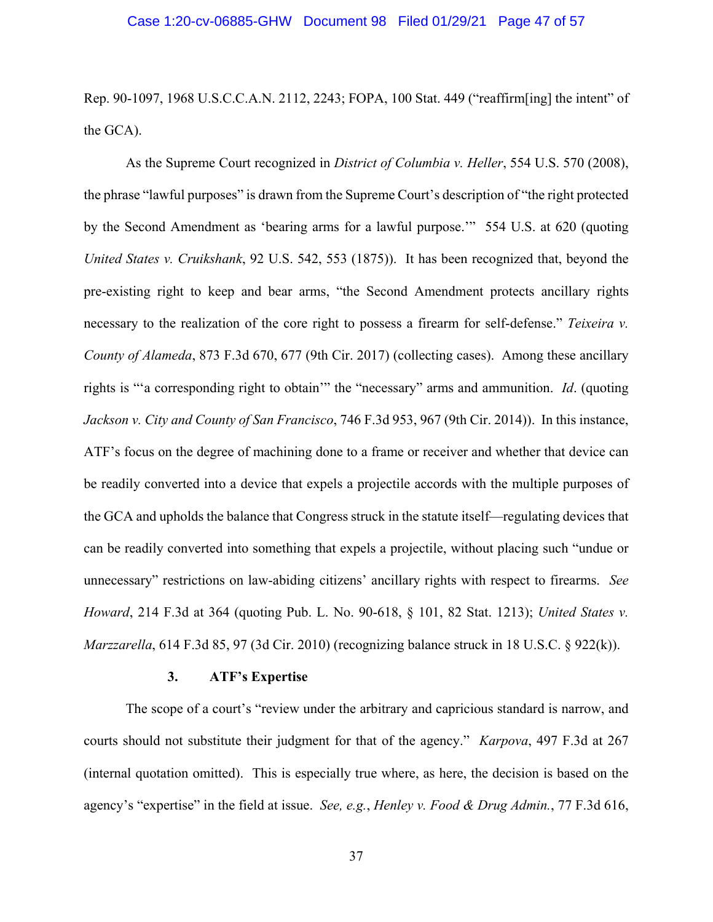Rep. 90-1097, 1968 U.S.C.C.A.N. 2112, 2243; FOPA, 100 Stat. 449 ("reaffirm[ing] the intent" of the GCA).

As the Supreme Court recognized in *District of Columbia v. Heller*, 554 U.S. 570 (2008), the phrase "lawful purposes" is drawn from the Supreme Court's description of "the right protected by the Second Amendment as 'bearing arms for a lawful purpose.'" 554 U.S. at 620 (quoting *United States v. Cruikshank*, 92 U.S. 542, 553 (1875)). It has been recognized that, beyond the pre-existing right to keep and bear arms, "the Second Amendment protects ancillary rights necessary to the realization of the core right to possess a firearm for self-defense." *Teixeira v. County of Alameda*, 873 F.3d 670, 677 (9th Cir. 2017) (collecting cases). Among these ancillary rights is "'a corresponding right to obtain'" the "necessary" arms and ammunition. *Id*. (quoting *Jackson v. City and County of San Francisco*, 746 F.3d 953, 967 (9th Cir. 2014)). In this instance, ATF's focus on the degree of machining done to a frame or receiver and whether that device can be readily converted into a device that expels a projectile accords with the multiple purposes of the GCA and upholds the balance that Congress struck in the statute itself—regulating devices that can be readily converted into something that expels a projectile, without placing such "undue or unnecessary" restrictions on law-abiding citizens' ancillary rights with respect to firearms. *See Howard*, 214 F.3d at 364 (quoting Pub. L. No. 90-618, § 101, 82 Stat. 1213); *United States v. Marzzarella*, 614 F.3d 85, 97 (3d Cir. 2010) (recognizing balance struck in 18 U.S.C. § 922(k)).

### 3. ATF's Expertise

The scope of a court's "review under the arbitrary and capricious standard is narrow, and courts should not substitute their judgment for that of the agency." *Karpova*, 497 F.3d at 267 (internal quotation omitted). This is especially true where, as here, the decision is based on the agency's "expertise" in the field at issue. *See, e.g.*, *Henley v. Food & Drug Admin.*, 77 F.3d 616,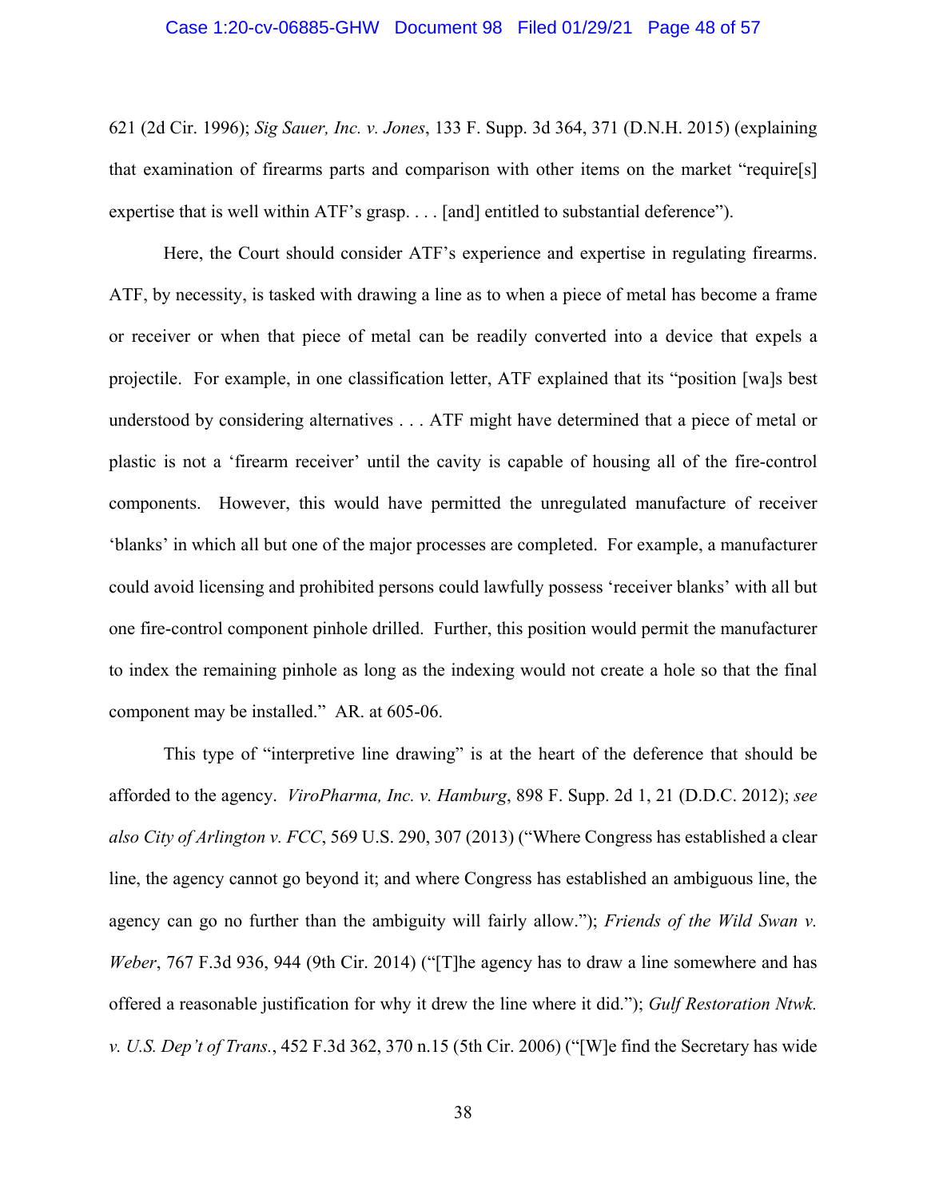621 (2d Cir. 1996); *Sig Sauer, Inc. v. Jones*, 133 F. Supp. 3d 364, 371 (D.N.H. 2015) (explaining that examination of firearms parts and comparison with other items on the market "require[s] expertise that is well within ATF's grasp. . . . [and] entitled to substantial deference").

Here, the Court should consider ATF's experience and expertise in regulating firearms. ATF, by necessity, is tasked with drawing a line as to when a piece of metal has become a frame or receiver or when that piece of metal can be readily converted into a device that expels a projectile. For example, in one classification letter, ATF explained that its "position [wa]s best understood by considering alternatives . . . ATF might have determined that a piece of metal or plastic is not a 'firearm receiver' until the cavity is capable of housing all of the fire-control components. However, this would have permitted the unregulated manufacture of receiver 'blanks' in which all but one of the major processes are completed. For example, a manufacturer could avoid licensing and prohibited persons could lawfully possess 'receiver blanks' with all but one fire-control component pinhole drilled. Further, this position would permit the manufacturer to index the remaining pinhole as long as the indexing would not create a hole so that the final component may be installed." AR. at 605-06.

This type of "interpretive line drawing" is at the heart of the deference that should be afforded to the agency. *ViroPharma, Inc. v. Hamburg*, 898 F. Supp. 2d 1, 21 (D.D.C. 2012); *see also City of Arlington v. FCC*, 569 U.S. 290, 307 (2013) ("Where Congress has established a clear line, the agency cannot go beyond it; and where Congress has established an ambiguous line, the agency can go no further than the ambiguity will fairly allow."); *Friends of the Wild Swan v. Weber*, 767 F.3d 936, 944 (9th Cir. 2014) ("[T]he agency has to draw a line somewhere and has offered a reasonable justification for why it drew the line where it did."); *Gulf Restoration Ntwk. v. U.S. Dep't of Trans.*, 452 F.3d 362, 370 n.15 (5th Cir. 2006) ("[W]e find the Secretary has wide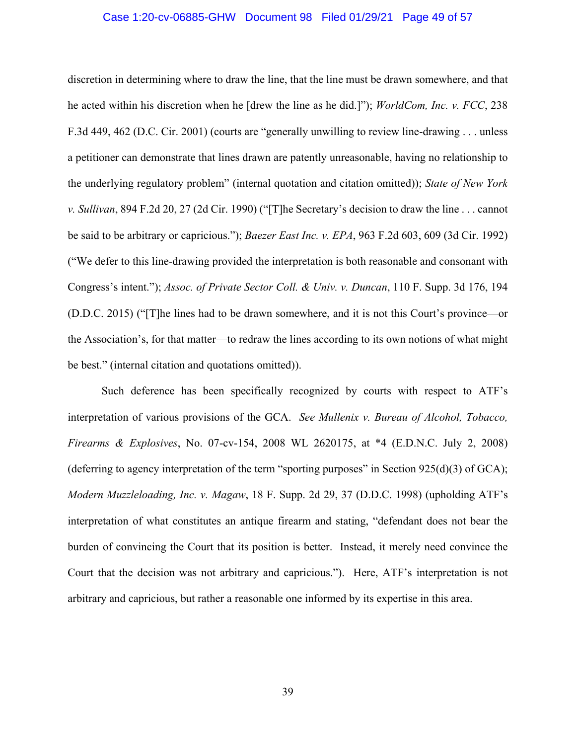discretion in determining where to draw the line, that the line must be drawn somewhere, and that he acted within his discretion when he [drew the line as he did.]"); *WorldCom, Inc. v. FCC*, 238 F.3d 449, 462 (D.C. Cir. 2001) (courts are "generally unwilling to review line-drawing . . . unless a petitioner can demonstrate that lines drawn are patently unreasonable, having no relationship to the underlying regulatory problem" (internal quotation and citation omitted)); *State of New York v. Sullivan*, 894 F.2d 20, 27 (2d Cir. 1990) ("[T]he Secretary's decision to draw the line . . . cannot be said to be arbitrary or capricious."); *Baezer East Inc. v. EPA*, 963 F.2d 603, 609 (3d Cir. 1992) ("We defer to this line-drawing provided the interpretation is both reasonable and consonant with Congress's intent."); *Assoc. of Private Sector Coll. & Univ. v. Duncan*, 110 F. Supp. 3d 176, 194 (D.D.C. 2015) ("[T]he lines had to be drawn somewhere, and it is not this Court's province—or the Association's, for that matter—to redraw the lines according to its own notions of what might be best." (internal citation and quotations omitted)).

Such deference has been specifically recognized by courts with respect to ATF's interpretation of various provisions of the GCA. *See Mullenix v. Bureau of Alcohol, Tobacco, Firearms & Explosives*, No. 07-cv-154, 2008 WL 2620175, at *4 (E.D.N.C. July 2, 2008) (deferring to agency interpretation of the term "sporting purposes" in Section 925(d)(3) of GCA); *Modern Muzzleloading, Inc. v. Magaw*, 18 F. Supp. 2d 29, 37 (D.D.C. 1998) (upholding ATF's interpretation of what constitutes an antique firearm and stating, "defendant does not bear the burden of convincing the Court that its position is better. Instead, it merely need convince the Court that the decision was not arbitrary and capricious."). Here, ATF's interpretation is not arbitrary and capricious, but rather a reasonable one informed by its expertise in this area.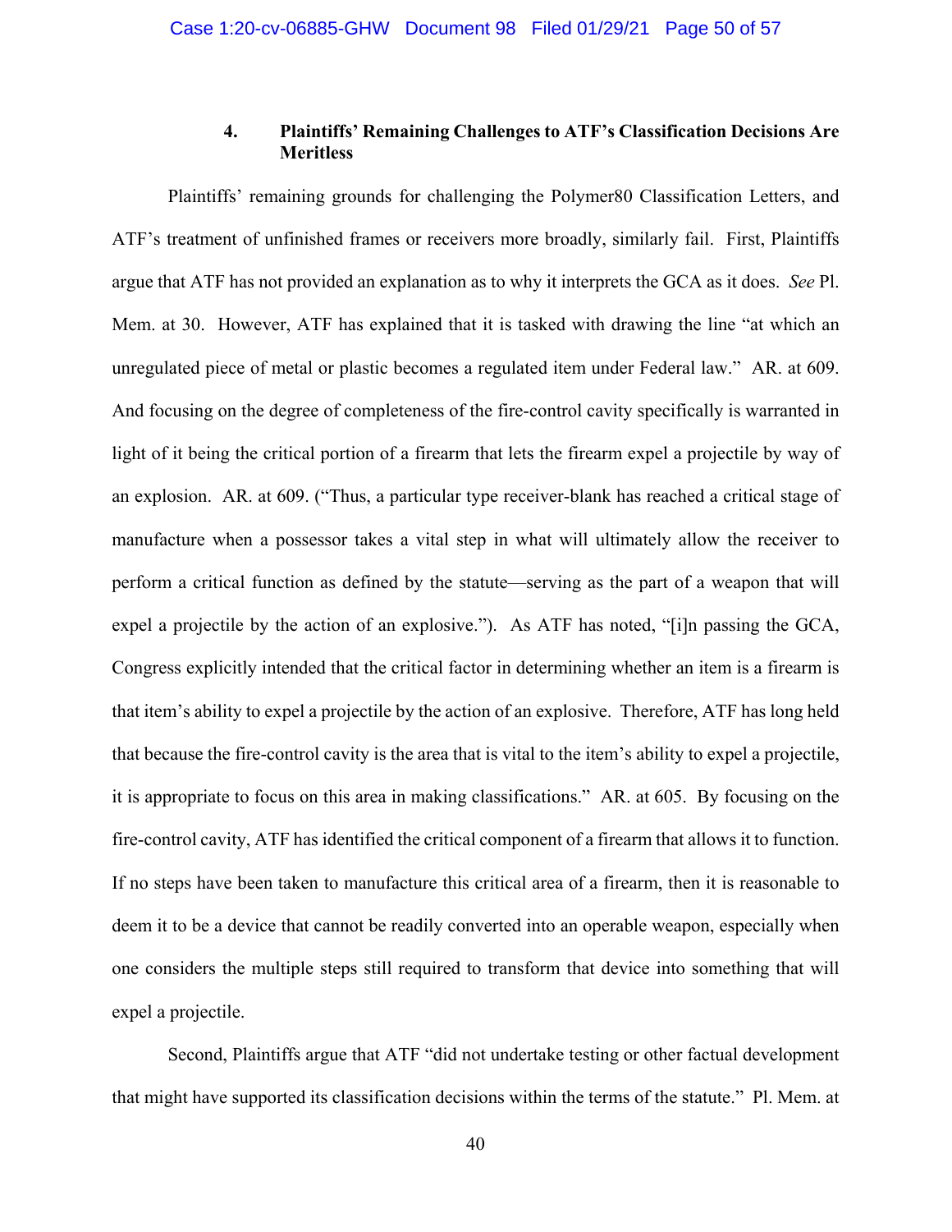#### 4. Plaintiffs' Remaining Challenges to ATF's Classification Decisions Are Meritless

Plaintiffs' remaining grounds for challenging the Polymer80 Classification Letters, and ATF's treatment of unfinished frames or receivers more broadly, similarly fail. First, Plaintiffs argue that ATF has not provided an explanation as to why it interprets the GCA as it does. *See* Pl. Mem. at 30. However, ATF has explained that it is tasked with drawing the line "at which an unregulated piece of metal or plastic becomes a regulated item under Federal law." AR. at 609. And focusing on the degree of completeness of the fire-control cavity specifically is warranted in light of it being the critical portion of a firearm that lets the firearm expel a projectile by way of an explosion. AR. at 609. ("Thus, a particular type receiver-blank has reached a critical stage of manufacture when a possessor takes a vital step in what will ultimately allow the receiver to perform a critical function as defined by the statute—serving as the part of a weapon that will expel a projectile by the action of an explosive."). As ATF has noted, "[i]n passing the GCA, Congress explicitly intended that the critical factor in determining whether an item is a firearm is that item's ability to expel a projectile by the action of an explosive. Therefore, ATF has long held that because the fire-control cavity is the area that is vital to the item's ability to expel a projectile, it is appropriate to focus on this area in making classifications." AR. at 605. By focusing on the fire-control cavity, ATF has identified the critical component of a firearm that allows it to function. If no steps have been taken to manufacture this critical area of a firearm, then it is reasonable to deem it to be a device that cannot be readily converted into an operable weapon, especially when one considers the multiple steps still required to transform that device into something that will expel a projectile.

Second, Plaintiffs argue that ATF "did not undertake testing or other factual development that might have supported its classification decisions within the terms of the statute." Pl. Mem. at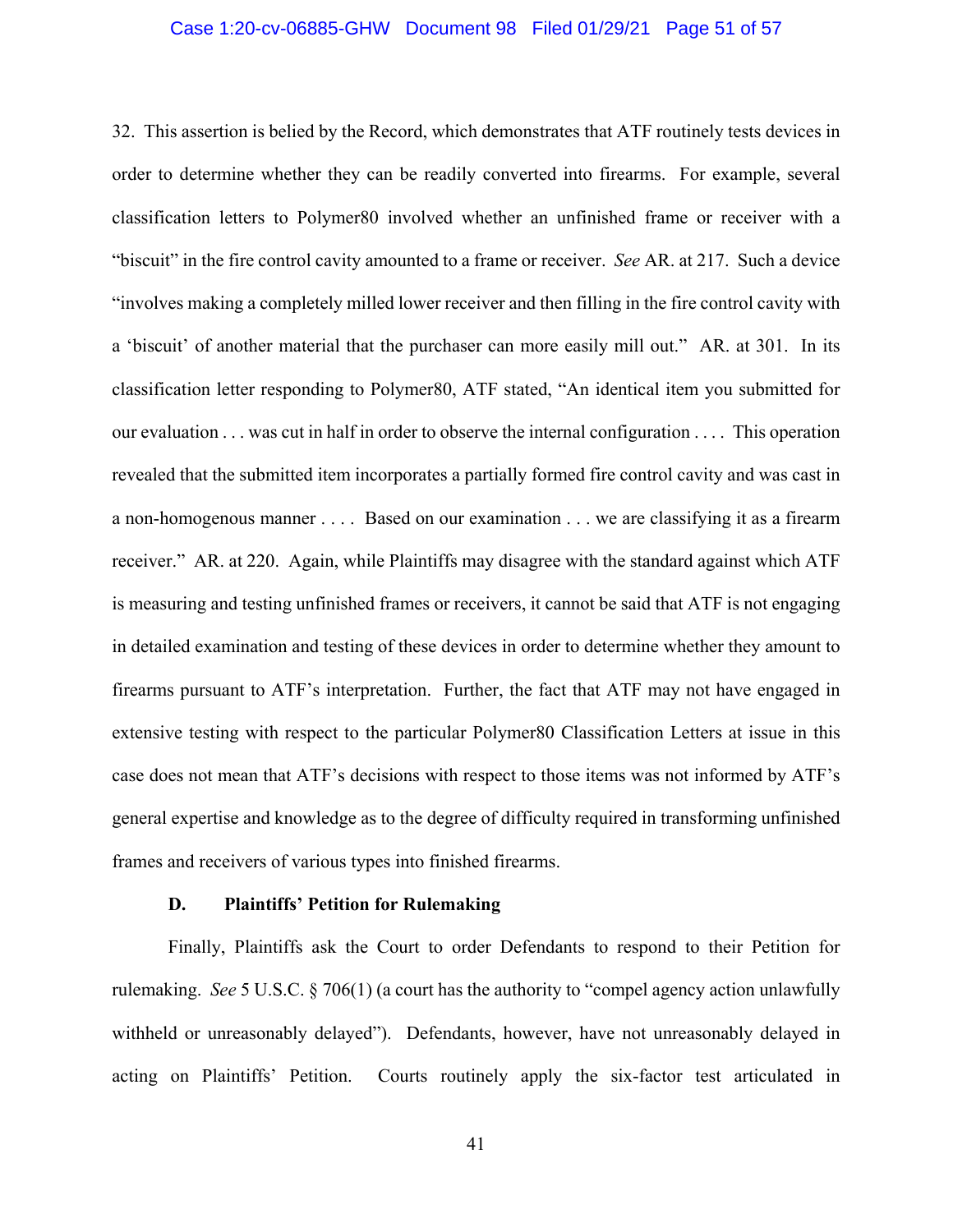32. This assertion is belied by the Record, which demonstrates that ATF routinely tests devices in order to determine whether they can be readily converted into firearms. For example, several classification letters to Polymer80 involved whether an unfinished frame or receiver with a "biscuit" in the fire control cavity amounted to a frame or receiver. *See* AR. at 217. Such a device "involves making a completely milled lower receiver and then filling in the fire control cavity with a 'biscuit' of another material that the purchaser can more easily mill out." AR. at 301. In its classification letter responding to Polymer80, ATF stated, "An identical item you submitted for our evaluation . . . was cut in half in order to observe the internal configuration . . . . This operation revealed that the submitted item incorporates a partially formed fire control cavity and was cast in a non-homogenous manner . . . . Based on our examination . . . we are classifying it as a firearm receiver." AR. at 220. Again, while Plaintiffs may disagree with the standard against which ATF is measuring and testing unfinished frames or receivers, it cannot be said that ATF is not engaging in detailed examination and testing of these devices in order to determine whether they amount to firearms pursuant to ATF's interpretation. Further, the fact that ATF may not have engaged in extensive testing with respect to the particular Polymer80 Classification Letters at issue in this case does not mean that ATF's decisions with respect to those items was not informed by ATF's general expertise and knowledge as to the degree of difficulty required in transforming unfinished frames and receivers of various types into finished firearms.

### D. Plaintiffs' Petition for Rulemaking

Finally, Plaintiffs ask the Court to order Defendants to respond to their Petition for rulemaking. *See* 5 U.S.C. § 706(1) (a court has the authority to "compel agency action unlawfully withheld or unreasonably delayed"). Defendants, however, have not unreasonably delayed in acting on Plaintiffs' Petition. Courts routinely apply the six-factor test articulated in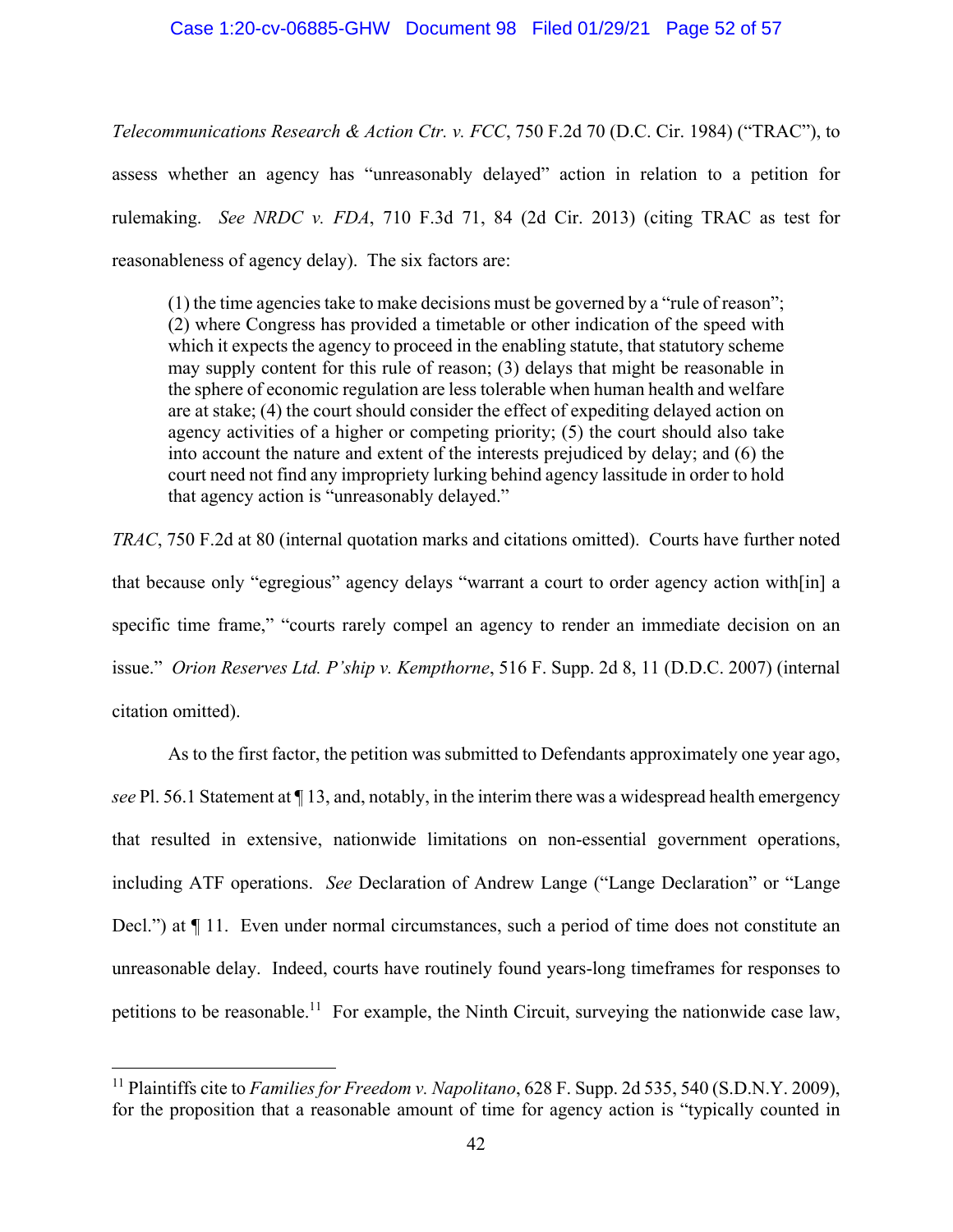*Telecommunications Research & Action Ctr. v. FCC*, 750 F.2d 70 (D.C. Cir. 1984) ("TRAC"), to assess whether an agency has "unreasonably delayed" action in relation to a petition for rulemaking. *See NRDC v. FDA*, 710 F.3d 71, 84 (2d Cir. 2013) (citing TRAC as test for reasonableness of agency delay). The six factors are:

> (1) the time agencies take to make decisions must be governed by a "rule of reason"; (2) where Congress has provided a timetable or other indication of the speed with which it expects the agency to proceed in the enabling statute, that statutory scheme may supply content for this rule of reason; (3) delays that might be reasonable in the sphere of economic regulation are less tolerable when human health and welfare are at stake; (4) the court should consider the effect of expediting delayed action on agency activities of a higher or competing priority; (5) the court should also take into account the nature and extent of the interests prejudiced by delay; and (6) the court need not find any impropriety lurking behind agency lassitude in order to hold that agency action is "unreasonably delayed."

*TRAC*, 750 F.2d at 80 (internal quotation marks and citations omitted). Courts have further noted that because only "egregious" agency delays "warrant a court to order agency action with[in] a specific time frame," "courts rarely compel an agency to render an immediate decision on an issue." *Orion Reserves Ltd. P'ship v. Kempthorne*, 516 F. Supp. 2d 8, 11 (D.D.C. 2007) (internal citation omitted).

As to the first factor, the petition was submitted to Defendants approximately one year ago, *see* Pl. 56.1 Statement at ¶ 13, and, notably, in the interim there was a widespread health emergency that resulted in extensive, nationwide limitations on non-essential government operations, including ATF operations. *See* Declaration of Andrew Lange ("Lange Declaration" or "Lange Decl.") at ¶ 11. Even under normal circumstances, such a period of time does not constitute an unreasonable delay. Indeed, courts have routinely found years-long timeframes for responses to petitions to be reasonable.[11] For example, the Ninth Circuit, surveying the nationwide case law,

[11] Plaintiffs cite to *Families for Freedom v. Napolitano*, 628 F. Supp. 2d 535, 540 (S.D.N.Y. 2009), for the proposition that a reasonable amount of time for agency action is "typically counted in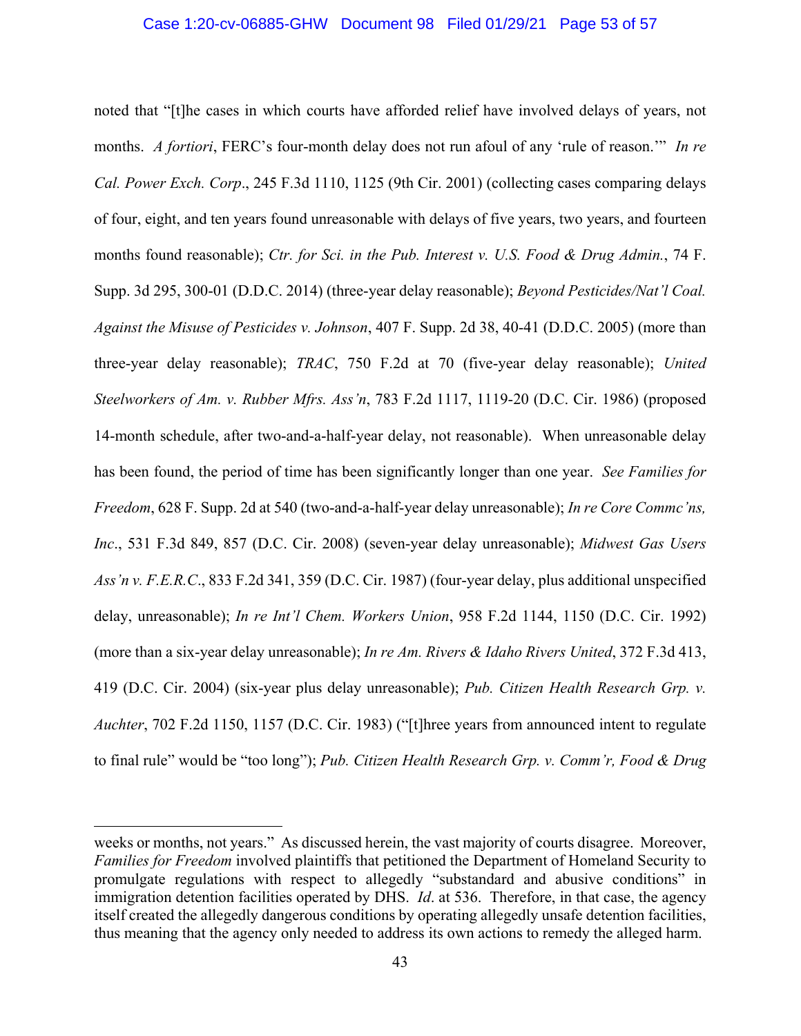noted that "[t]he cases in which courts have afforded relief have involved delays of years, not months. *A fortiori*, FERC's four-month delay does not run afoul of any 'rule of reason.'" *In re Cal. Power Exch. Corp*., 245 F.3d 1110, 1125 (9th Cir. 2001) (collecting cases comparing delays of four, eight, and ten years found unreasonable with delays of five years, two years, and fourteen months found reasonable); *Ctr. for Sci. in the Pub. Interest v. U.S. Food & Drug Admin.*, 74 F. Supp. 3d 295, 300-01 (D.D.C. 2014) (three-year delay reasonable); *Beyond Pesticides/Nat'l Coal. Against the Misuse of Pesticides v. Johnson*, 407 F. Supp. 2d 38, 40-41 (D.D.C. 2005) (more than three-year delay reasonable); *TRAC*, 750 F.2d at 70 (five-year delay reasonable); *United Steelworkers of Am. v. Rubber Mfrs. Ass'n*, 783 F.2d 1117, 1119-20 (D.C. Cir. 1986) (proposed 14-month schedule, after two-and-a-half-year delay, not reasonable). When unreasonable delay has been found, the period of time has been significantly longer than one year. *See Families for Freedom*, 628 F. Supp. 2d at 540 (two-and-a-half-year delay unreasonable); *In re Core Commc'ns, Inc*., 531 F.3d 849, 857 (D.C. Cir. 2008) (seven-year delay unreasonable); *Midwest Gas Users Ass'n v. F.E.R.C*., 833 F.2d 341, 359 (D.C. Cir. 1987) (four-year delay, plus additional unspecified delay, unreasonable); *In re Int'l Chem. Workers Union*, 958 F.2d 1144, 1150 (D.C. Cir. 1992) (more than a six-year delay unreasonable); *In re Am. Rivers & Idaho Rivers United*, 372 F.3d 413, 419 (D.C. Cir. 2004) (six-year plus delay unreasonable); *Pub. Citizen Health Research Grp. v. Auchter*, 702 F.2d 1150, 1157 (D.C. Cir. 1983) ("[t]hree years from announced intent to regulate to final rule" would be "too long"); *Pub. Citizen Health Research Grp. v. Comm'r, Food & Drug*

---

weeks or months, not years." As discussed herein, the vast majority of courts disagree. Moreover, *Families for Freedom* involved plaintiffs that petitioned the Department of Homeland Security to promulgate regulations with respect to allegedly "substandard and abusive conditions" in immigration detention facilities operated by DHS. *Id*. at 536. Therefore, in that case, the agency itself created the allegedly dangerous conditions by operating allegedly unsafe detention facilities, thus meaning that the agency only needed to address its own actions to remedy the alleged harm.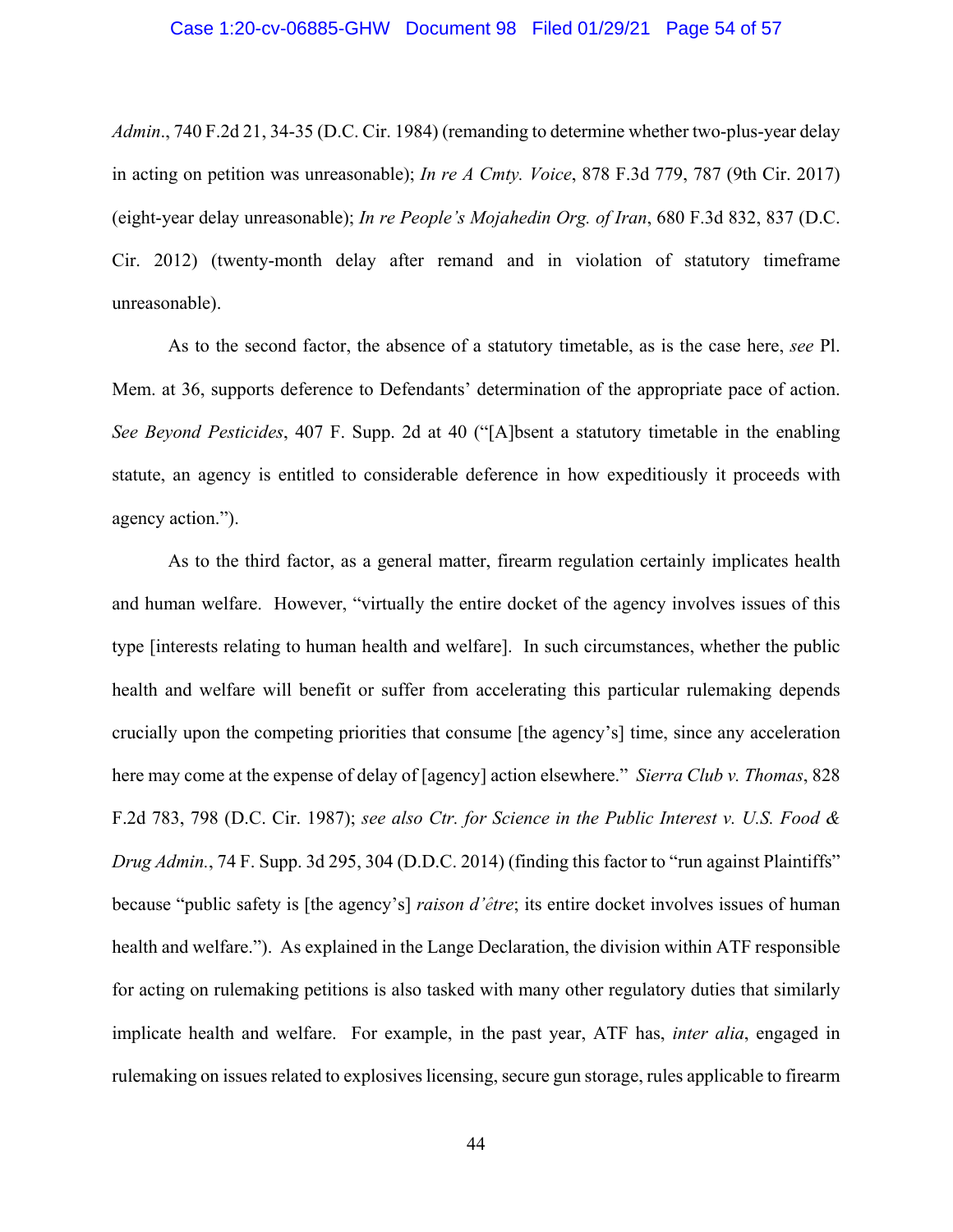*Admin.*, 740 F.2d 21, 34-35 (D.C. Cir. 1984) (remanding to determine whether two-plus-year delay in acting on petition was unreasonable); *In re A Cmty. Voice*, 878 F.3d 779, 787 (9th Cir. 2017) (eight-year delay unreasonable); *In re People's Mojahedin Org. of Iran*, 680 F.3d 832, 837 (D.C. Cir. 2012) (twenty-month delay after remand and in violation of statutory timeframe unreasonable).

As to the second factor, the absence of a statutory timetable, as is the case here, *see* Pl. Mem. at 36, supports deference to Defendants' determination of the appropriate pace of action. *See Beyond Pesticides*, 407 F. Supp. 2d at 40 ("[A]bsent a statutory timetable in the enabling statute, an agency is entitled to considerable deference in how expeditiously it proceeds with agency action.").

As to the third factor, as a general matter, firearm regulation certainly implicates health and human welfare. However, "virtually the entire docket of the agency involves issues of this type [interests relating to human health and welfare]. In such circumstances, whether the public health and welfare will benefit or suffer from accelerating this particular rulemaking depends crucially upon the competing priorities that consume [the agency's] time, since any acceleration here may come at the expense of delay of [agency] action elsewhere." *Sierra Club v. Thomas*, 828 F.2d 783, 798 (D.C. Cir. 1987); *see also Ctr. for Science in the Public Interest v. U.S. Food & Drug Admin.*, 74 F. Supp. 3d 295, 304 (D.D.C. 2014) (finding this factor to "run against Plaintiffs" because "public safety is [the agency's] *raison d'être*; its entire docket involves issues of human health and welfare."). As explained in the Lange Declaration, the division within ATF responsible for acting on rulemaking petitions is also tasked with many other regulatory duties that similarly implicate health and welfare. For example, in the past year, ATF has, *inter alia*, engaged in rulemaking on issues related to explosives licensing, secure gun storage, rules applicable to firearm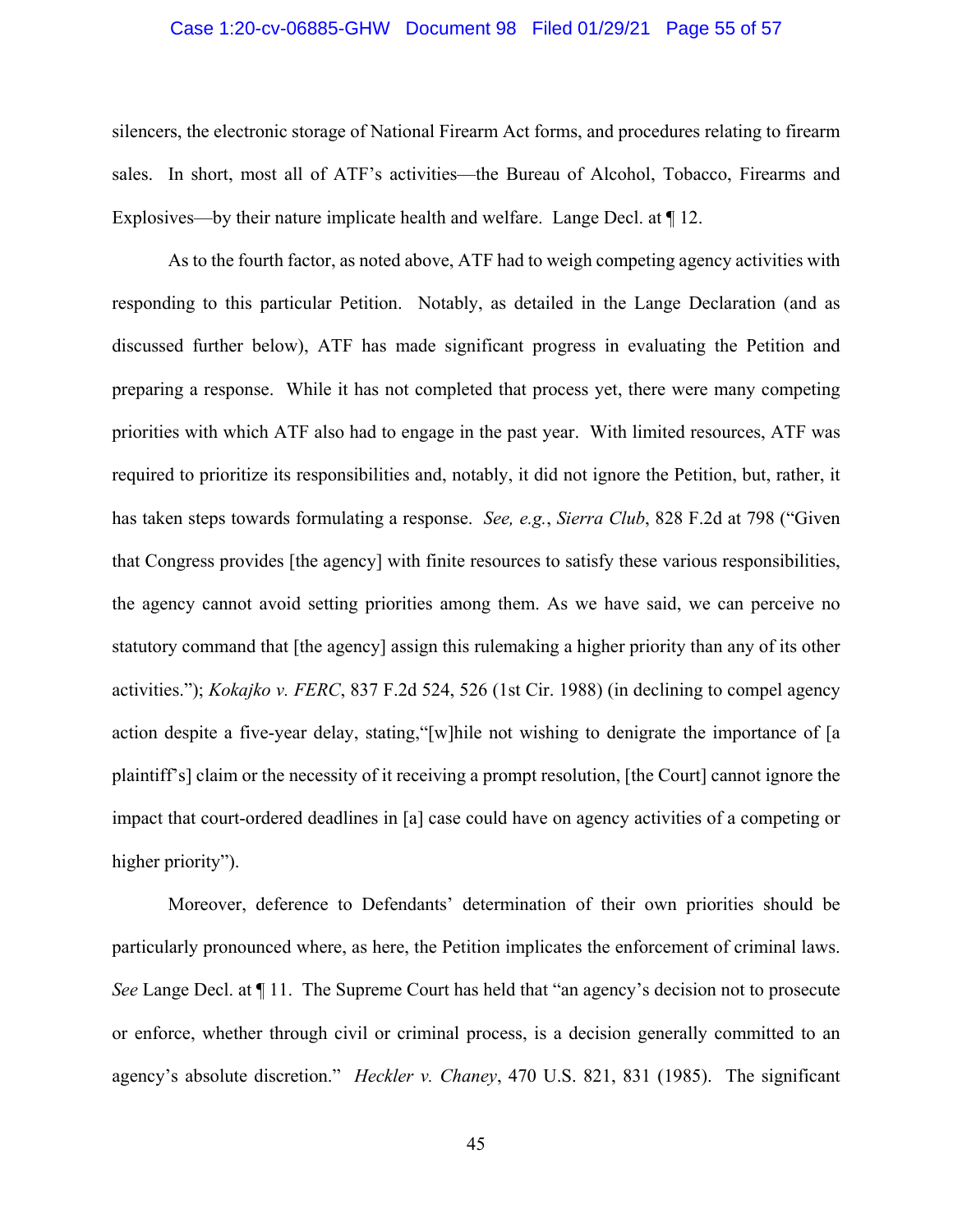silencers, the electronic storage of National Firearm Act forms, and procedures relating to firearm sales. In short, most all of ATF's activities—the Bureau of Alcohol, Tobacco, Firearms and Explosives—by their nature implicate health and welfare. Lange Decl. at ¶ 12.

As to the fourth factor, as noted above, ATF had to weigh competing agency activities with responding to this particular Petition. Notably, as detailed in the Lange Declaration (and as discussed further below), ATF has made significant progress in evaluating the Petition and preparing a response. While it has not completed that process yet, there were many competing priorities with which ATF also had to engage in the past year. With limited resources, ATF was required to prioritize its responsibilities and, notably, it did not ignore the Petition, but, rather, it has taken steps towards formulating a response. *See, e.g.*, *Sierra Club*, 828 F.2d at 798 ("Given that Congress provides [the agency] with finite resources to satisfy these various responsibilities, the agency cannot avoid setting priorities among them. As we have said, we can perceive no statutory command that [the agency] assign this rulemaking a higher priority than any of its other activities."); *Kokajko v. FERC*, 837 F.2d 524, 526 (1st Cir. 1988) (in declining to compel agency action despite a five-year delay, stating,"[w]hile not wishing to denigrate the importance of [a plaintiff's] claim or the necessity of it receiving a prompt resolution, [the Court] cannot ignore the impact that court-ordered deadlines in [a] case could have on agency activities of a competing or higher priority").

Moreover, deference to Defendants' determination of their own priorities should be particularly pronounced where, as here, the Petition implicates the enforcement of criminal laws. *See* Lange Decl. at ¶ 11. The Supreme Court has held that "an agency's decision not to prosecute or enforce, whether through civil or criminal process, is a decision generally committed to an agency's absolute discretion." *Heckler v. Chaney*, 470 U.S. 821, 831 (1985). The significant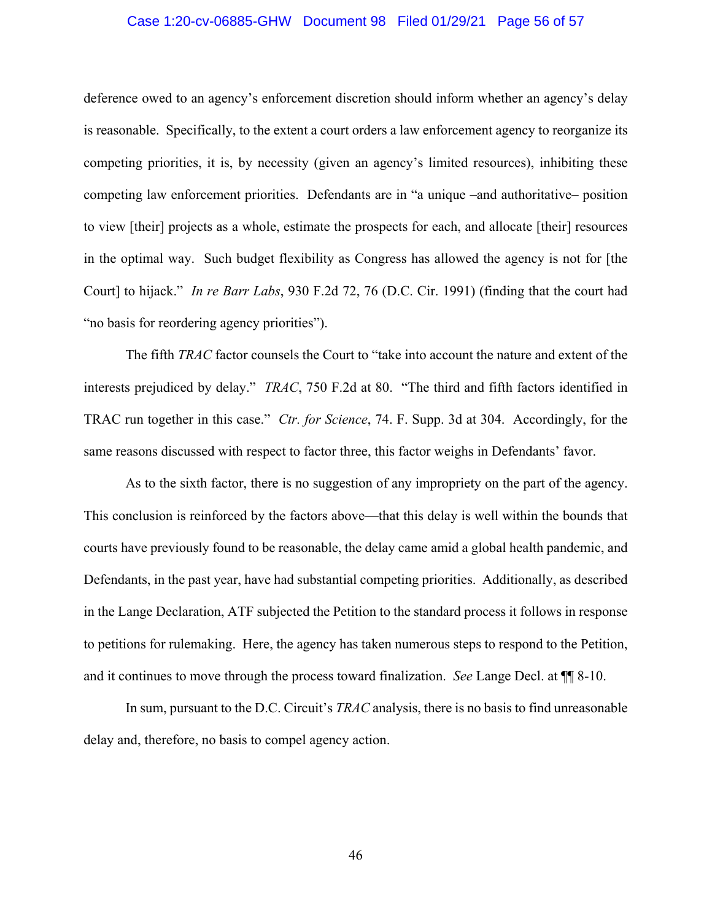deference owed to an agency's enforcement discretion should inform whether an agency's delay is reasonable. Specifically, to the extent a court orders a law enforcement agency to reorganize its competing priorities, it is, by necessity (given an agency's limited resources), inhibiting these competing law enforcement priorities. Defendants are in "a unique –and authoritative– position to view [their] projects as a whole, estimate the prospects for each, and allocate [their] resources in the optimal way. Such budget flexibility as Congress has allowed the agency is not for [the Court] to hijack." *In re Barr Labs*, 930 F.2d 72, 76 (D.C. Cir. 1991) (finding that the court had "no basis for reordering agency priorities").

The fifth *TRAC* factor counsels the Court to "take into account the nature and extent of the interests prejudiced by delay." *TRAC*, 750 F.2d at 80. "The third and fifth factors identified in TRAC run together in this case." *Ctr. for Science*, 74. F. Supp. 3d at 304. Accordingly, for the same reasons discussed with respect to factor three, this factor weighs in Defendants' favor.

As to the sixth factor, there is no suggestion of any impropriety on the part of the agency. This conclusion is reinforced by the factors above—that this delay is well within the bounds that courts have previously found to be reasonable, the delay came amid a global health pandemic, and Defendants, in the past year, have had substantial competing priorities. Additionally, as described in the Lange Declaration, ATF subjected the Petition to the standard process it follows in response to petitions for rulemaking. Here, the agency has taken numerous steps to respond to the Petition, and it continues to move through the process toward finalization. *See* Lange Decl. at ¶¶ 8-10.

In sum, pursuant to the D.C. Circuit's *TRAC* analysis, there is no basis to find unreasonable delay and, therefore, no basis to compel agency action.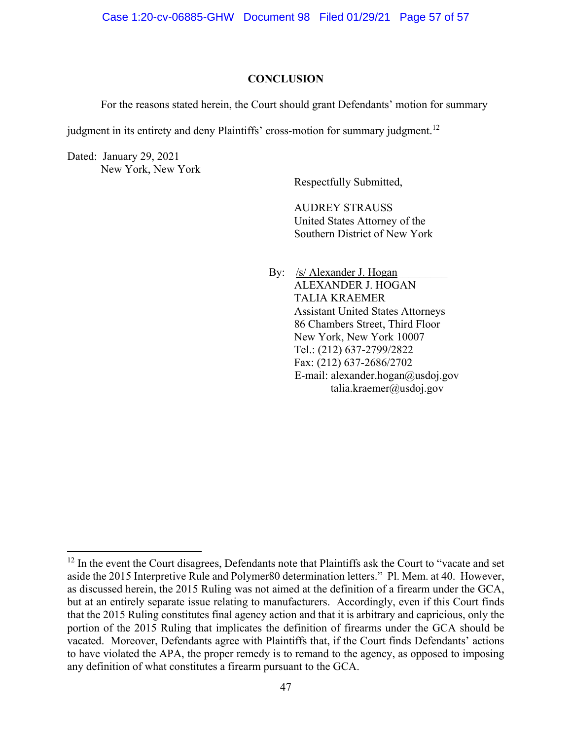## CONCLUSION

For the reasons stated herein, the Court should grant Defendants' motion for summary judgment in its entirety and deny Plaintiffs' cross-motion for summary judgment.[12]

Dated: January 29, 2021
New York, New York

Respectfully Submitted,

AUDREY STRAUSS
United States Attorney of the
Southern District of New York

By: /s/ Alexander J. Hogan
ALEXANDER J. HOGAN
TALIA KRAEMER
Assistant United States Attorneys
86 Chambers Street, Third Floor
New York, New York 10007
Tel.: (212) 637-2799/2822
Fax: (212) 637-2686/2702
E-mail: alexander.hogan@usdoj.gov
talia.kraemer@usdoj.gov

---

[12] In the event the Court disagrees, Defendants note that Plaintiffs ask the Court to "vacate and set aside the 2015 Interpretive Rule and Polymer80 determination letters." Pl. Mem. at 40. However, as discussed herein, the 2015 Ruling was not aimed at the definition of a firearm under the GCA, but at an entirely separate issue relating to manufacturers. Accordingly, even if this Court finds that the 2015 Ruling constitutes final agency action and that it is arbitrary and capricious, only the portion of the 2015 Ruling that implicates the definition of firearms under the GCA should be vacated. Moreover, Defendants agree with Plaintiffs that, if the Court finds Defendants' actions to have violated the APA, the proper remedy is to remand to the agency, as opposed to imposing any definition of what constitutes a firearm pursuant to the GCA.